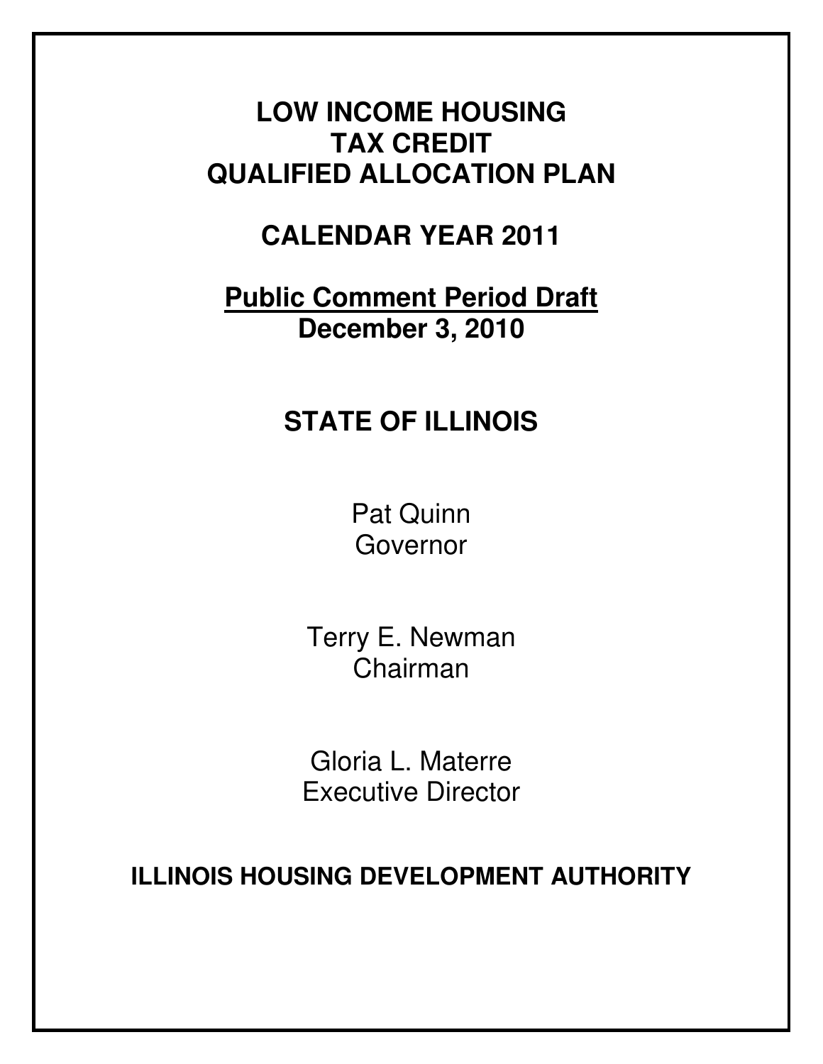# LOW INCOME HOUSING TAX CREDIT QUALIFIED ALLOCATION PLAN

## CALENDAR YEAR 2011

**Public Comment Period Draft**
**December 3, 2010**

## STATE OF ILLINOIS

Pat Quinn
Governor

Terry E. Newman
Chairman

Gloria L. Materre
Executive Director

**ILLINOIS HOUSING DEVELOPMENT AUTHORITY**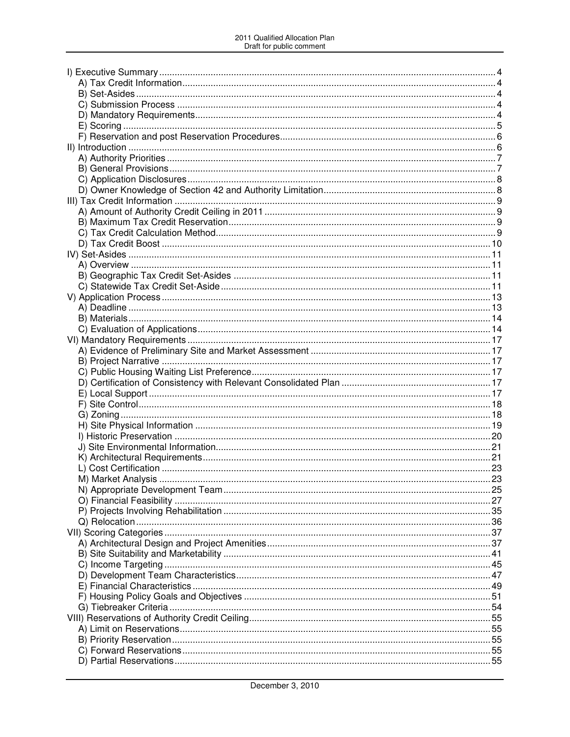I) Executive Summary ..... 4
- A) Tax Credit Information ..... 4
- B) Set-Asides ..... 4
- C) Submission Process ..... 4
- D) Mandatory Requirements ..... 4
- E) Scoring ..... 5
- F) Reservation and post Reservation Procedures ..... 6

II) Introduction ..... 6
- A) Authority Priorities ..... 7
- B) General Provisions ..... 7
- C) Application Disclosures ..... 8
- D) Owner Knowledge of Section 42 and Authority Limitation ..... 8

III) Tax Credit Information ..... 9
- A) Amount of Authority Credit Ceiling in 2011 ..... 9
- B) Maximum Tax Credit Reservation ..... 9
- C) Tax Credit Calculation Method ..... 9
- D) Tax Credit Boost ..... 10

IV) Set-Asides ..... 11
- A) Overview ..... 11
- B) Geographic Tax Credit Set-Asides ..... 11
- C) Statewide Tax Credit Set-Aside ..... 11

V) Application Process ..... 13
- A) Deadline ..... 13
- B) Materials ..... 14
- C) Evaluation of Applications ..... 14

VI) Mandatory Requirements ..... 17
- A) Evidence of Preliminary Site and Market Assessment ..... 17
- B) Project Narrative ..... 17
- C) Public Housing Waiting List Preference ..... 17
- D) Certification of Consistency with Relevant Consolidated Plan ..... 17
- E) Local Support ..... 17
- F) Site Control ..... 18
- G) Zoning ..... 18
- H) Site Physical Information ..... 19
- I) Historic Preservation ..... 20
- J) Site Environmental Information ..... 21
- K) Architectural Requirements ..... 21
- L) Cost Certification ..... 23
- M) Market Analysis ..... 23
- N) Appropriate Development Team ..... 25
- O) Financial Feasibility ..... 27
- P) Projects Involving Rehabilitation ..... 35
- Q) Relocation ..... 36

VII) Scoring Categories ..... 37
- A) Architectural Design and Project Amenities ..... 37
- B) Site Suitability and Marketability ..... 41
- C) Income Targeting ..... 45
- D) Development Team Characteristics ..... 47
- E) Financial Characteristics ..... 49
- F) Housing Policy Goals and Objectives ..... 51
- G) Tiebreaker Criteria ..... 54

VIII) Reservations of Authority Credit Ceiling ..... 55
- A) Limit on Reservations ..... 55
- B) Priority Reservation ..... 55
- C) Forward Reservations ..... 55
- D) Partial Reservations ..... 55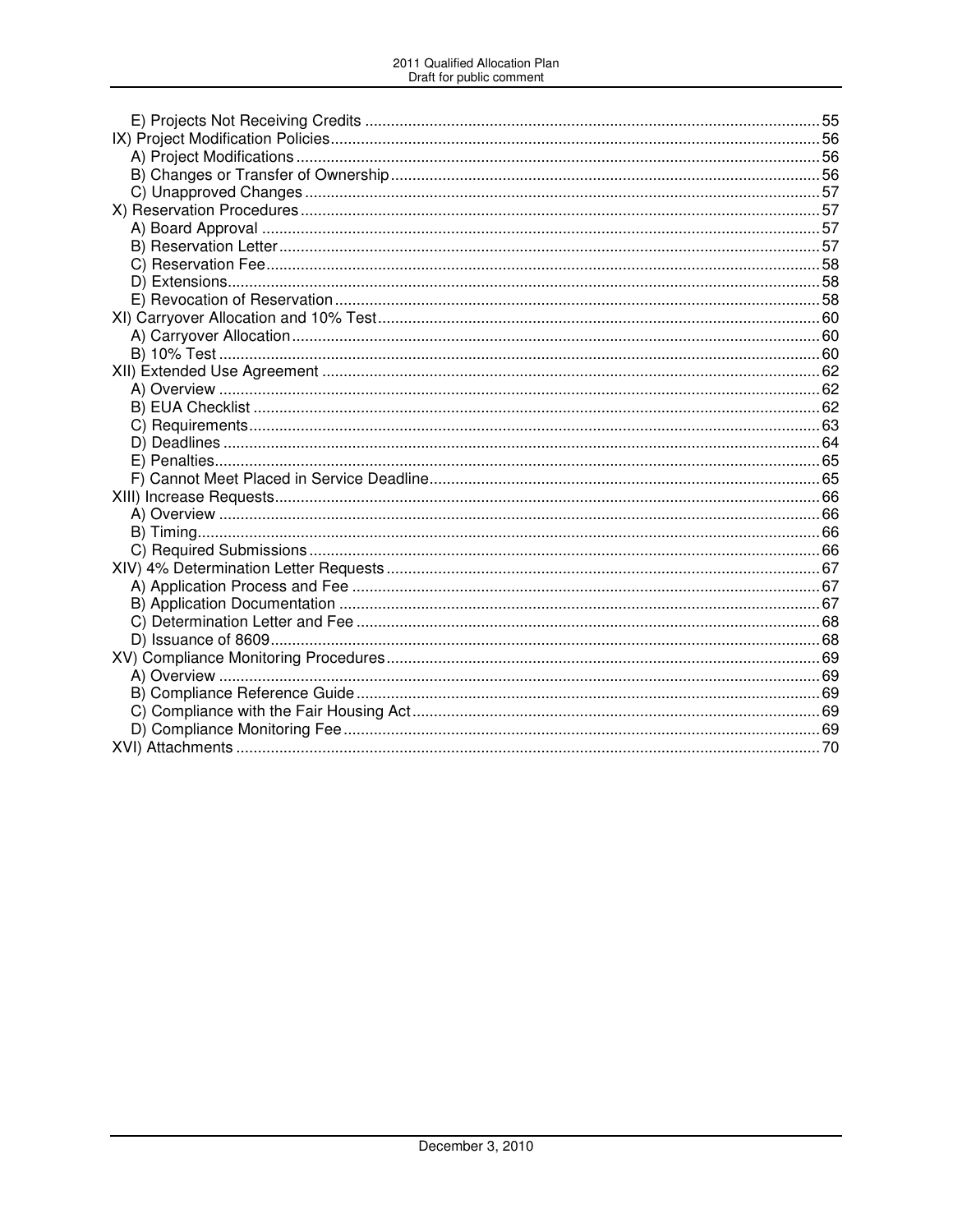E) Projects Not Receiving Credits ..... 55
IX) Project Modification Policies ..... 56
A) Project Modifications ..... 56
B) Changes or Transfer of Ownership ..... 56
C) Unapproved Changes ..... 57
X) Reservation Procedures ..... 57
A) Board Approval ..... 57
B) Reservation Letter ..... 57
C) Reservation Fee ..... 58
D) Extensions ..... 58
E) Revocation of Reservation ..... 58
XI) Carryover Allocation and 10% Test ..... 60
A) Carryover Allocation ..... 60
B) 10% Test ..... 60
XII) Extended Use Agreement ..... 62
A) Overview ..... 62
B) EUA Checklist ..... 62
C) Requirements ..... 63
D) Deadlines ..... 64
E) Penalties ..... 65
F) Cannot Meet Placed in Service Deadline ..... 65
XIII) Increase Requests ..... 66
A) Overview ..... 66
B) Timing ..... 66
C) Required Submissions ..... 66
XIV) 4% Determination Letter Requests ..... 67
A) Application Process and Fee ..... 67
B) Application Documentation ..... 67
C) Determination Letter and Fee ..... 68
D) Issuance of 8609 ..... 68
XV) Compliance Monitoring Procedures ..... 69
A) Overview ..... 69
B) Compliance Reference Guide ..... 69
C) Compliance with the Fair Housing Act ..... 69
D) Compliance Monitoring Fee ..... 69
XVI) Attachments ..... 70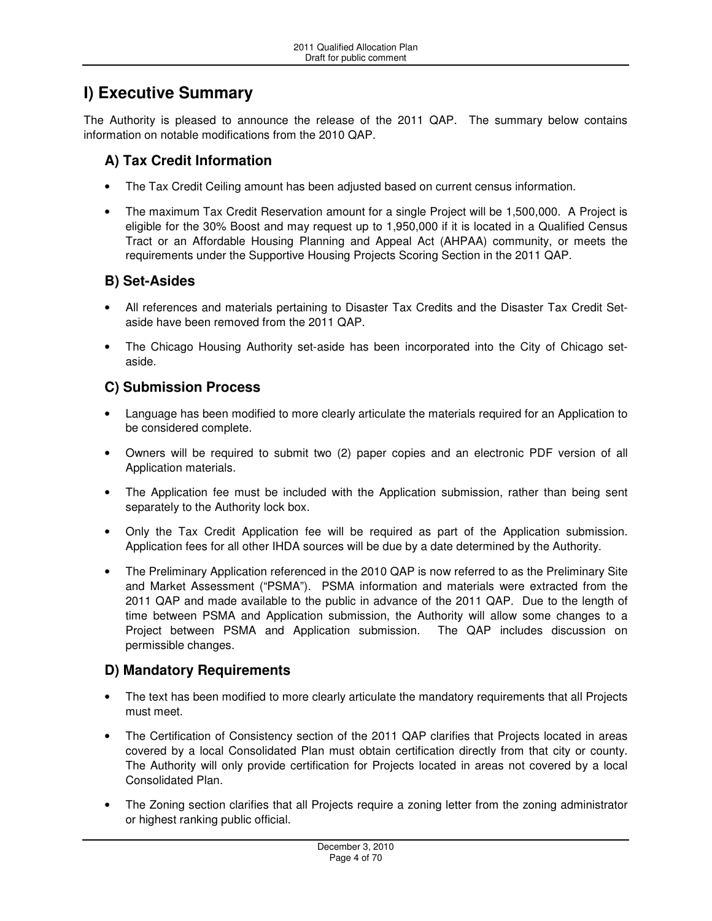# I) Executive Summary

The Authority is pleased to announce the release of the 2011 QAP. The summary below contains information on notable modifications from the 2010 QAP.

## A) Tax Credit Information

- The Tax Credit Ceiling amount has been adjusted based on current census information.
- The maximum Tax Credit Reservation amount for a single Project will be 1,500,000. A Project is eligible for the 30% Boost and may request up to 1,950,000 if it is located in a Qualified Census Tract or an Affordable Housing Planning and Appeal Act (AHPAA) community, or meets the requirements under the Supportive Housing Projects Scoring Section in the 2011 QAP.

## B) Set-Asides

- All references and materials pertaining to Disaster Tax Credits and the Disaster Tax Credit Set-aside have been removed from the 2011 QAP.
- The Chicago Housing Authority set-aside has been incorporated into the City of Chicago set-aside.

## C) Submission Process

- Language has been modified to more clearly articulate the materials required for an Application to be considered complete.
- Owners will be required to submit two (2) paper copies and an electronic PDF version of all Application materials.
- The Application fee must be included with the Application submission, rather than being sent separately to the Authority lock box.
- Only the Tax Credit Application fee will be required as part of the Application submission. Application fees for all other IHDA sources will be due by a date determined by the Authority.
- The Preliminary Application referenced in the 2010 QAP is now referred to as the Preliminary Site and Market Assessment ("PSMA"). PSMA information and materials were extracted from the 2011 QAP and made available to the public in advance of the 2011 QAP. Due to the length of time between PSMA and Application submission, the Authority will allow some changes to a Project between PSMA and Application submission. The QAP includes discussion on permissible changes.

## D) Mandatory Requirements

- The text has been modified to more clearly articulate the mandatory requirements that all Projects must meet.
- The Certification of Consistency section of the 2011 QAP clarifies that Projects located in areas covered by a local Consolidated Plan must obtain certification directly from that city or county. The Authority will only provide certification for Projects located in areas not covered by a local Consolidated Plan.
- The Zoning section clarifies that all Projects require a zoning letter from the zoning administrator or highest ranking public official.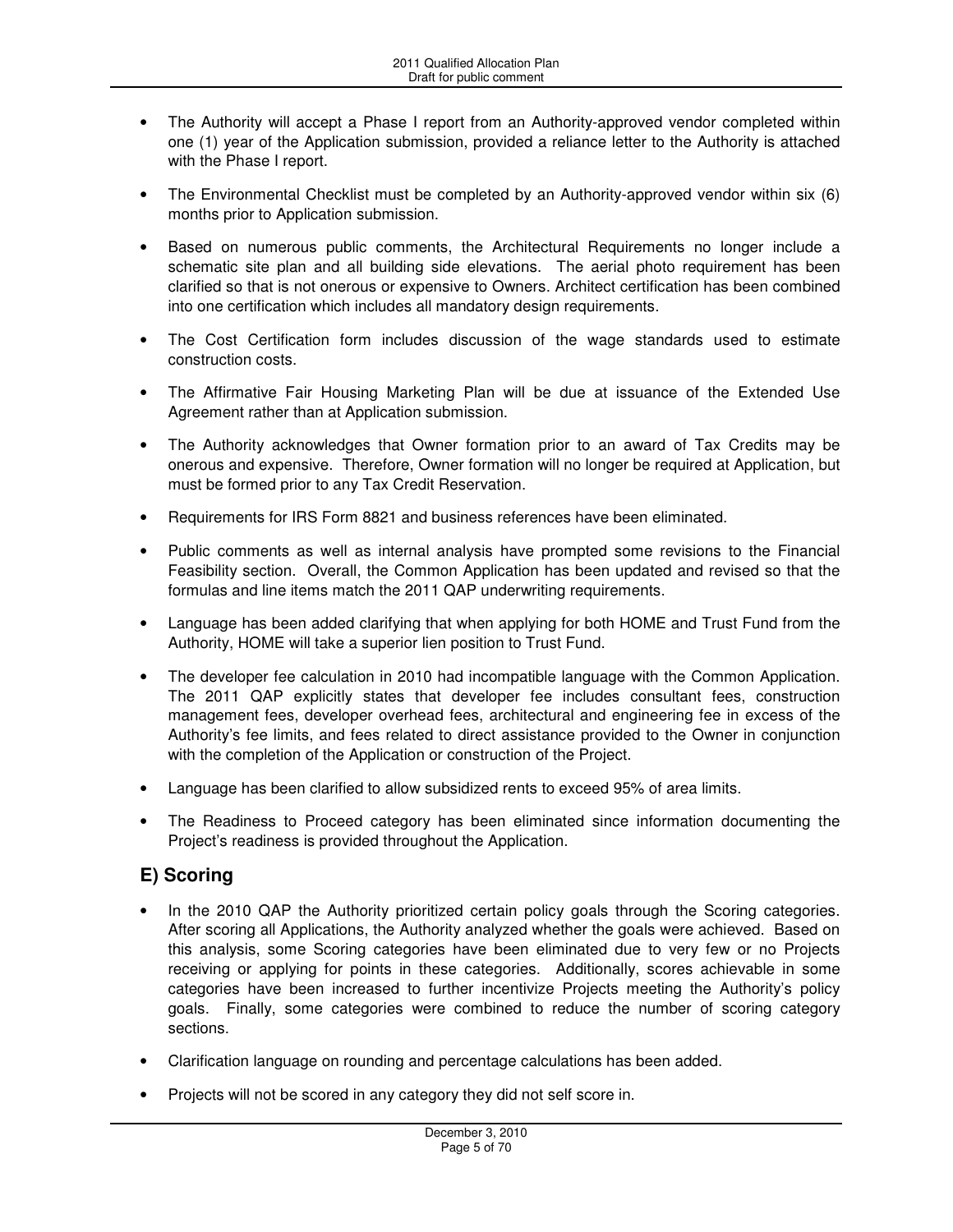- The Authority will accept a Phase I report from an Authority-approved vendor completed within one (1) year of the Application submission, provided a reliance letter to the Authority is attached with the Phase I report.
- The Environmental Checklist must be completed by an Authority-approved vendor within six (6) months prior to Application submission.
- Based on numerous public comments, the Architectural Requirements no longer include a schematic site plan and all building side elevations. The aerial photo requirement has been clarified so that is not onerous or expensive to Owners. Architect certification has been combined into one certification which includes all mandatory design requirements.
- The Cost Certification form includes discussion of the wage standards used to estimate construction costs.
- The Affirmative Fair Housing Marketing Plan will be due at issuance of the Extended Use Agreement rather than at Application submission.
- The Authority acknowledges that Owner formation prior to an award of Tax Credits may be onerous and expensive. Therefore, Owner formation will no longer be required at Application, but must be formed prior to any Tax Credit Reservation.
- Requirements for IRS Form 8821 and business references have been eliminated.
- Public comments as well as internal analysis have prompted some revisions to the Financial Feasibility section. Overall, the Common Application has been updated and revised so that the formulas and line items match the 2011 QAP underwriting requirements.
- Language has been added clarifying that when applying for both HOME and Trust Fund from the Authority, HOME will take a superior lien position to Trust Fund.
- The developer fee calculation in 2010 had incompatible language with the Common Application. The 2011 QAP explicitly states that developer fee includes consultant fees, construction management fees, developer overhead fees, architectural and engineering fee in excess of the Authority's fee limits, and fees related to direct assistance provided to the Owner in conjunction with the completion of the Application or construction of the Project.
- Language has been clarified to allow subsidized rents to exceed 95% of area limits.
- The Readiness to Proceed category has been eliminated since information documenting the Project's readiness is provided throughout the Application.

## E) Scoring

- In the 2010 QAP the Authority prioritized certain policy goals through the Scoring categories. After scoring all Applications, the Authority analyzed whether the goals were achieved. Based on this analysis, some Scoring categories have been eliminated due to very few or no Projects receiving or applying for points in these categories. Additionally, scores achievable in some categories have been increased to further incentivize Projects meeting the Authority's policy goals. Finally, some categories were combined to reduce the number of scoring category sections.
- Clarification language on rounding and percentage calculations has been added.
- Projects will not be scored in any category they did not self score in.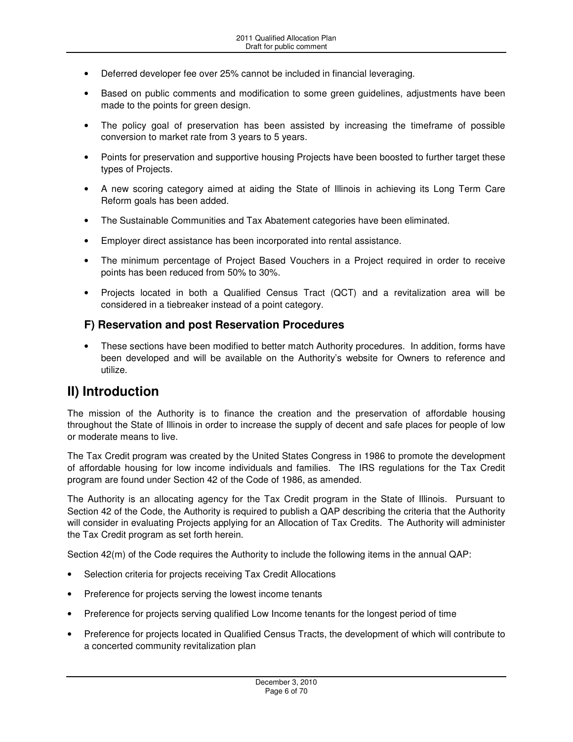- Deferred developer fee over 25% cannot be included in financial leveraging.
- Based on public comments and modification to some green guidelines, adjustments have been made to the points for green design.
- The policy goal of preservation has been assisted by increasing the timeframe of possible conversion to market rate from 3 years to 5 years.
- Points for preservation and supportive housing Projects have been boosted to further target these types of Projects.
- A new scoring category aimed at aiding the State of Illinois in achieving its Long Term Care Reform goals has been added.
- The Sustainable Communities and Tax Abatement categories have been eliminated.
- Employer direct assistance has been incorporated into rental assistance.
- The minimum percentage of Project Based Vouchers in a Project required in order to receive points has been reduced from 50% to 30%.
- Projects located in both a Qualified Census Tract (QCT) and a revitalization area will be considered in a tiebreaker instead of a point category.

### F) Reservation and post Reservation Procedures

- These sections have been modified to better match Authority procedures. In addition, forms have been developed and will be available on the Authority's website for Owners to reference and utilize.

## II) Introduction

The mission of the Authority is to finance the creation and the preservation of affordable housing throughout the State of Illinois in order to increase the supply of decent and safe places for people of low or moderate means to live.

The Tax Credit program was created by the United States Congress in 1986 to promote the development of affordable housing for low income individuals and families. The IRS regulations for the Tax Credit program are found under Section 42 of the Code of 1986, as amended.

The Authority is an allocating agency for the Tax Credit program in the State of Illinois. Pursuant to Section 42 of the Code, the Authority is required to publish a QAP describing the criteria that the Authority will consider in evaluating Projects applying for an Allocation of Tax Credits. The Authority will administer the Tax Credit program as set forth herein.

Section 42(m) of the Code requires the Authority to include the following items in the annual QAP:

- Selection criteria for projects receiving Tax Credit Allocations
- Preference for projects serving the lowest income tenants
- Preference for projects serving qualified Low Income tenants for the longest period of time
- Preference for projects located in Qualified Census Tracts, the development of which will contribute to a concerted community revitalization plan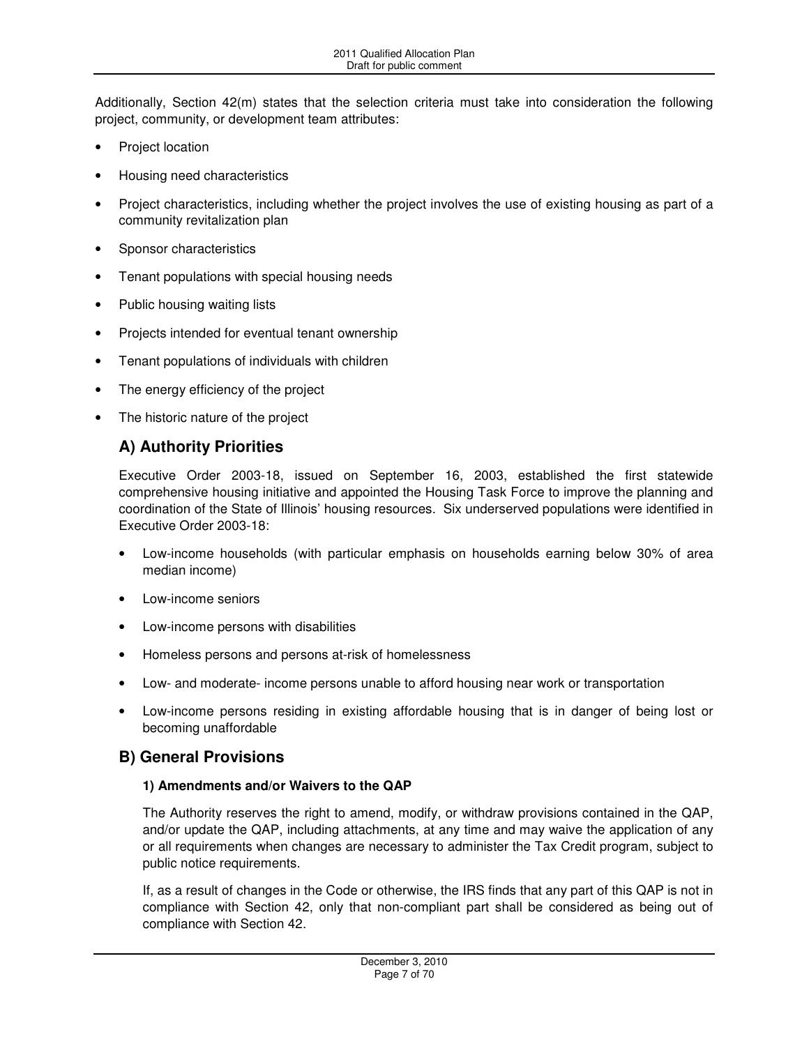Additionally, Section 42(m) states that the selection criteria must take into consideration the following project, community, or development team attributes:

- Project location
- Housing need characteristics
- Project characteristics, including whether the project involves the use of existing housing as part of a community revitalization plan
- Sponsor characteristics
- Tenant populations with special housing needs
- Public housing waiting lists
- Projects intended for eventual tenant ownership
- Tenant populations of individuals with children
- The energy efficiency of the project
- The historic nature of the project

## A) Authority Priorities

Executive Order 2003-18, issued on September 16, 2003, established the first statewide comprehensive housing initiative and appointed the Housing Task Force to improve the planning and coordination of the State of Illinois' housing resources. Six underserved populations were identified in Executive Order 2003-18:

- Low-income households (with particular emphasis on households earning below 30% of area median income)
- Low-income seniors
- Low-income persons with disabilities
- Homeless persons and persons at-risk of homelessness
- Low- and moderate- income persons unable to afford housing near work or transportation
- Low-income persons residing in existing affordable housing that is in danger of being lost or becoming unaffordable

## B) General Provisions

### 1) Amendments and/or Waivers to the QAP

The Authority reserves the right to amend, modify, or withdraw provisions contained in the QAP, and/or update the QAP, including attachments, at any time and may waive the application of any or all requirements when changes are necessary to administer the Tax Credit program, subject to public notice requirements.

If, as a result of changes in the Code or otherwise, the IRS finds that any part of this QAP is not in compliance with Section 42, only that non-compliant part shall be considered as being out of compliance with Section 42.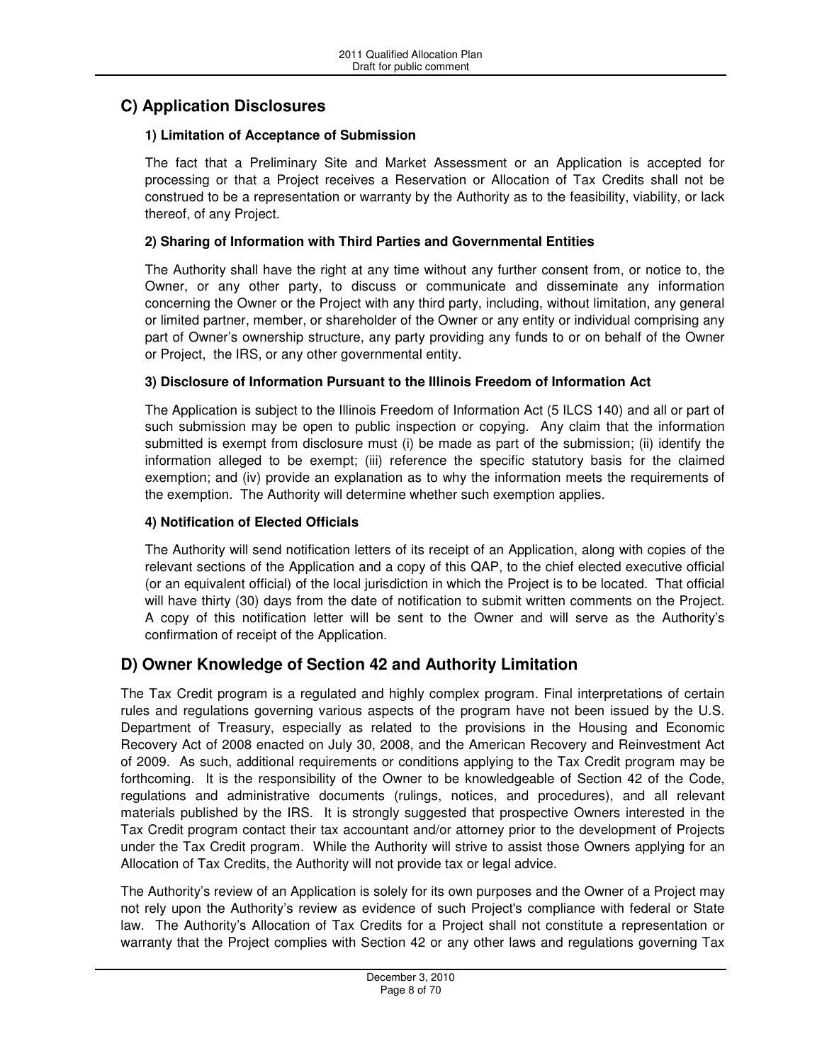## C) Application Disclosures

### 1) Limitation of Acceptance of Submission

The fact that a Preliminary Site and Market Assessment or an Application is accepted for processing or that a Project receives a Reservation or Allocation of Tax Credits shall not be construed to be a representation or warranty by the Authority as to the feasibility, viability, or lack thereof, of any Project.

### 2) Sharing of Information with Third Parties and Governmental Entities

The Authority shall have the right at any time without any further consent from, or notice to, the Owner, or any other party, to discuss or communicate and disseminate any information concerning the Owner or the Project with any third party, including, without limitation, any general or limited partner, member, or shareholder of the Owner or any entity or individual comprising any part of Owner's ownership structure, any party providing any funds to or on behalf of the Owner or Project, the IRS, or any other governmental entity.

### 3) Disclosure of Information Pursuant to the Illinois Freedom of Information Act

The Application is subject to the Illinois Freedom of Information Act (5 ILCS 140) and all or part of such submission may be open to public inspection or copying. Any claim that the information submitted is exempt from disclosure must (i) be made as part of the submission; (ii) identify the information alleged to be exempt; (iii) reference the specific statutory basis for the claimed exemption; and (iv) provide an explanation as to why the information meets the requirements of the exemption. The Authority will determine whether such exemption applies.

### 4) Notification of Elected Officials

The Authority will send notification letters of its receipt of an Application, along with copies of the relevant sections of the Application and a copy of this QAP, to the chief elected executive official (or an equivalent official) of the local jurisdiction in which the Project is to be located. That official will have thirty (30) days from the date of notification to submit written comments on the Project. A copy of this notification letter will be sent to the Owner and will serve as the Authority's confirmation of receipt of the Application.

## D) Owner Knowledge of Section 42 and Authority Limitation

The Tax Credit program is a regulated and highly complex program. Final interpretations of certain rules and regulations governing various aspects of the program have not been issued by the U.S. Department of Treasury, especially as related to the provisions in the Housing and Economic Recovery Act of 2008 enacted on July 30, 2008, and the American Recovery and Reinvestment Act of 2009. As such, additional requirements or conditions applying to the Tax Credit program may be forthcoming. It is the responsibility of the Owner to be knowledgeable of Section 42 of the Code, regulations and administrative documents (rulings, notices, and procedures), and all relevant materials published by the IRS. It is strongly suggested that prospective Owners interested in the Tax Credit program contact their tax accountant and/or attorney prior to the development of Projects under the Tax Credit program. While the Authority will strive to assist those Owners applying for an Allocation of Tax Credits, the Authority will not provide tax or legal advice.

The Authority's review of an Application is solely for its own purposes and the Owner of a Project may not rely upon the Authority's review as evidence of such Project's compliance with federal or State law. The Authority's Allocation of Tax Credits for a Project shall not constitute a representation or warranty that the Project complies with Section 42 or any other laws and regulations governing Tax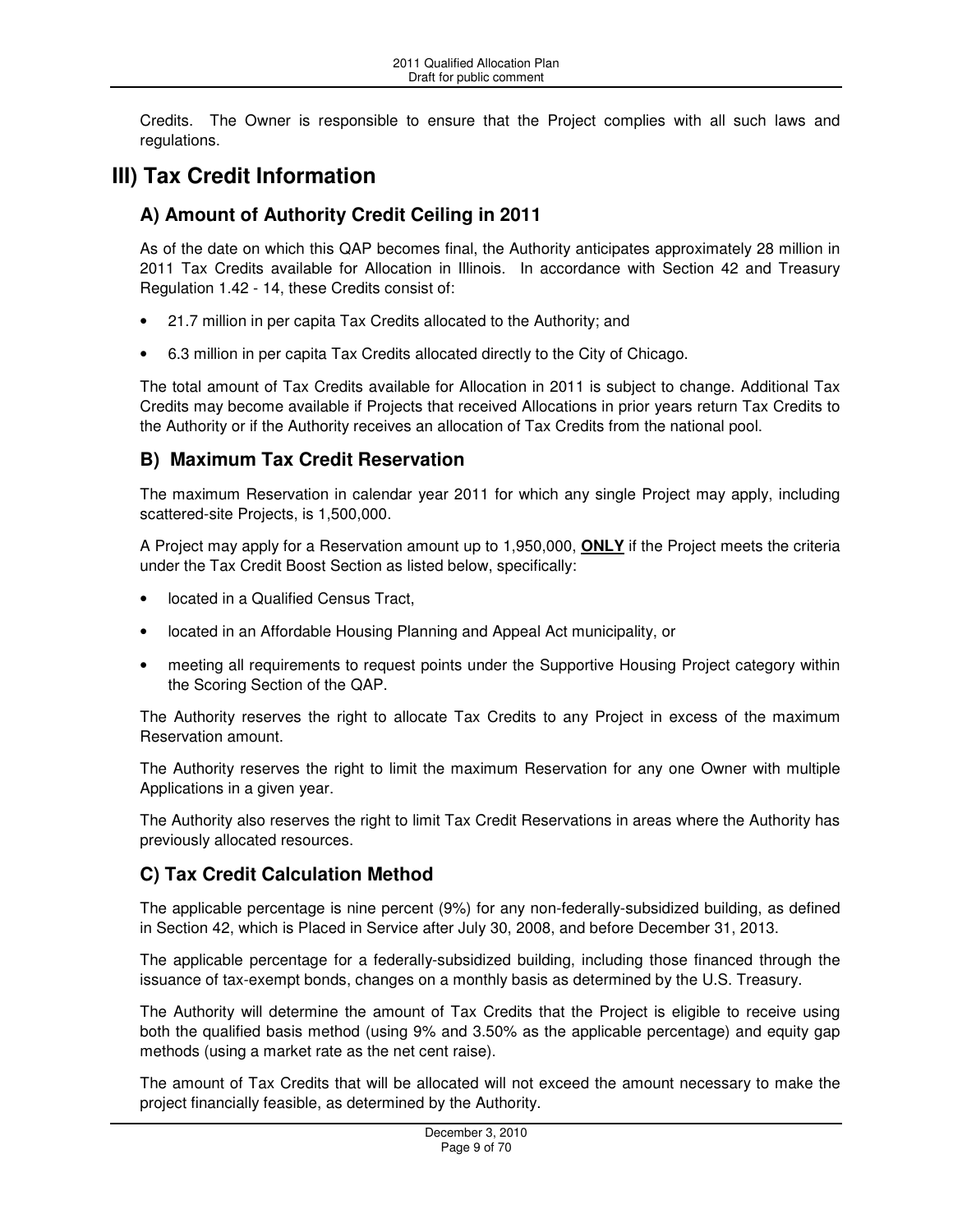Credits. The Owner is responsible to ensure that the Project complies with all such laws and regulations.

# III) Tax Credit Information

## A) Amount of Authority Credit Ceiling in 2011

As of the date on which this QAP becomes final, the Authority anticipates approximately 28 million in 2011 Tax Credits available for Allocation in Illinois. In accordance with Section 42 and Treasury Regulation 1.42 - 14, these Credits consist of:

- 21.7 million in per capita Tax Credits allocated to the Authority; and
- 6.3 million in per capita Tax Credits allocated directly to the City of Chicago.

The total amount of Tax Credits available for Allocation in 2011 is subject to change. Additional Tax Credits may become available if Projects that received Allocations in prior years return Tax Credits to the Authority or if the Authority receives an allocation of Tax Credits from the national pool.

## B) Maximum Tax Credit Reservation

The maximum Reservation in calendar year 2011 for which any single Project may apply, including scattered-site Projects, is 1,500,000.

A Project may apply for a Reservation amount up to 1,950,000, **ONLY** if the Project meets the criteria under the Tax Credit Boost Section as listed below, specifically:

- located in a Qualified Census Tract,
- located in an Affordable Housing Planning and Appeal Act municipality, or
- meeting all requirements to request points under the Supportive Housing Project category within the Scoring Section of the QAP.

The Authority reserves the right to allocate Tax Credits to any Project in excess of the maximum Reservation amount.

The Authority reserves the right to limit the maximum Reservation for any one Owner with multiple Applications in a given year.

The Authority also reserves the right to limit Tax Credit Reservations in areas where the Authority has previously allocated resources.

## C) Tax Credit Calculation Method

The applicable percentage is nine percent (9%) for any non-federally-subsidized building, as defined in Section 42, which is Placed in Service after July 30, 2008, and before December 31, 2013.

The applicable percentage for a federally-subsidized building, including those financed through the issuance of tax-exempt bonds, changes on a monthly basis as determined by the U.S. Treasury.

The Authority will determine the amount of Tax Credits that the Project is eligible to receive using both the qualified basis method (using 9% and 3.50% as the applicable percentage) and equity gap methods (using a market rate as the net cent raise).

The amount of Tax Credits that will be allocated will not exceed the amount necessary to make the project financially feasible, as determined by the Authority.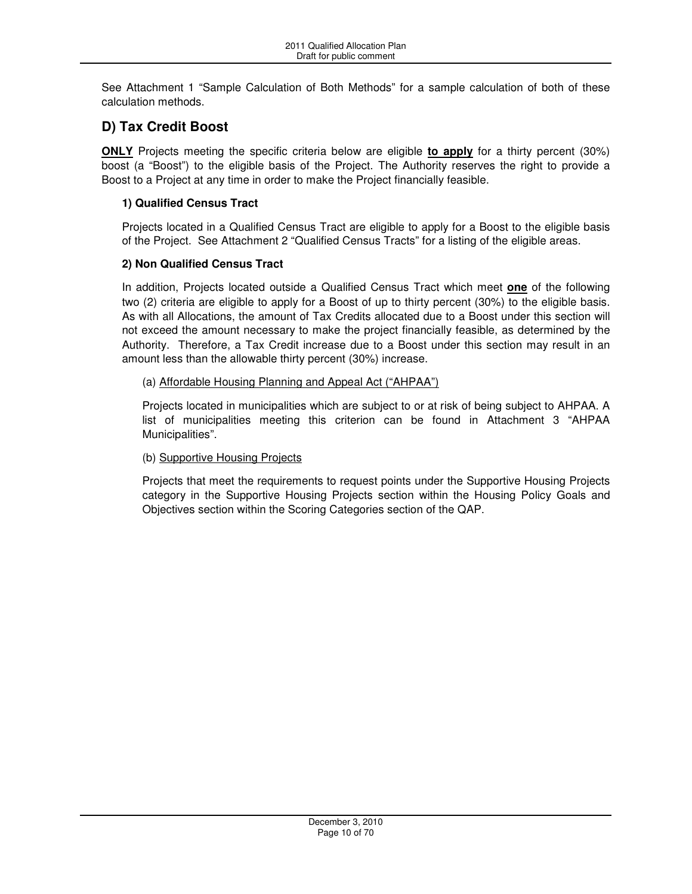See Attachment 1 "Sample Calculation of Both Methods" for a sample calculation of both of these calculation methods.

## D) Tax Credit Boost

**ONLY** Projects meeting the specific criteria below are eligible **to apply** for a thirty percent (30%) boost (a "Boost") to the eligible basis of the Project. The Authority reserves the right to provide a Boost to a Project at any time in order to make the Project financially feasible.

### 1) Qualified Census Tract

Projects located in a Qualified Census Tract are eligible to apply for a Boost to the eligible basis of the Project. See Attachment 2 "Qualified Census Tracts" for a listing of the eligible areas.

### 2) Non Qualified Census Tract

In addition, Projects located outside a Qualified Census Tract which meet **one** of the following two (2) criteria are eligible to apply for a Boost of up to thirty percent (30%) to the eligible basis. As with all Allocations, the amount of Tax Credits allocated due to a Boost under this section will not exceed the amount necessary to make the project financially feasible, as determined by the Authority. Therefore, a Tax Credit increase due to a Boost under this section may result in an amount less than the allowable thirty percent (30%) increase.

(a) Affordable Housing Planning and Appeal Act ("AHPAA")

Projects located in municipalities which are subject to or at risk of being subject to AHPAA. A list of municipalities meeting this criterion can be found in Attachment 3 "AHPAA Municipalities".

(b) Supportive Housing Projects

Projects that meet the requirements to request points under the Supportive Housing Projects category in the Supportive Housing Projects section within the Housing Policy Goals and Objectives section within the Scoring Categories section of the QAP.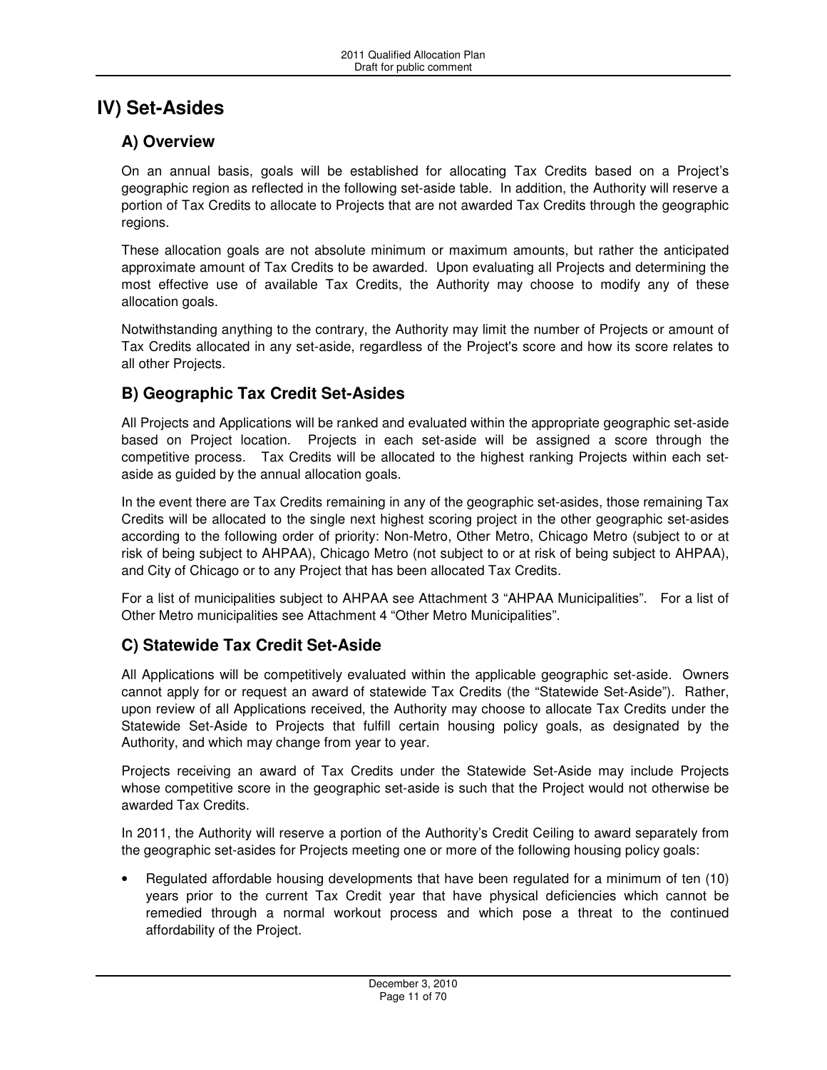# IV) Set-Asides

## A) Overview

On an annual basis, goals will be established for allocating Tax Credits based on a Project's geographic region as reflected in the following set-aside table. In addition, the Authority will reserve a portion of Tax Credits to allocate to Projects that are not awarded Tax Credits through the geographic regions.

These allocation goals are not absolute minimum or maximum amounts, but rather the anticipated approximate amount of Tax Credits to be awarded. Upon evaluating all Projects and determining the most effective use of available Tax Credits, the Authority may choose to modify any of these allocation goals.

Notwithstanding anything to the contrary, the Authority may limit the number of Projects or amount of Tax Credits allocated in any set-aside, regardless of the Project's score and how its score relates to all other Projects.

## B) Geographic Tax Credit Set-Asides

All Projects and Applications will be ranked and evaluated within the appropriate geographic set-aside based on Project location. Projects in each set-aside will be assigned a score through the competitive process. Tax Credits will be allocated to the highest ranking Projects within each set-aside as guided by the annual allocation goals.

In the event there are Tax Credits remaining in any of the geographic set-asides, those remaining Tax Credits will be allocated to the single next highest scoring project in the other geographic set-asides according to the following order of priority: Non-Metro, Other Metro, Chicago Metro (subject to or at risk of being subject to AHPAA), Chicago Metro (not subject to or at risk of being subject to AHPAA), and City of Chicago or to any Project that has been allocated Tax Credits.

For a list of municipalities subject to AHPAA see Attachment 3 "AHPAA Municipalities". For a list of Other Metro municipalities see Attachment 4 "Other Metro Municipalities".

## C) Statewide Tax Credit Set-Aside

All Applications will be competitively evaluated within the applicable geographic set-aside. Owners cannot apply for or request an award of statewide Tax Credits (the "Statewide Set-Aside"). Rather, upon review of all Applications received, the Authority may choose to allocate Tax Credits under the Statewide Set-Aside to Projects that fulfill certain housing policy goals, as designated by the Authority, and which may change from year to year.

Projects receiving an award of Tax Credits under the Statewide Set-Aside may include Projects whose competitive score in the geographic set-aside is such that the Project would not otherwise be awarded Tax Credits.

In 2011, the Authority will reserve a portion of the Authority's Credit Ceiling to award separately from the geographic set-asides for Projects meeting one or more of the following housing policy goals:

- Regulated affordable housing developments that have been regulated for a minimum of ten (10) years prior to the current Tax Credit year that have physical deficiencies which cannot be remedied through a normal workout process and which pose a threat to the continued affordability of the Project.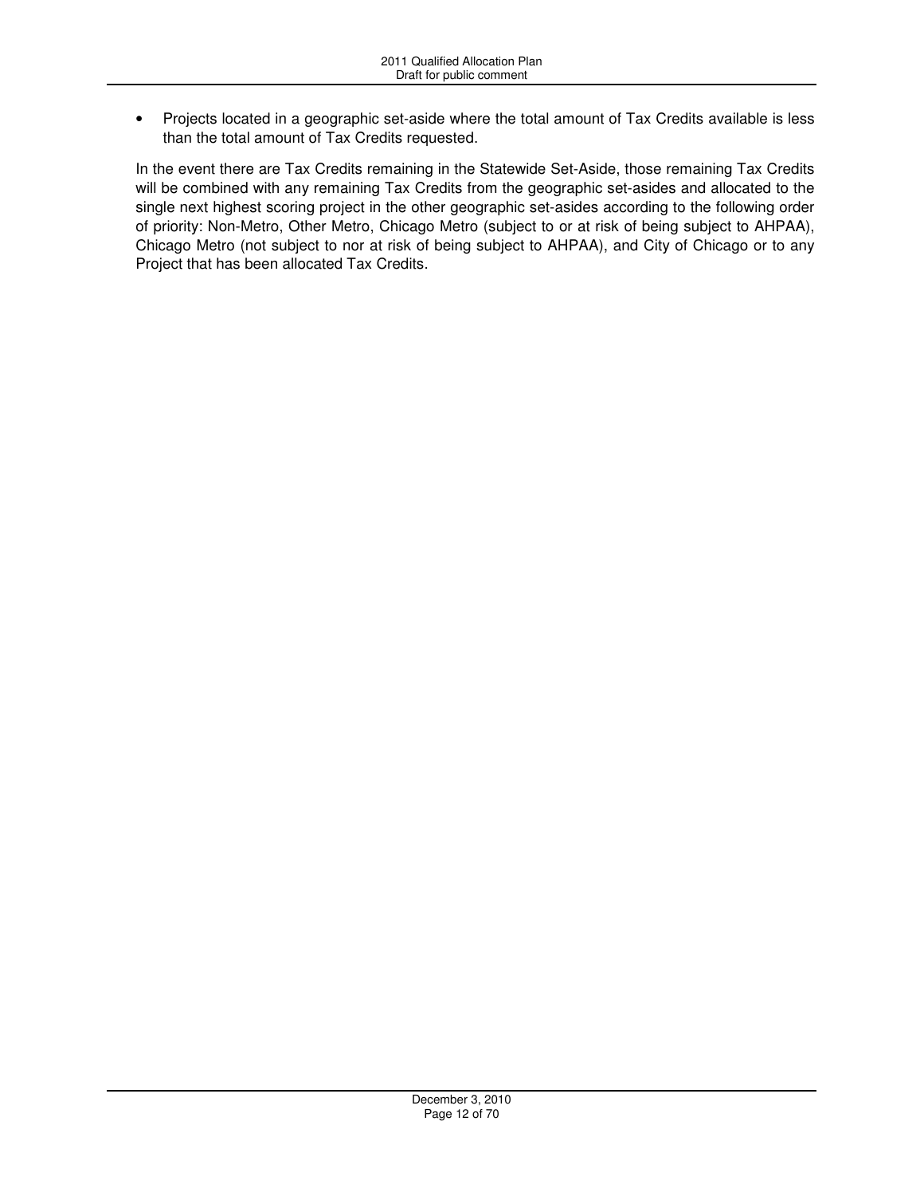- Projects located in a geographic set-aside where the total amount of Tax Credits available is less than the total amount of Tax Credits requested.

In the event there are Tax Credits remaining in the Statewide Set-Aside, those remaining Tax Credits will be combined with any remaining Tax Credits from the geographic set-asides and allocated to the single next highest scoring project in the other geographic set-asides according to the following order of priority: Non-Metro, Other Metro, Chicago Metro (subject to or at risk of being subject to AHPAA), Chicago Metro (not subject to nor at risk of being subject to AHPAA), and City of Chicago or to any Project that has been allocated Tax Credits.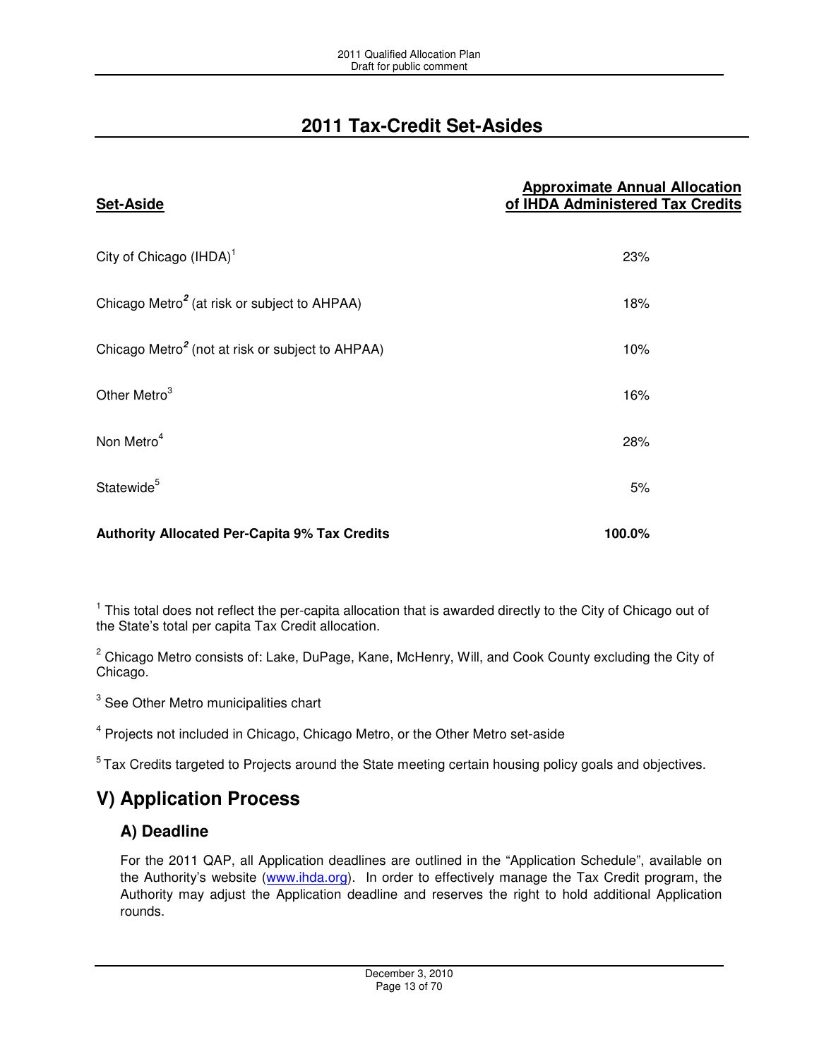## 2011 Tax-Credit Set-Asides

| Set-Aside | Approximate Annual Allocation of IHDA Administered Tax Credits |
|---|---|
| City of Chicago (IHDA)[1] | 23% |
| Chicago Metro[2] (at risk or subject to AHPAA) | 18% |
| Chicago Metro[2] (not at risk or subject to AHPAA) | 10% |
| Other Metro[3] | 16% |
| Non Metro[4] | 28% |
| Statewide[5] | 5% |
| **Authority Allocated Per-Capita 9% Tax Credits** | **100.0%** |

[1] This total does not reflect the per-capita allocation that is awarded directly to the City of Chicago out of the State's total per capita Tax Credit allocation.

[2] Chicago Metro consists of: Lake, DuPage, Kane, McHenry, Will, and Cook County excluding the City of Chicago.

[3] See Other Metro municipalities chart

[4] Projects not included in Chicago, Chicago Metro, or the Other Metro set-aside

[5] Tax Credits targeted to Projects around the State meeting certain housing policy goals and objectives.

# V) Application Process

## A) Deadline

For the 2011 QAP, all Application deadlines are outlined in the "Application Schedule", available on the Authority's website (www.ihda.org). In order to effectively manage the Tax Credit program, the Authority may adjust the Application deadline and reserves the right to hold additional Application rounds.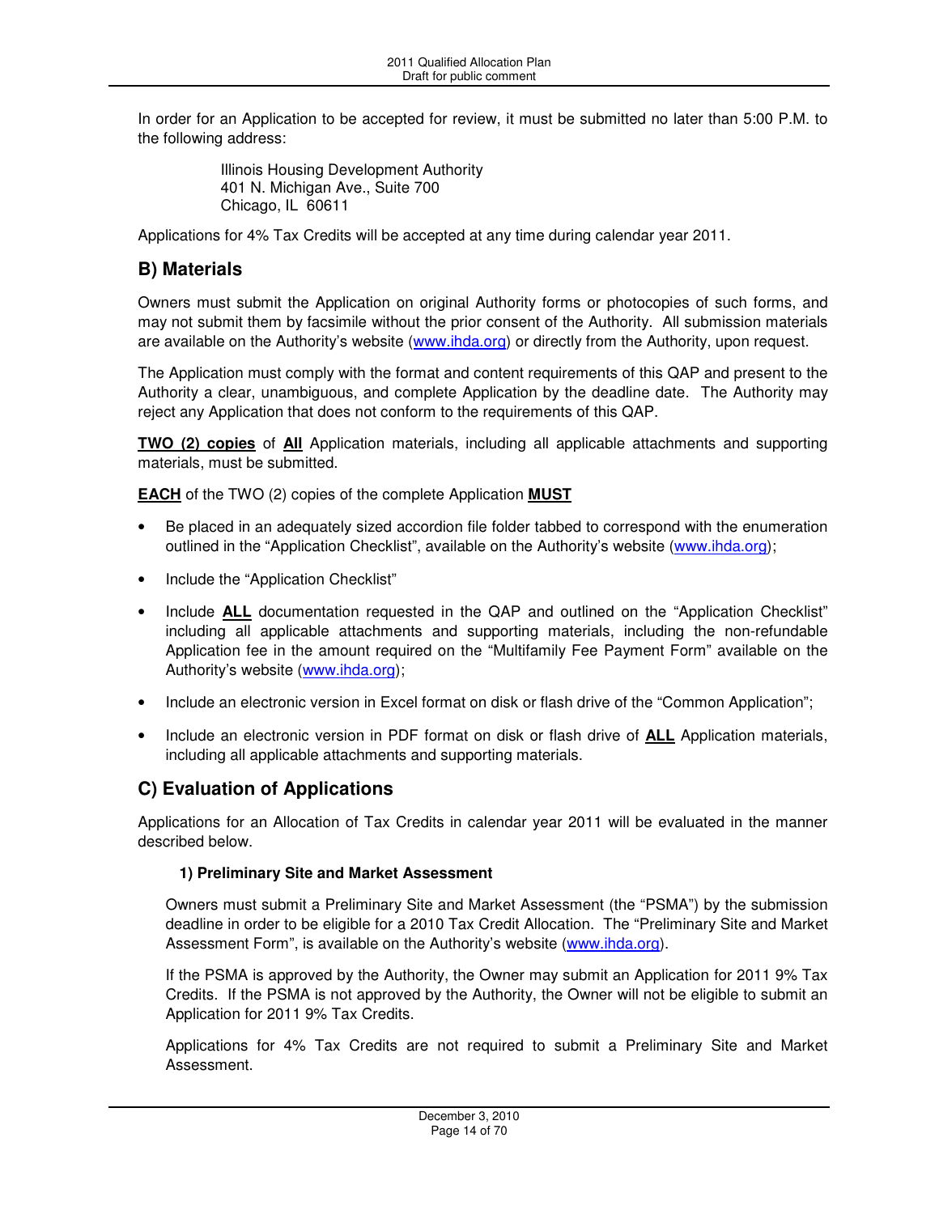In order for an Application to be accepted for review, it must be submitted no later than 5:00 P.M. to the following address:

> Illinois Housing Development Authority
> 401 N. Michigan Ave., Suite 700
> Chicago, IL 60611

Applications for 4% Tax Credits will be accepted at any time during calendar year 2011.

## B) Materials

Owners must submit the Application on original Authority forms or photocopies of such forms, and may not submit them by facsimile without the prior consent of the Authority. All submission materials are available on the Authority's website (www.ihda.org) or directly from the Authority, upon request.

The Application must comply with the format and content requirements of this QAP and present to the Authority a clear, unambiguous, and complete Application by the deadline date. The Authority may reject any Application that does not conform to the requirements of this QAP.

**TWO (2) copies** of **All** Application materials, including all applicable attachments and supporting materials, must be submitted.

**EACH** of the TWO (2) copies of the complete Application **MUST**

- Be placed in an adequately sized accordion file folder tabbed to correspond with the enumeration outlined in the "Application Checklist", available on the Authority's website (www.ihda.org);
- Include the "Application Checklist"
- Include **ALL** documentation requested in the QAP and outlined on the "Application Checklist" including all applicable attachments and supporting materials, including the non-refundable Application fee in the amount required on the "Multifamily Fee Payment Form" available on the Authority's website (www.ihda.org);
- Include an electronic version in Excel format on disk or flash drive of the "Common Application";
- Include an electronic version in PDF format on disk or flash drive of **ALL** Application materials, including all applicable attachments and supporting materials.

## C) Evaluation of Applications

Applications for an Allocation of Tax Credits in calendar year 2011 will be evaluated in the manner described below.

### 1) Preliminary Site and Market Assessment

Owners must submit a Preliminary Site and Market Assessment (the "PSMA") by the submission deadline in order to be eligible for a 2010 Tax Credit Allocation. The "Preliminary Site and Market Assessment Form", is available on the Authority's website (www.ihda.org).

If the PSMA is approved by the Authority, the Owner may submit an Application for 2011 9% Tax Credits. If the PSMA is not approved by the Authority, the Owner will not be eligible to submit an Application for 2011 9% Tax Credits.

Applications for 4% Tax Credits are not required to submit a Preliminary Site and Market Assessment.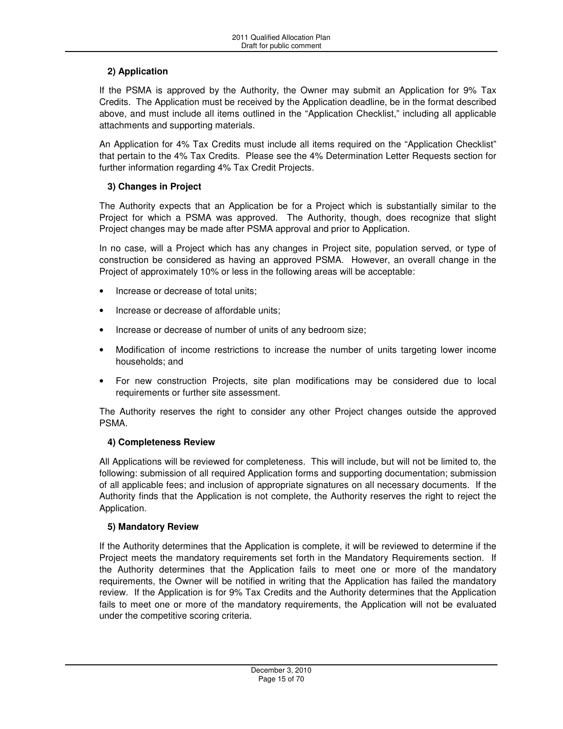### 2) Application

If the PSMA is approved by the Authority, the Owner may submit an Application for 9% Tax Credits. The Application must be received by the Application deadline, be in the format described above, and must include all items outlined in the "Application Checklist," including all applicable attachments and supporting materials.

An Application for 4% Tax Credits must include all items required on the "Application Checklist" that pertain to the 4% Tax Credits. Please see the 4% Determination Letter Requests section for further information regarding 4% Tax Credit Projects.

### 3) Changes in Project

The Authority expects that an Application be for a Project which is substantially similar to the Project for which a PSMA was approved. The Authority, though, does recognize that slight Project changes may be made after PSMA approval and prior to Application.

In no case, will a Project which has any changes in Project site, population served, or type of construction be considered as having an approved PSMA. However, an overall change in the Project of approximately 10% or less in the following areas will be acceptable:

- Increase or decrease of total units;
- Increase or decrease of affordable units;
- Increase or decrease of number of units of any bedroom size;
- Modification of income restrictions to increase the number of units targeting lower income households; and
- For new construction Projects, site plan modifications may be considered due to local requirements or further site assessment.

The Authority reserves the right to consider any other Project changes outside the approved PSMA.

### 4) Completeness Review

All Applications will be reviewed for completeness. This will include, but will not be limited to, the following: submission of all required Application forms and supporting documentation; submission of all applicable fees; and inclusion of appropriate signatures on all necessary documents. If the Authority finds that the Application is not complete, the Authority reserves the right to reject the Application.

### 5) Mandatory Review

If the Authority determines that the Application is complete, it will be reviewed to determine if the Project meets the mandatory requirements set forth in the Mandatory Requirements section. If the Authority determines that the Application fails to meet one or more of the mandatory requirements, the Owner will be notified in writing that the Application has failed the mandatory review. If the Application is for 9% Tax Credits and the Authority determines that the Application fails to meet one or more of the mandatory requirements, the Application will not be evaluated under the competitive scoring criteria.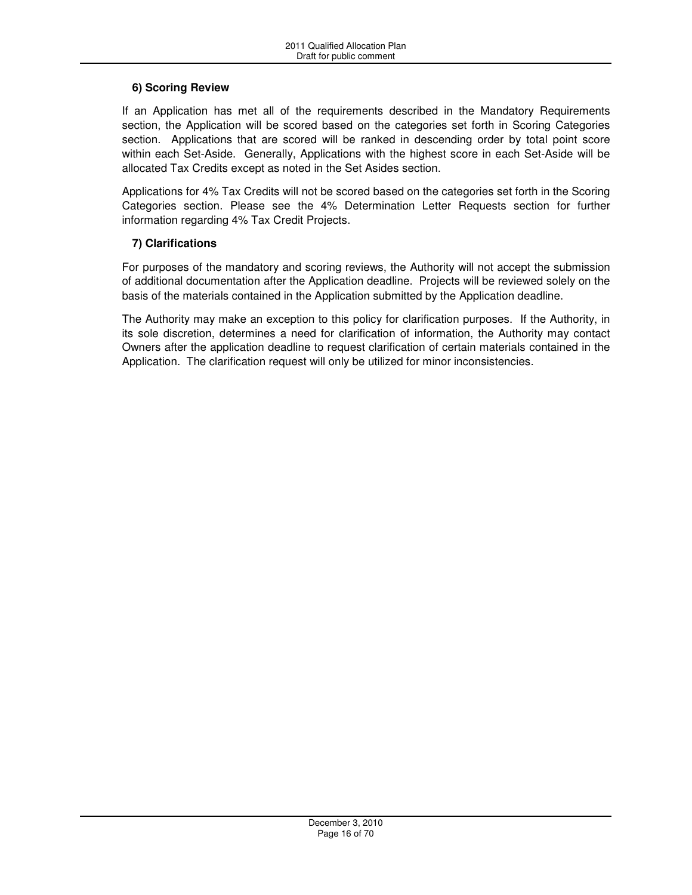### 6) Scoring Review

If an Application has met all of the requirements described in the Mandatory Requirements section, the Application will be scored based on the categories set forth in Scoring Categories section. Applications that are scored will be ranked in descending order by total point score within each Set-Aside. Generally, Applications with the highest score in each Set-Aside will be allocated Tax Credits except as noted in the Set Asides section.

Applications for 4% Tax Credits will not be scored based on the categories set forth in the Scoring Categories section. Please see the 4% Determination Letter Requests section for further information regarding 4% Tax Credit Projects.

### 7) Clarifications

For purposes of the mandatory and scoring reviews, the Authority will not accept the submission of additional documentation after the Application deadline. Projects will be reviewed solely on the basis of the materials contained in the Application submitted by the Application deadline.

The Authority may make an exception to this policy for clarification purposes. If the Authority, in its sole discretion, determines a need for clarification of information, the Authority may contact Owners after the application deadline to request clarification of certain materials contained in the Application. The clarification request will only be utilized for minor inconsistencies.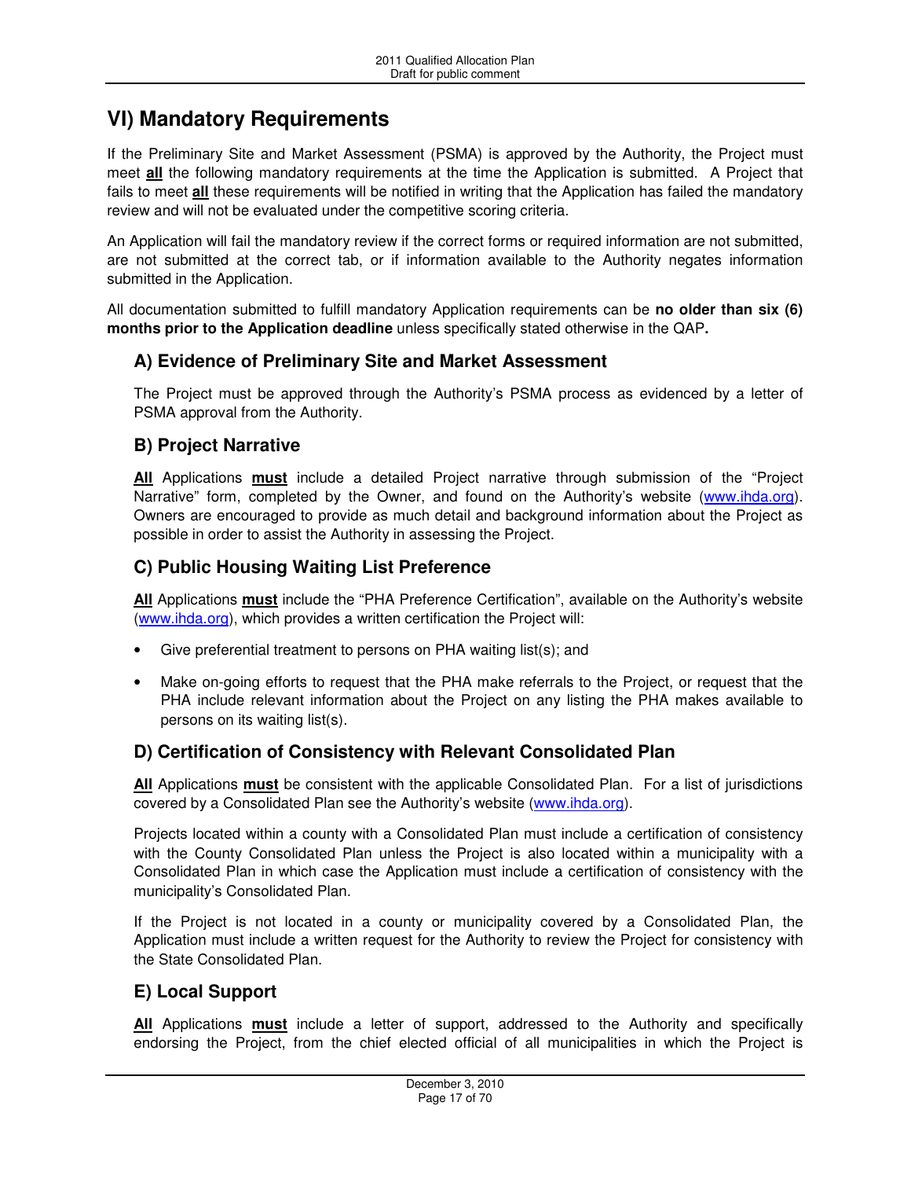# VI) Mandatory Requirements

If the Preliminary Site and Market Assessment (PSMA) is approved by the Authority, the Project must meet **all** the following mandatory requirements at the time the Application is submitted. A Project that fails to meet **all** these requirements will be notified in writing that the Application has failed the mandatory review and will not be evaluated under the competitive scoring criteria.

An Application will fail the mandatory review if the correct forms or required information are not submitted, are not submitted at the correct tab, or if information available to the Authority negates information submitted in the Application.

All documentation submitted to fulfill mandatory Application requirements can be **no older than six (6) months prior to the Application deadline** unless specifically stated otherwise in the QAP**.**

## A) Evidence of Preliminary Site and Market Assessment

The Project must be approved through the Authority's PSMA process as evidenced by a letter of PSMA approval from the Authority.

## B) Project Narrative

**All** Applications **must** include a detailed Project narrative through submission of the "Project Narrative" form, completed by the Owner, and found on the Authority's website (www.ihda.org). Owners are encouraged to provide as much detail and background information about the Project as possible in order to assist the Authority in assessing the Project.

## C) Public Housing Waiting List Preference

**All** Applications **must** include the "PHA Preference Certification", available on the Authority's website (www.ihda.org), which provides a written certification the Project will:

- Give preferential treatment to persons on PHA waiting list(s); and
- Make on-going efforts to request that the PHA make referrals to the Project, or request that the PHA include relevant information about the Project on any listing the PHA makes available to persons on its waiting list(s).

## D) Certification of Consistency with Relevant Consolidated Plan

**All** Applications **must** be consistent with the applicable Consolidated Plan. For a list of jurisdictions covered by a Consolidated Plan see the Authority's website (www.ihda.org).

Projects located within a county with a Consolidated Plan must include a certification of consistency with the County Consolidated Plan unless the Project is also located within a municipality with a Consolidated Plan in which case the Application must include a certification of consistency with the municipality's Consolidated Plan.

If the Project is not located in a county or municipality covered by a Consolidated Plan, the Application must include a written request for the Authority to review the Project for consistency with the State Consolidated Plan.

## E) Local Support

**All** Applications **must** include a letter of support, addressed to the Authority and specifically endorsing the Project, from the chief elected official of all municipalities in which the Project is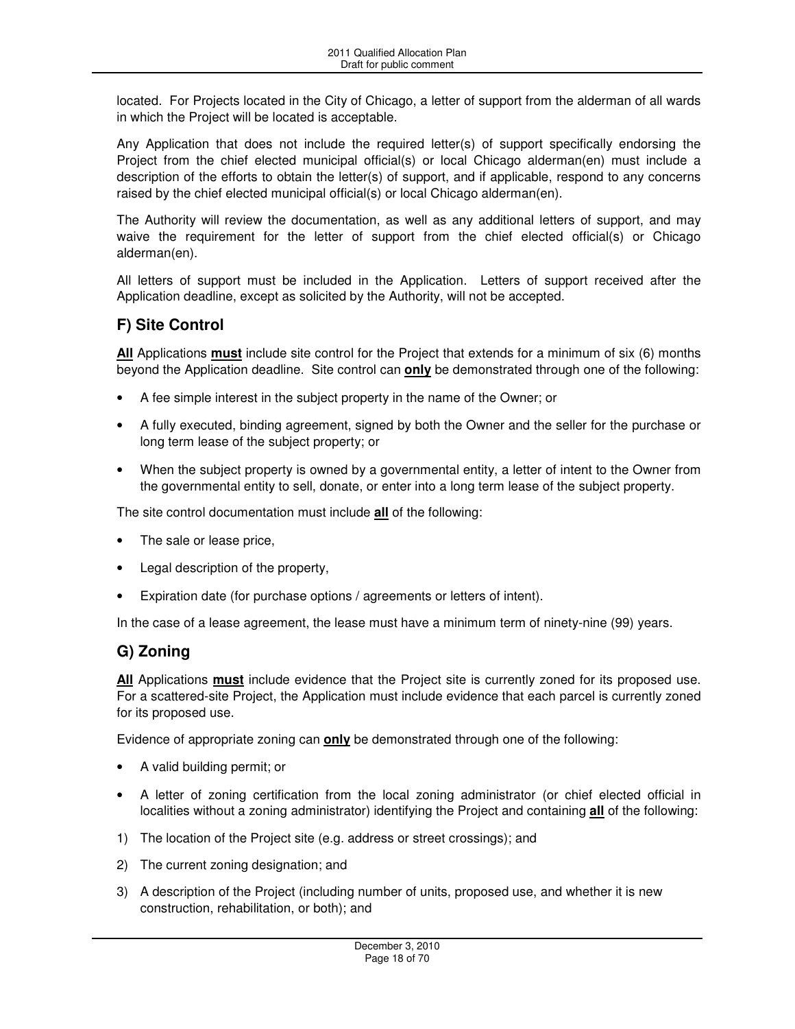located. For Projects located in the City of Chicago, a letter of support from the alderman of all wards in which the Project will be located is acceptable.

Any Application that does not include the required letter(s) of support specifically endorsing the Project from the chief elected municipal official(s) or local Chicago alderman(en) must include a description of the efforts to obtain the letter(s) of support, and if applicable, respond to any concerns raised by the chief elected municipal official(s) or local Chicago alderman(en).

The Authority will review the documentation, as well as any additional letters of support, and may waive the requirement for the letter of support from the chief elected official(s) or Chicago alderman(en).

All letters of support must be included in the Application. Letters of support received after the Application deadline, except as solicited by the Authority, will not be accepted.

## F) Site Control

**All** Applications **must** include site control for the Project that extends for a minimum of six (6) months beyond the Application deadline. Site control can **only** be demonstrated through one of the following:

- A fee simple interest in the subject property in the name of the Owner; or
- A fully executed, binding agreement, signed by both the Owner and the seller for the purchase or long term lease of the subject property; or
- When the subject property is owned by a governmental entity, a letter of intent to the Owner from the governmental entity to sell, donate, or enter into a long term lease of the subject property.

The site control documentation must include **all** of the following:

- The sale or lease price,
- Legal description of the property,
- Expiration date (for purchase options / agreements or letters of intent).

In the case of a lease agreement, the lease must have a minimum term of ninety-nine (99) years.

## G) Zoning

**All** Applications **must** include evidence that the Project site is currently zoned for its proposed use. For a scattered-site Project, the Application must include evidence that each parcel is currently zoned for its proposed use.

Evidence of appropriate zoning can **only** be demonstrated through one of the following:

- A valid building permit; or
- A letter of zoning certification from the local zoning administrator (or chief elected official in localities without a zoning administrator) identifying the Project and containing **all** of the following:

1) The location of the Project site (e.g. address or street crossings); and
2) The current zoning designation; and
3) A description of the Project (including number of units, proposed use, and whether it is new construction, rehabilitation, or both); and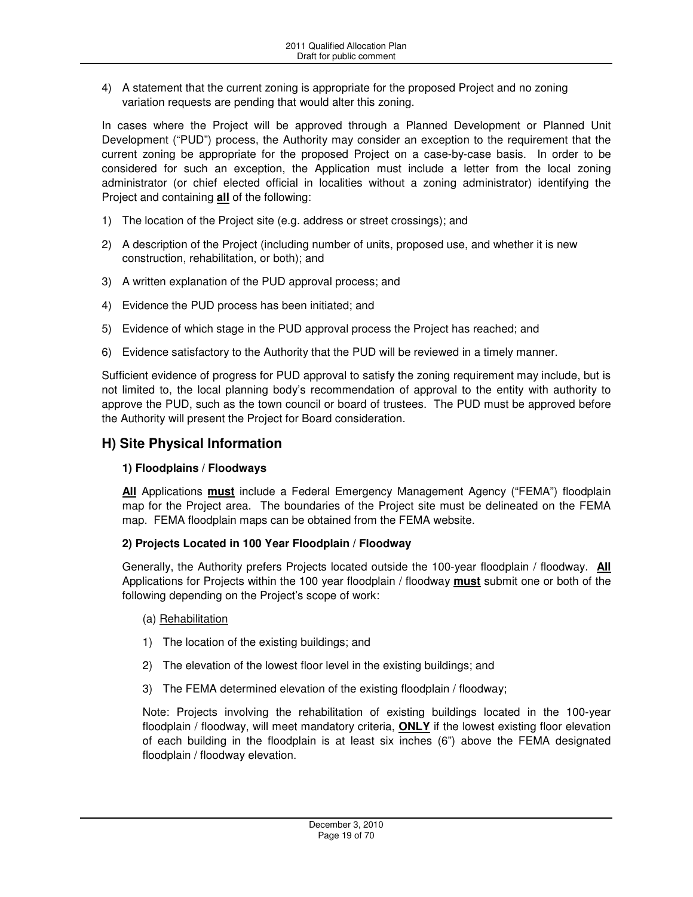4) A statement that the current zoning is appropriate for the proposed Project and no zoning variation requests are pending that would alter this zoning.

In cases where the Project will be approved through a Planned Development or Planned Unit Development ("PUD") process, the Authority may consider an exception to the requirement that the current zoning be appropriate for the proposed Project on a case-by-case basis. In order to be considered for such an exception, the Application must include a letter from the local zoning administrator (or chief elected official in localities without a zoning administrator) identifying the Project and containing **all** of the following:

1) The location of the Project site (e.g. address or street crossings); and
2) A description of the Project (including number of units, proposed use, and whether it is new construction, rehabilitation, or both); and
3) A written explanation of the PUD approval process; and
4) Evidence the PUD process has been initiated; and
5) Evidence of which stage in the PUD approval process the Project has reached; and
6) Evidence satisfactory to the Authority that the PUD will be reviewed in a timely manner.

Sufficient evidence of progress for PUD approval to satisfy the zoning requirement may include, but is not limited to, the local planning body's recommendation of approval to the entity with authority to approve the PUD, such as the town council or board of trustees. The PUD must be approved before the Authority will present the Project for Board consideration.

## H) Site Physical Information

### 1) Floodplains / Floodways

**All** Applications **must** include a Federal Emergency Management Agency ("FEMA") floodplain map for the Project area. The boundaries of the Project site must be delineated on the FEMA map. FEMA floodplain maps can be obtained from the FEMA website.

### 2) Projects Located in 100 Year Floodplain / Floodway

Generally, the Authority prefers Projects located outside the 100-year floodplain / floodway. **All** Applications for Projects within the 100 year floodplain / floodway **must** submit one or both of the following depending on the Project's scope of work:

(a) Rehabilitation

1) The location of the existing buildings; and
2) The elevation of the lowest floor level in the existing buildings; and
3) The FEMA determined elevation of the existing floodplain / floodway;

Note: Projects involving the rehabilitation of existing buildings located in the 100-year floodplain / floodway, will meet mandatory criteria, **ONLY** if the lowest existing floor elevation of each building in the floodplain is at least six inches (6") above the FEMA designated floodplain / floodway elevation.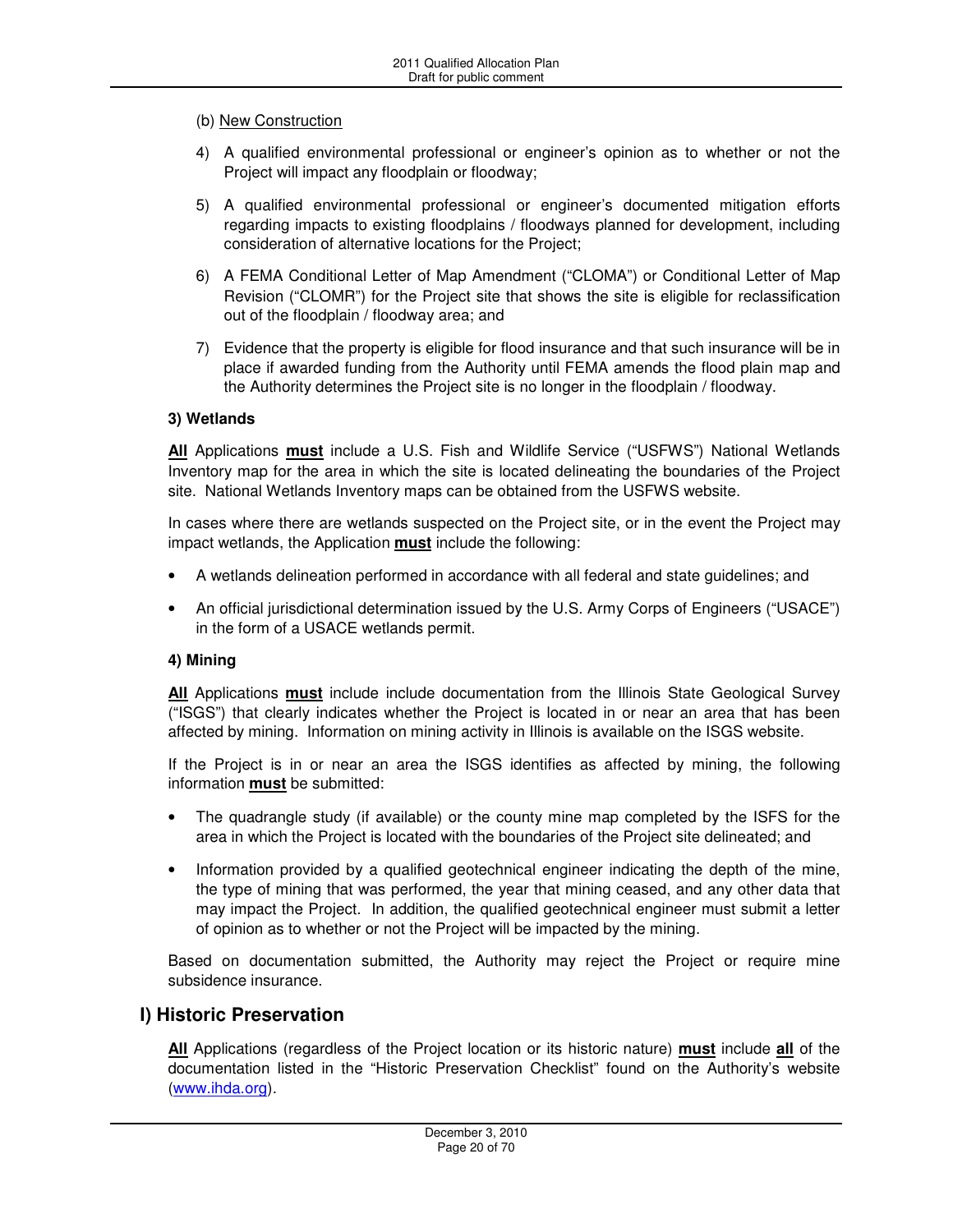(b) <u>New Construction</u>

4) A qualified environmental professional or engineer's opinion as to whether or not the Project will impact any floodplain or floodway;

5) A qualified environmental professional or engineer's documented mitigation efforts regarding impacts to existing floodplains / floodways planned for development, including consideration of alternative locations for the Project;

6) A FEMA Conditional Letter of Map Amendment ("CLOMA") or Conditional Letter of Map Revision ("CLOMR") for the Project site that shows the site is eligible for reclassification out of the floodplain / floodway area; and

7) Evidence that the property is eligible for flood insurance and that such insurance will be in place if awarded funding from the Authority until FEMA amends the flood plain map and the Authority determines the Project site is no longer in the floodplain / floodway.

**3) Wetlands**

**<u>All</u>** Applications **<u>must</u>** include a U.S. Fish and Wildlife Service ("USFWS") National Wetlands Inventory map for the area in which the site is located delineating the boundaries of the Project site. National Wetlands Inventory maps can be obtained from the USFWS website.

In cases where there are wetlands suspected on the Project site, or in the event the Project may impact wetlands, the Application **<u>must</u>** include the following:

- A wetlands delineation performed in accordance with all federal and state guidelines; and
- An official jurisdictional determination issued by the U.S. Army Corps of Engineers ("USACE") in the form of a USACE wetlands permit.

**4) Mining**

**<u>All</u>** Applications **<u>must</u>** include include documentation from the Illinois State Geological Survey ("ISGS") that clearly indicates whether the Project is located in or near an area that has been affected by mining. Information on mining activity in Illinois is available on the ISGS website.

If the Project is in or near an area the ISGS identifies as affected by mining, the following information **<u>must</u>** be submitted:

- The quadrangle study (if available) or the county mine map completed by the ISFS for the area in which the Project is located with the boundaries of the Project site delineated; and
- Information provided by a qualified geotechnical engineer indicating the depth of the mine, the type of mining that was performed, the year that mining ceased, and any other data that may impact the Project. In addition, the qualified geotechnical engineer must submit a letter of opinion as to whether or not the Project will be impacted by the mining.

Based on documentation submitted, the Authority may reject the Project or require mine subsidence insurance.

## I) Historic Preservation

**<u>All</u>** Applications (regardless of the Project location or its historic nature) **<u>must</u>** include **<u>all</u>** of the documentation listed in the "Historic Preservation Checklist" found on the Authority's website (www.ihda.org).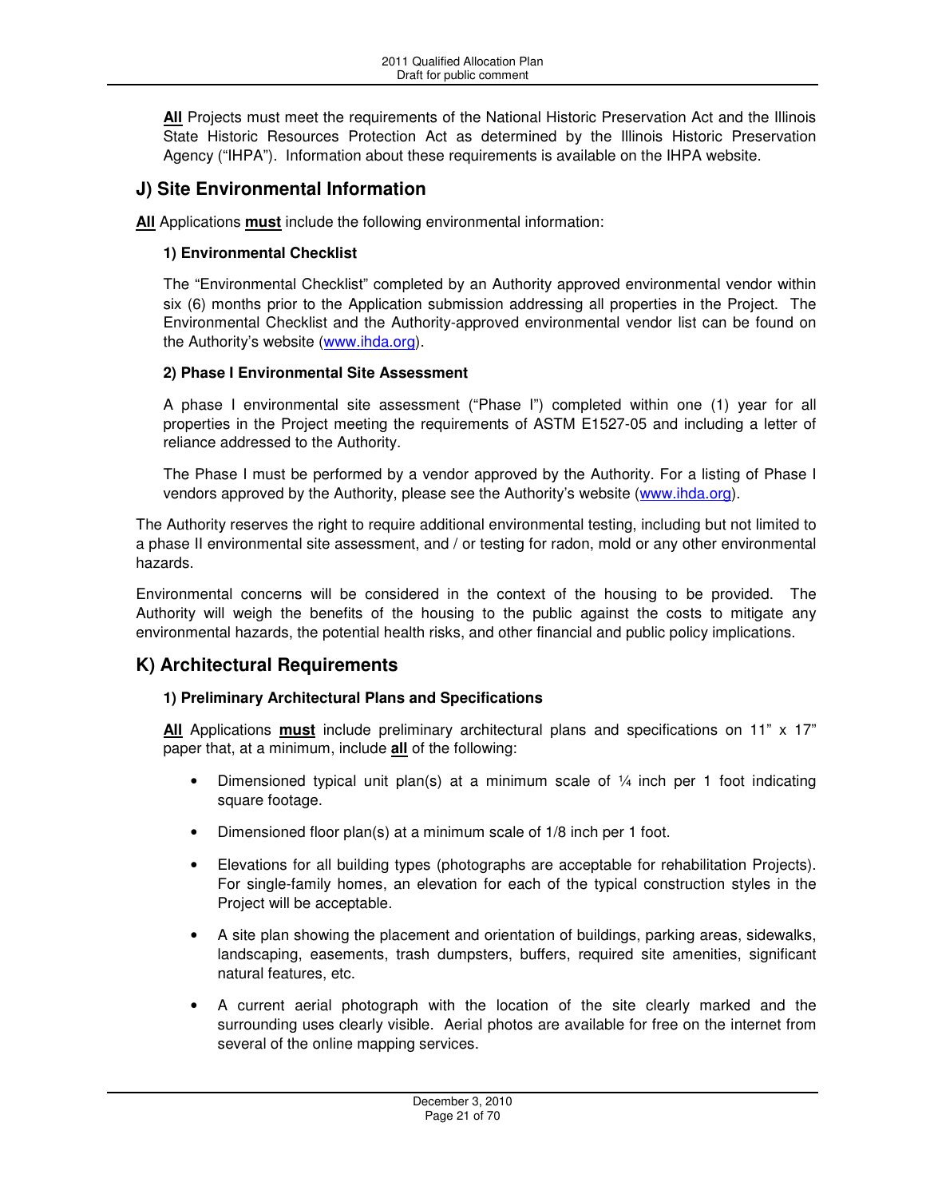**All** Projects must meet the requirements of the National Historic Preservation Act and the Illinois State Historic Resources Protection Act as determined by the Illinois Historic Preservation Agency ("IHPA"). Information about these requirements is available on the IHPA website.

## J) Site Environmental Information

**All** Applications **must** include the following environmental information:

### 1) Environmental Checklist

The "Environmental Checklist" completed by an Authority approved environmental vendor within six (6) months prior to the Application submission addressing all properties in the Project. The Environmental Checklist and the Authority-approved environmental vendor list can be found on the Authority's website (www.ihda.org).

### 2) Phase I Environmental Site Assessment

A phase I environmental site assessment ("Phase I") completed within one (1) year for all properties in the Project meeting the requirements of ASTM E1527-05 and including a letter of reliance addressed to the Authority.

The Phase I must be performed by a vendor approved by the Authority. For a listing of Phase I vendors approved by the Authority, please see the Authority's website (www.ihda.org).

The Authority reserves the right to require additional environmental testing, including but not limited to a phase II environmental site assessment, and / or testing for radon, mold or any other environmental hazards.

Environmental concerns will be considered in the context of the housing to be provided. The Authority will weigh the benefits of the housing to the public against the costs to mitigate any environmental hazards, the potential health risks, and other financial and public policy implications.

## K) Architectural Requirements

### 1) Preliminary Architectural Plans and Specifications

**All** Applications **must** include preliminary architectural plans and specifications on 11" x 17" paper that, at a minimum, include **all** of the following:

- Dimensioned typical unit plan(s) at a minimum scale of ¼ inch per 1 foot indicating square footage.
- Dimensioned floor plan(s) at a minimum scale of 1/8 inch per 1 foot.
- Elevations for all building types (photographs are acceptable for rehabilitation Projects). For single-family homes, an elevation for each of the typical construction styles in the Project will be acceptable.
- A site plan showing the placement and orientation of buildings, parking areas, sidewalks, landscaping, easements, trash dumpsters, buffers, required site amenities, significant natural features, etc.
- A current aerial photograph with the location of the site clearly marked and the surrounding uses clearly visible. Aerial photos are available for free on the internet from several of the online mapping services.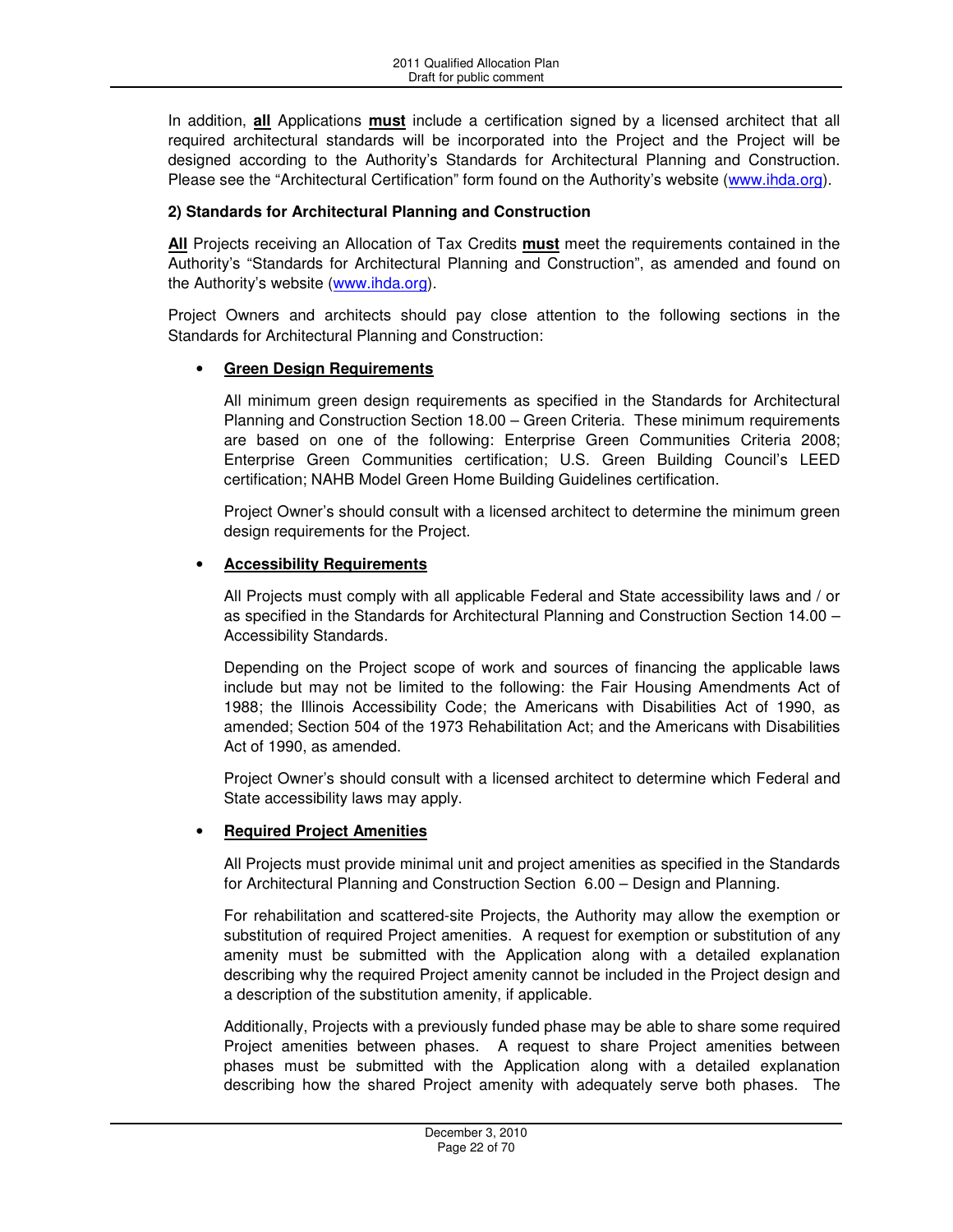In addition, <u>**all**</u> Applications <u>**must**</u> include a certification signed by a licensed architect that all required architectural standards will be incorporated into the Project and the Project will be designed according to the Authority's Standards for Architectural Planning and Construction. Please see the "Architectural Certification" form found on the Authority's website (www.ihda.org).

**2) Standards for Architectural Planning and Construction**

<u>**All**</u> Projects receiving an Allocation of Tax Credits <u>**must**</u> meet the requirements contained in the Authority's "Standards for Architectural Planning and Construction", as amended and found on the Authority's website (www.ihda.org).

Project Owners and architects should pay close attention to the following sections in the Standards for Architectural Planning and Construction:

- <u>**Green Design Requirements**</u>

  All minimum green design requirements as specified in the Standards for Architectural Planning and Construction Section 18.00 – Green Criteria. These minimum requirements are based on one of the following: Enterprise Green Communities Criteria 2008; Enterprise Green Communities certification; U.S. Green Building Council's LEED certification; NAHB Model Green Home Building Guidelines certification.

  Project Owner's should consult with a licensed architect to determine the minimum green design requirements for the Project.

- <u>**Accessibility Requirements**</u>

  All Projects must comply with all applicable Federal and State accessibility laws and / or as specified in the Standards for Architectural Planning and Construction Section 14.00 – Accessibility Standards.

  Depending on the Project scope of work and sources of financing the applicable laws include but may not be limited to the following: the Fair Housing Amendments Act of 1988; the Illinois Accessibility Code; the Americans with Disabilities Act of 1990, as amended; Section 504 of the 1973 Rehabilitation Act; and the Americans with Disabilities Act of 1990, as amended.

  Project Owner's should consult with a licensed architect to determine which Federal and State accessibility laws may apply.

- <u>**Required Project Amenities**</u>

  All Projects must provide minimal unit and project amenities as specified in the Standards for Architectural Planning and Construction Section 6.00 – Design and Planning.

  For rehabilitation and scattered-site Projects, the Authority may allow the exemption or substitution of required Project amenities. A request for exemption or substitution of any amenity must be submitted with the Application along with a detailed explanation describing why the required Project amenity cannot be included in the Project design and a description of the substitution amenity, if applicable.

  Additionally, Projects with a previously funded phase may be able to share some required Project amenities between phases. A request to share Project amenities between phases must be submitted with the Application along with a detailed explanation describing how the shared Project amenity with adequately serve both phases. The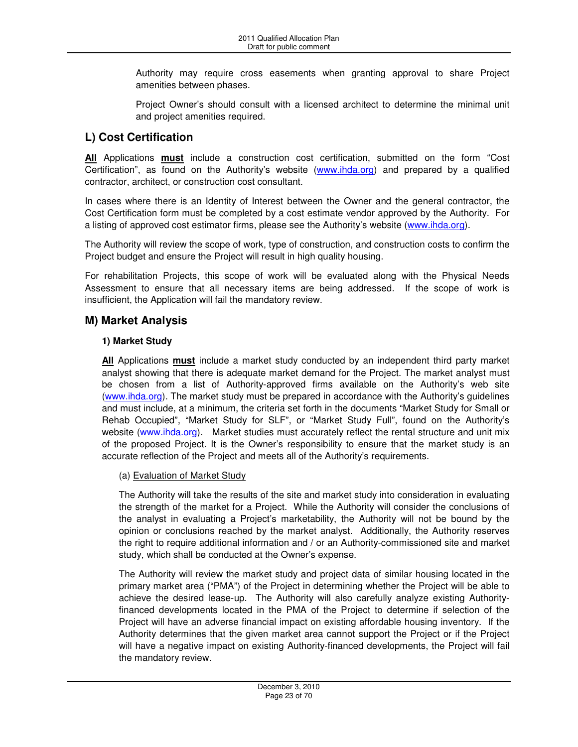Authority may require cross easements when granting approval to share Project amenities between phases.

Project Owner's should consult with a licensed architect to determine the minimal unit and project amenities required.

## L) Cost Certification

**All** Applications **must** include a construction cost certification, submitted on the form "Cost Certification", as found on the Authority's website (www.ihda.org) and prepared by a qualified contractor, architect, or construction cost consultant.

In cases where there is an Identity of Interest between the Owner and the general contractor, the Cost Certification form must be completed by a cost estimate vendor approved by the Authority. For a listing of approved cost estimator firms, please see the Authority's website (www.ihda.org).

The Authority will review the scope of work, type of construction, and construction costs to confirm the Project budget and ensure the Project will result in high quality housing.

For rehabilitation Projects, this scope of work will be evaluated along with the Physical Needs Assessment to ensure that all necessary items are being addressed. If the scope of work is insufficient, the Application will fail the mandatory review.

## M) Market Analysis

### 1) Market Study

**All** Applications **must** include a market study conducted by an independent third party market analyst showing that there is adequate market demand for the Project. The market analyst must be chosen from a list of Authority-approved firms available on the Authority's web site (www.ihda.org). The market study must be prepared in accordance with the Authority's guidelines and must include, at a minimum, the criteria set forth in the documents "Market Study for Small or Rehab Occupied", "Market Study for SLF", or "Market Study Full", found on the Authority's website (www.ihda.org). Market studies must accurately reflect the rental structure and unit mix of the proposed Project. It is the Owner's responsibility to ensure that the market study is an accurate reflection of the Project and meets all of the Authority's requirements.

(a) Evaluation of Market Study

The Authority will take the results of the site and market study into consideration in evaluating the strength of the market for a Project. While the Authority will consider the conclusions of the analyst in evaluating a Project's marketability, the Authority will not be bound by the opinion or conclusions reached by the market analyst. Additionally, the Authority reserves the right to require additional information and / or an Authority-commissioned site and market study, which shall be conducted at the Owner's expense.

The Authority will review the market study and project data of similar housing located in the primary market area ("PMA") of the Project in determining whether the Project will be able to achieve the desired lease-up. The Authority will also carefully analyze existing Authority-financed developments located in the PMA of the Project to determine if selection of the Project will have an adverse financial impact on existing affordable housing inventory. If the Authority determines that the given market area cannot support the Project or if the Project will have a negative impact on existing Authority-financed developments, the Project will fail the mandatory review.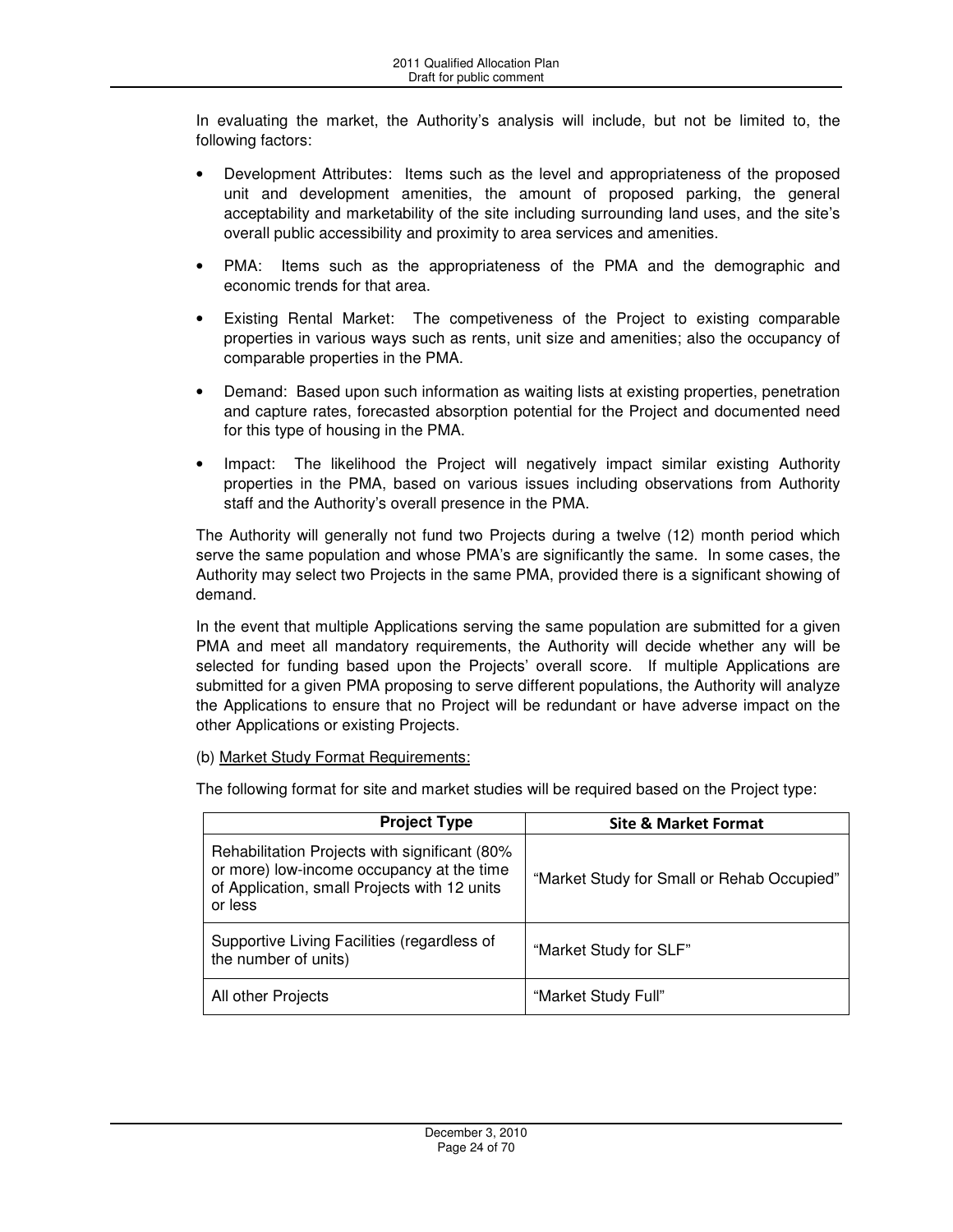In evaluating the market, the Authority's analysis will include, but not be limited to, the following factors:

- Development Attributes: Items such as the level and appropriateness of the proposed unit and development amenities, the amount of proposed parking, the general acceptability and marketability of the site including surrounding land uses, and the site's overall public accessibility and proximity to area services and amenities.
- PMA: Items such as the appropriateness of the PMA and the demographic and economic trends for that area.
- Existing Rental Market: The competiveness of the Project to existing comparable properties in various ways such as rents, unit size and amenities; also the occupancy of comparable properties in the PMA.
- Demand: Based upon such information as waiting lists at existing properties, penetration and capture rates, forecasted absorption potential for the Project and documented need for this type of housing in the PMA.
- Impact: The likelihood the Project will negatively impact similar existing Authority properties in the PMA, based on various issues including observations from Authority staff and the Authority's overall presence in the PMA.

The Authority will generally not fund two Projects during a twelve (12) month period which serve the same population and whose PMA's are significantly the same. In some cases, the Authority may select two Projects in the same PMA, provided there is a significant showing of demand.

In the event that multiple Applications serving the same population are submitted for a given PMA and meet all mandatory requirements, the Authority will decide whether any will be selected for funding based upon the Projects' overall score. If multiple Applications are submitted for a given PMA proposing to serve different populations, the Authority will analyze the Applications to ensure that no Project will be redundant or have adverse impact on the other Applications or existing Projects.

(b) Market Study Format Requirements:

The following format for site and market studies will be required based on the Project type:

| Project Type | Site & Market Format |
|---|---|
| Rehabilitation Projects with significant (80% or more) low-income occupancy at the time of Application, small Projects with 12 units or less | "Market Study for Small or Rehab Occupied" |
| Supportive Living Facilities (regardless of the number of units) | "Market Study for SLF" |
| All other Projects | "Market Study Full" |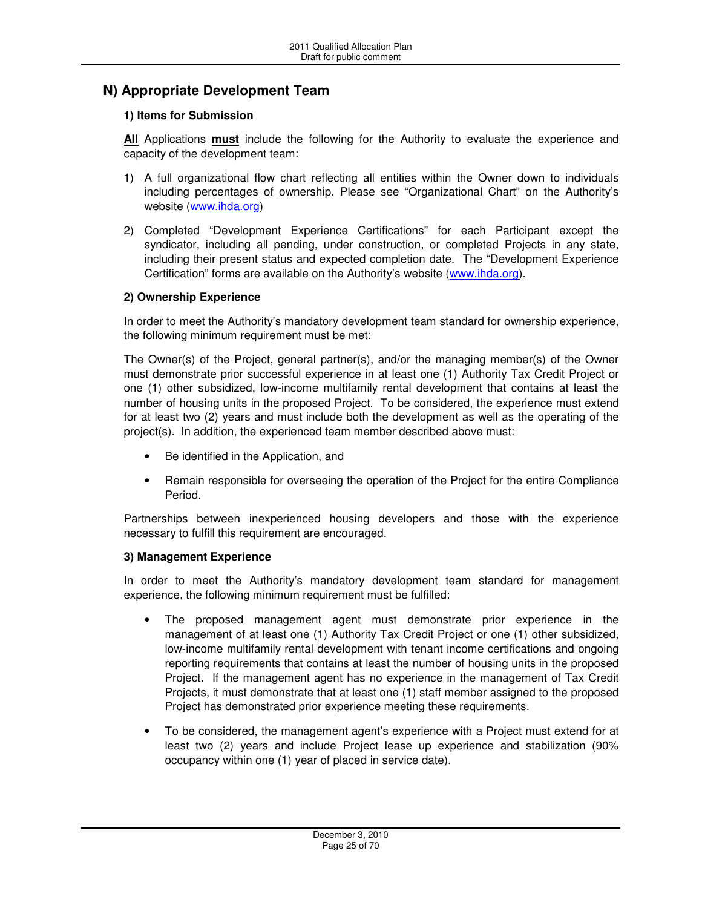## N) Appropriate Development Team

### 1) Items for Submission

**All** Applications **must** include the following for the Authority to evaluate the experience and capacity of the development team:

1) A full organizational flow chart reflecting all entities within the Owner down to individuals including percentages of ownership. Please see "Organizational Chart" on the Authority's website (www.ihda.org)

2) Completed "Development Experience Certifications" for each Participant except the syndicator, including all pending, under construction, or completed Projects in any state, including their present status and expected completion date. The "Development Experience Certification" forms are available on the Authority's website (www.ihda.org).

### 2) Ownership Experience

In order to meet the Authority's mandatory development team standard for ownership experience, the following minimum requirement must be met:

The Owner(s) of the Project, general partner(s), and/or the managing member(s) of the Owner must demonstrate prior successful experience in at least one (1) Authority Tax Credit Project or one (1) other subsidized, low-income multifamily rental development that contains at least the number of housing units in the proposed Project. To be considered, the experience must extend for at least two (2) years and must include both the development as well as the operating of the project(s). In addition, the experienced team member described above must:

- Be identified in the Application, and
- Remain responsible for overseeing the operation of the Project for the entire Compliance Period.

Partnerships between inexperienced housing developers and those with the experience necessary to fulfill this requirement are encouraged.

### 3) Management Experience

In order to meet the Authority's mandatory development team standard for management experience, the following minimum requirement must be fulfilled:

- The proposed management agent must demonstrate prior experience in the management of at least one (1) Authority Tax Credit Project or one (1) other subsidized, low-income multifamily rental development with tenant income certifications and ongoing reporting requirements that contains at least the number of housing units in the proposed Project. If the management agent has no experience in the management of Tax Credit Projects, it must demonstrate that at least one (1) staff member assigned to the proposed Project has demonstrated prior experience meeting these requirements.
- To be considered, the management agent's experience with a Project must extend for at least two (2) years and include Project lease up experience and stabilization (90% occupancy within one (1) year of placed in service date).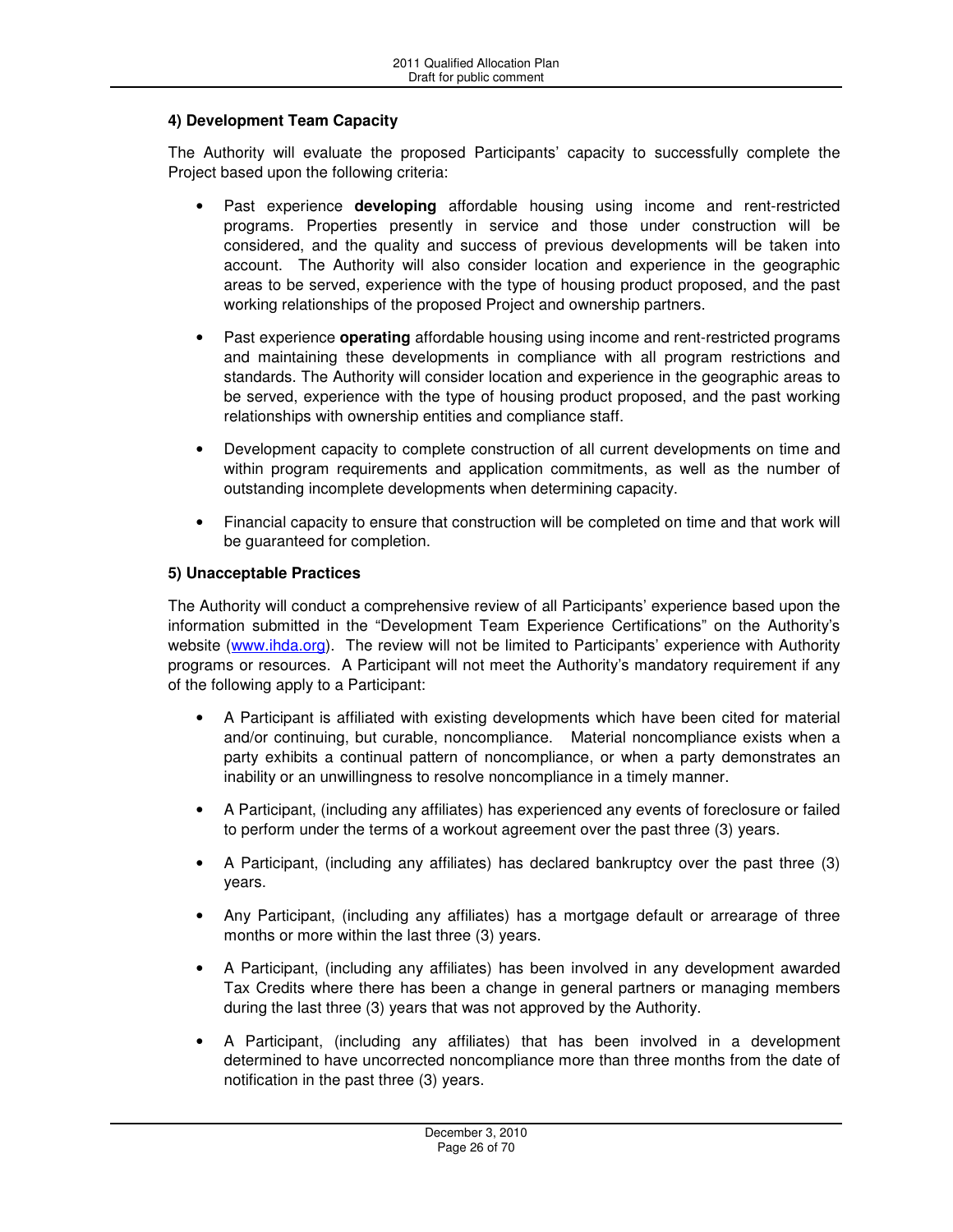### 4) Development Team Capacity

The Authority will evaluate the proposed Participants' capacity to successfully complete the Project based upon the following criteria:

- Past experience **developing** affordable housing using income and rent-restricted programs. Properties presently in service and those under construction will be considered, and the quality and success of previous developments will be taken into account. The Authority will also consider location and experience in the geographic areas to be served, experience with the type of housing product proposed, and the past working relationships of the proposed Project and ownership partners.

- Past experience **operating** affordable housing using income and rent-restricted programs and maintaining these developments in compliance with all program restrictions and standards. The Authority will consider location and experience in the geographic areas to be served, experience with the type of housing product proposed, and the past working relationships with ownership entities and compliance staff.

- Development capacity to complete construction of all current developments on time and within program requirements and application commitments, as well as the number of outstanding incomplete developments when determining capacity.

- Financial capacity to ensure that construction will be completed on time and that work will be guaranteed for completion.

### 5) Unacceptable Practices

The Authority will conduct a comprehensive review of all Participants' experience based upon the information submitted in the "Development Team Experience Certifications" on the Authority's website (www.ihda.org). The review will not be limited to Participants' experience with Authority programs or resources. A Participant will not meet the Authority's mandatory requirement if any of the following apply to a Participant:

- A Participant is affiliated with existing developments which have been cited for material and/or continuing, but curable, noncompliance. Material noncompliance exists when a party exhibits a continual pattern of noncompliance, or when a party demonstrates an inability or an unwillingness to resolve noncompliance in a timely manner.

- A Participant, (including any affiliates) has experienced any events of foreclosure or failed to perform under the terms of a workout agreement over the past three (3) years.

- A Participant, (including any affiliates) has declared bankruptcy over the past three (3) years.

- Any Participant, (including any affiliates) has a mortgage default or arrearage of three months or more within the last three (3) years.

- A Participant, (including any affiliates) has been involved in any development awarded Tax Credits where there has been a change in general partners or managing members during the last three (3) years that was not approved by the Authority.

- A Participant, (including any affiliates) that has been involved in a development determined to have uncorrected noncompliance more than three months from the date of notification in the past three (3) years.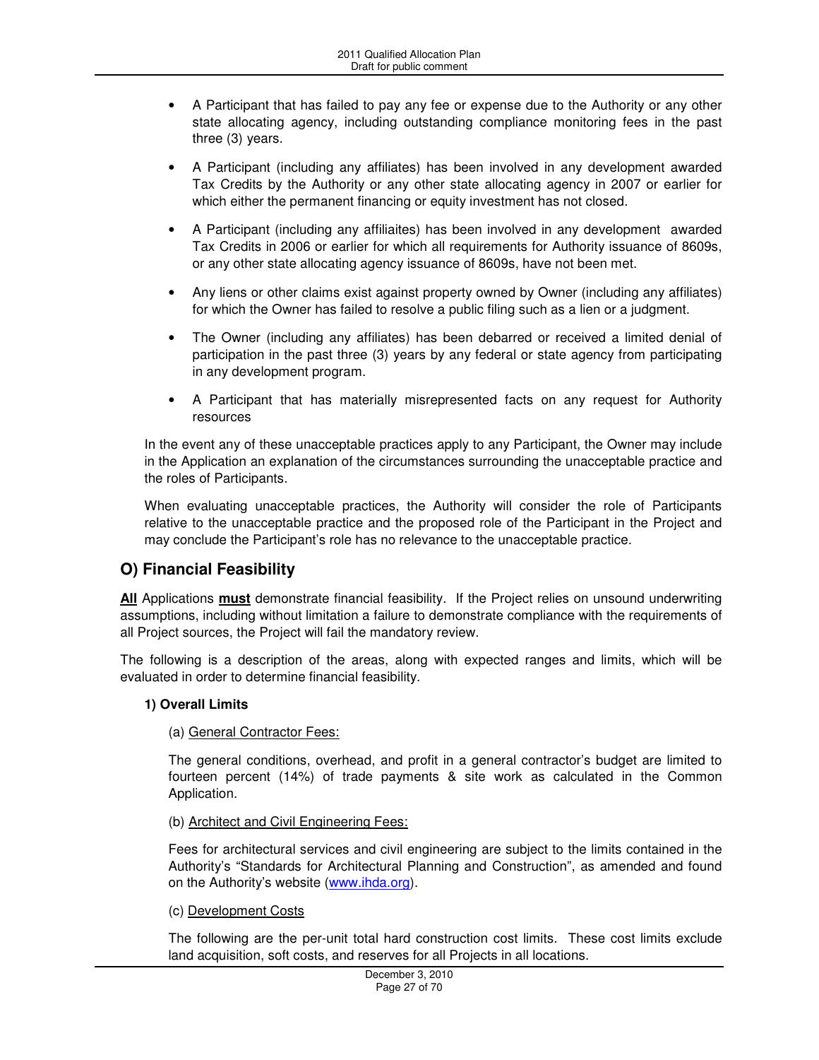- A Participant that has failed to pay any fee or expense due to the Authority or any other state allocating agency, including outstanding compliance monitoring fees in the past three (3) years.
- A Participant (including any affiliates) has been involved in any development awarded Tax Credits by the Authority or any other state allocating agency in 2007 or earlier for which either the permanent financing or equity investment has not closed.
- A Participant (including any affiliaites) has been involved in any development awarded Tax Credits in 2006 or earlier for which all requirements for Authority issuance of 8609s, or any other state allocating agency issuance of 8609s, have not been met.
- Any liens or other claims exist against property owned by Owner (including any affiliates) for which the Owner has failed to resolve a public filing such as a lien or a judgment.
- The Owner (including any affiliates) has been debarred or received a limited denial of participation in the past three (3) years by any federal or state agency from participating in any development program.
- A Participant that has materially misrepresented facts on any request for Authority resources

In the event any of these unacceptable practices apply to any Participant, the Owner may include in the Application an explanation of the circumstances surrounding the unacceptable practice and the roles of Participants.

When evaluating unacceptable practices, the Authority will consider the role of Participants relative to the unacceptable practice and the proposed role of the Participant in the Project and may conclude the Participant's role has no relevance to the unacceptable practice.

## O) Financial Feasibility

**All** Applications **must** demonstrate financial feasibility. If the Project relies on unsound underwriting assumptions, including without limitation a failure to demonstrate compliance with the requirements of all Project sources, the Project will fail the mandatory review.

The following is a description of the areas, along with expected ranges and limits, which will be evaluated in order to determine financial feasibility.

**1) Overall Limits**

(a) General Contractor Fees:

The general conditions, overhead, and profit in a general contractor's budget are limited to fourteen percent (14%) of trade payments & site work as calculated in the Common Application.

(b) Architect and Civil Engineering Fees:

Fees for architectural services and civil engineering are subject to the limits contained in the Authority's "Standards for Architectural Planning and Construction", as amended and found on the Authority's website (www.ihda.org).

(c) Development Costs

The following are the per-unit total hard construction cost limits. These cost limits exclude land acquisition, soft costs, and reserves for all Projects in all locations.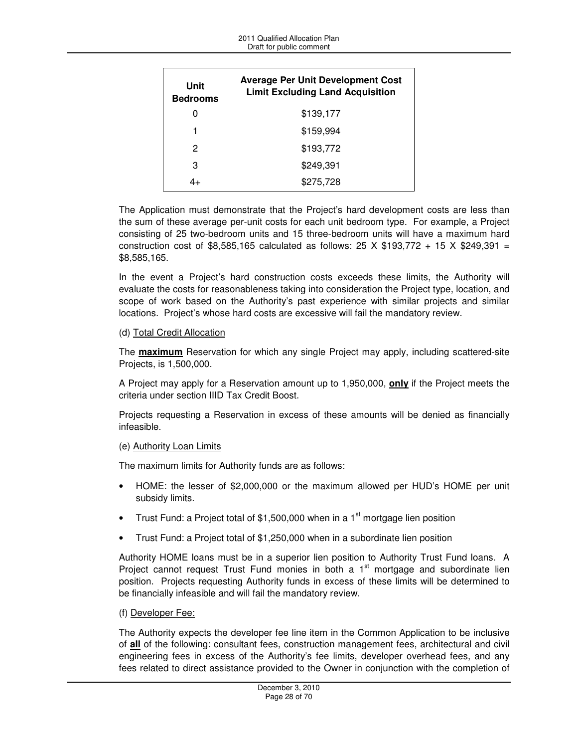| Unit Bedrooms | Average Per Unit Development Cost Limit Excluding Land Acquisition |
| --- | --- |
| 0 | $139,177 |
| 1 | $159,994 |
| 2 | $193,772 |
| 3 | $249,391 |
| 4+ | $275,728 |

The Application must demonstrate that the Project's hard development costs are less than the sum of these average per-unit costs for each unit bedroom type. For example, a Project consisting of 25 two-bedroom units and 15 three-bedroom units will have a maximum hard construction cost of $8,585,165 calculated as follows: 25 X $193,772 + 15 X $249,391 = $8,585,165.

In the event a Project's hard construction costs exceeds these limits, the Authority will evaluate the costs for reasonableness taking into consideration the Project type, location, and scope of work based on the Authority's past experience with similar projects and similar locations. Project's whose hard costs are excessive will fail the mandatory review.

(d) Total Credit Allocation

The **maximum** Reservation for which any single Project may apply, including scattered-site Projects, is 1,500,000.

A Project may apply for a Reservation amount up to 1,950,000, **only** if the Project meets the criteria under section IIID Tax Credit Boost.

Projects requesting a Reservation in excess of these amounts will be denied as financially infeasible.

(e) Authority Loan Limits

The maximum limits for Authority funds are as follows:

- HOME: the lesser of $2,000,000 or the maximum allowed per HUD's HOME per unit subsidy limits.
- Trust Fund: a Project total of $1,500,000 when in a 1st mortgage lien position
- Trust Fund: a Project total of $1,250,000 when in a subordinate lien position

Authority HOME loans must be in a superior lien position to Authority Trust Fund loans. A Project cannot request Trust Fund monies in both a 1st mortgage and subordinate lien position. Projects requesting Authority funds in excess of these limits will be determined to be financially infeasible and will fail the mandatory review.

(f) Developer Fee:

The Authority expects the developer fee line item in the Common Application to be inclusive of **all** of the following: consultant fees, construction management fees, architectural and civil engineering fees in excess of the Authority's fee limits, developer overhead fees, and any fees related to direct assistance provided to the Owner in conjunction with the completion of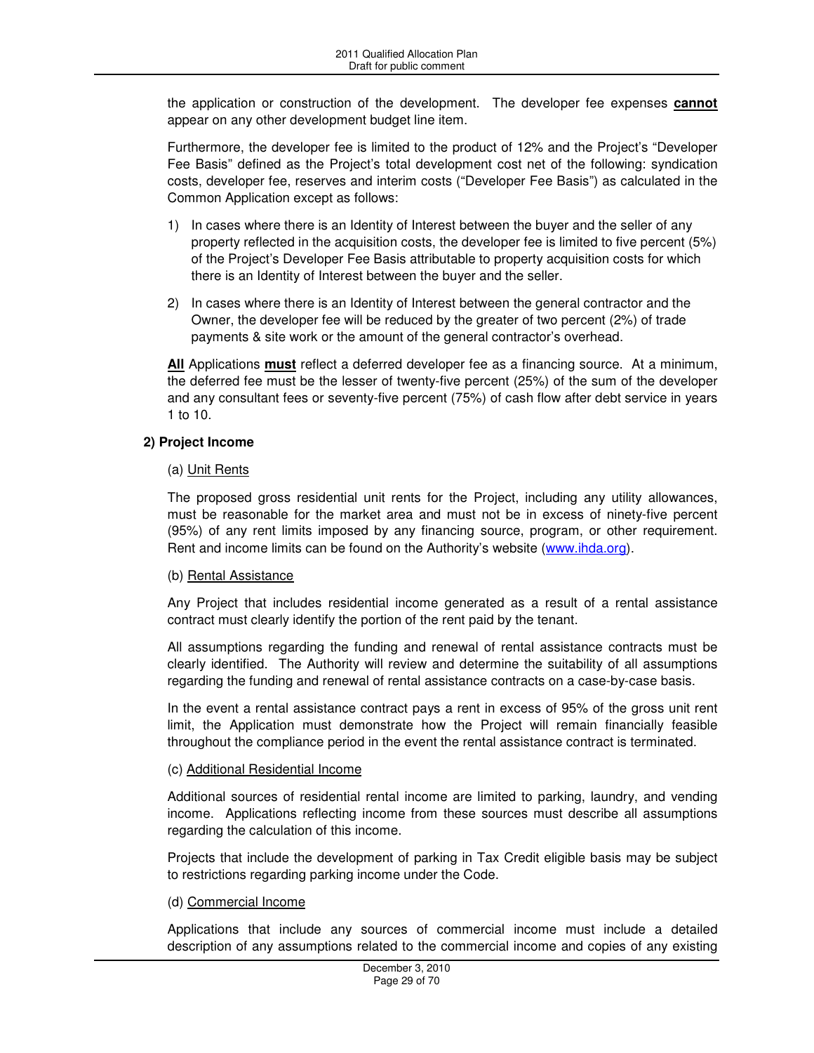the application or construction of the development. The developer fee expenses **cannot** appear on any other development budget line item.

Furthermore, the developer fee is limited to the product of 12% and the Project's "Developer Fee Basis" defined as the Project's total development cost net of the following: syndication costs, developer fee, reserves and interim costs ("Developer Fee Basis") as calculated in the Common Application except as follows:

1) In cases where there is an Identity of Interest between the buyer and the seller of any property reflected in the acquisition costs, the developer fee is limited to five percent (5%) of the Project's Developer Fee Basis attributable to property acquisition costs for which there is an Identity of Interest between the buyer and the seller.

2) In cases where there is an Identity of Interest between the general contractor and the Owner, the developer fee will be reduced by the greater of two percent (2%) of trade payments & site work or the amount of the general contractor's overhead.

**All** Applications **must** reflect a deferred developer fee as a financing source. At a minimum, the deferred fee must be the lesser of twenty-five percent (25%) of the sum of the developer and any consultant fees or seventy-five percent (75%) of cash flow after debt service in years 1 to 10.

**2) Project Income**

(a) Unit Rents

The proposed gross residential unit rents for the Project, including any utility allowances, must be reasonable for the market area and must not be in excess of ninety-five percent (95%) of any rent limits imposed by any financing source, program, or other requirement. Rent and income limits can be found on the Authority's website (www.ihda.org).

(b) Rental Assistance

Any Project that includes residential income generated as a result of a rental assistance contract must clearly identify the portion of the rent paid by the tenant.

All assumptions regarding the funding and renewal of rental assistance contracts must be clearly identified. The Authority will review and determine the suitability of all assumptions regarding the funding and renewal of rental assistance contracts on a case-by-case basis.

In the event a rental assistance contract pays a rent in excess of 95% of the gross unit rent limit, the Application must demonstrate how the Project will remain financially feasible throughout the compliance period in the event the rental assistance contract is terminated.

(c) Additional Residential Income

Additional sources of residential rental income are limited to parking, laundry, and vending income. Applications reflecting income from these sources must describe all assumptions regarding the calculation of this income.

Projects that include the development of parking in Tax Credit eligible basis may be subject to restrictions regarding parking income under the Code.

(d) Commercial Income

Applications that include any sources of commercial income must include a detailed description of any assumptions related to the commercial income and copies of any existing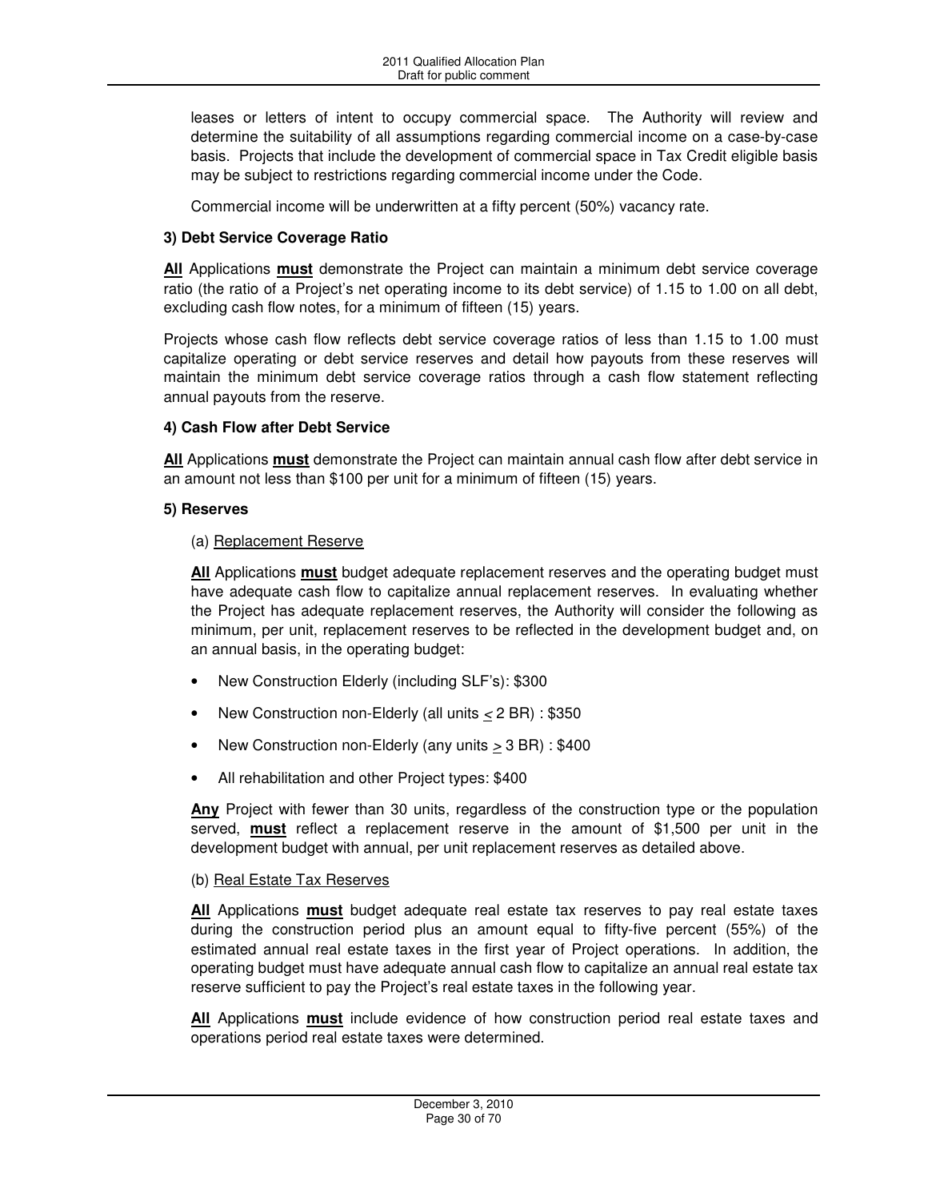leases or letters of intent to occupy commercial space. The Authority will review and determine the suitability of all assumptions regarding commercial income on a case-by-case basis. Projects that include the development of commercial space in Tax Credit eligible basis may be subject to restrictions regarding commercial income under the Code.

Commercial income will be underwritten at a fifty percent (50%) vacancy rate.

**3) Debt Service Coverage Ratio**

**All** Applications **must** demonstrate the Project can maintain a minimum debt service coverage ratio (the ratio of a Project's net operating income to its debt service) of 1.15 to 1.00 on all debt, excluding cash flow notes, for a minimum of fifteen (15) years.

Projects whose cash flow reflects debt service coverage ratios of less than 1.15 to 1.00 must capitalize operating or debt service reserves and detail how payouts from these reserves will maintain the minimum debt service coverage ratios through a cash flow statement reflecting annual payouts from the reserve.

**4) Cash Flow after Debt Service**

**All** Applications **must** demonstrate the Project can maintain annual cash flow after debt service in an amount not less than $100 per unit for a minimum of fifteen (15) years.

**5) Reserves**

(a) Replacement Reserve

**All** Applications **must** budget adequate replacement reserves and the operating budget must have adequate cash flow to capitalize annual replacement reserves. In evaluating whether the Project has adequate replacement reserves, the Authority will consider the following as minimum, per unit, replacement reserves to be reflected in the development budget and, on an annual basis, in the operating budget:

- New Construction Elderly (including SLF's): $300
- New Construction non-Elderly (all units ≤ 2 BR) : $350
- New Construction non-Elderly (any units ≥ 3 BR) : $400
- All rehabilitation and other Project types: $400

**Any** Project with fewer than 30 units, regardless of the construction type or the population served, **must** reflect a replacement reserve in the amount of $1,500 per unit in the development budget with annual, per unit replacement reserves as detailed above.

(b) Real Estate Tax Reserves

**All** Applications **must** budget adequate real estate tax reserves to pay real estate taxes during the construction period plus an amount equal to fifty-five percent (55%) of the estimated annual real estate taxes in the first year of Project operations. In addition, the operating budget must have adequate annual cash flow to capitalize an annual real estate tax reserve sufficient to pay the Project's real estate taxes in the following year.

**All** Applications **must** include evidence of how construction period real estate taxes and operations period real estate taxes were determined.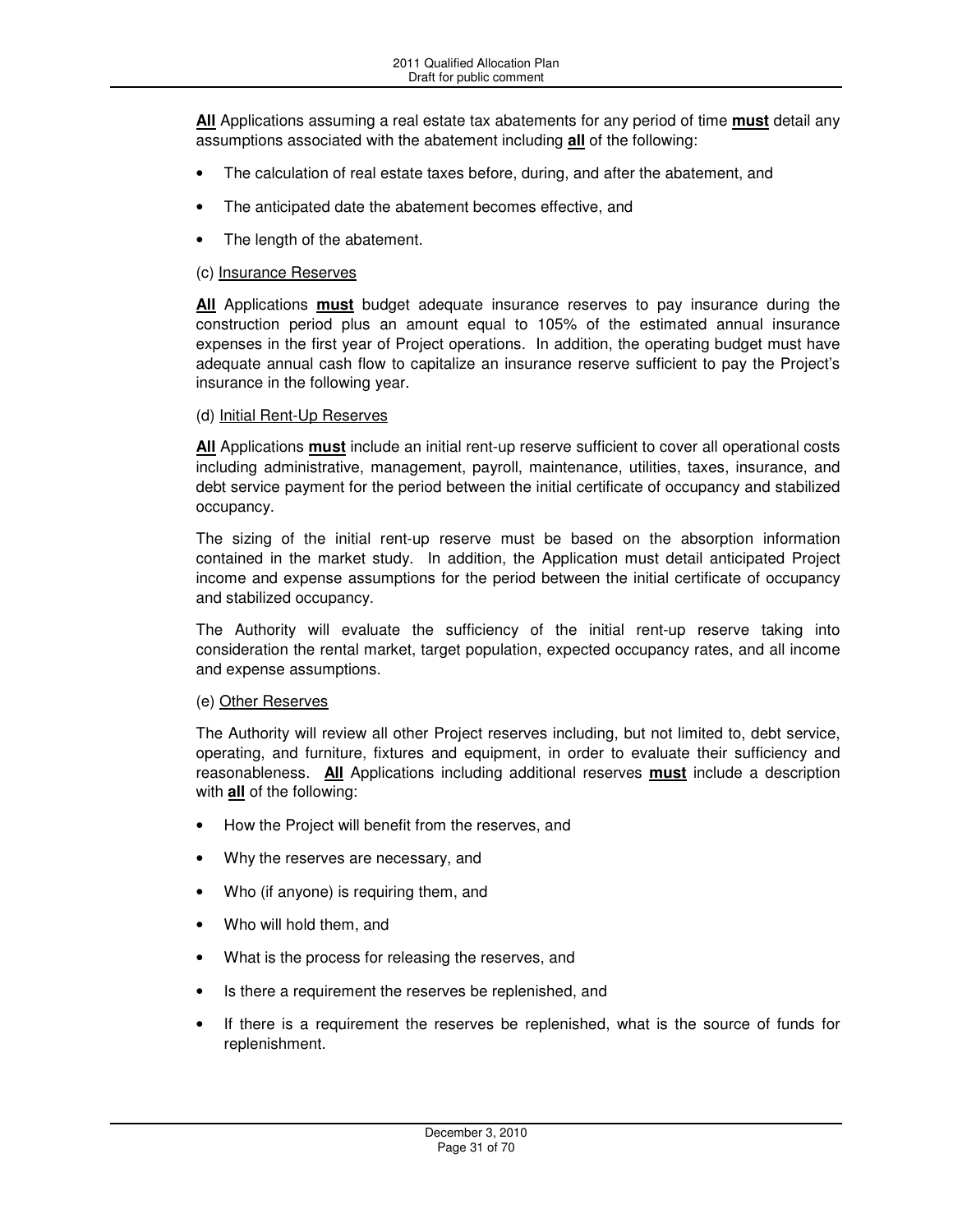**All** Applications assuming a real estate tax abatements for any period of time **must** detail any assumptions associated with the abatement including **all** of the following:

- The calculation of real estate taxes before, during, and after the abatement, and
- The anticipated date the abatement becomes effective, and
- The length of the abatement.

(c) Insurance Reserves

**All** Applications **must** budget adequate insurance reserves to pay insurance during the construction period plus an amount equal to 105% of the estimated annual insurance expenses in the first year of Project operations. In addition, the operating budget must have adequate annual cash flow to capitalize an insurance reserve sufficient to pay the Project's insurance in the following year.

(d) Initial Rent-Up Reserves

**All** Applications **must** include an initial rent-up reserve sufficient to cover all operational costs including administrative, management, payroll, maintenance, utilities, taxes, insurance, and debt service payment for the period between the initial certificate of occupancy and stabilized occupancy.

The sizing of the initial rent-up reserve must be based on the absorption information contained in the market study. In addition, the Application must detail anticipated Project income and expense assumptions for the period between the initial certificate of occupancy and stabilized occupancy.

The Authority will evaluate the sufficiency of the initial rent-up reserve taking into consideration the rental market, target population, expected occupancy rates, and all income and expense assumptions.

(e) Other Reserves

The Authority will review all other Project reserves including, but not limited to, debt service, operating, and furniture, fixtures and equipment, in order to evaluate their sufficiency and reasonableness. **All** Applications including additional reserves **must** include a description with **all** of the following:

- How the Project will benefit from the reserves, and
- Why the reserves are necessary, and
- Who (if anyone) is requiring them, and
- Who will hold them, and
- What is the process for releasing the reserves, and
- Is there a requirement the reserves be replenished, and
- If there is a requirement the reserves be replenished, what is the source of funds for replenishment.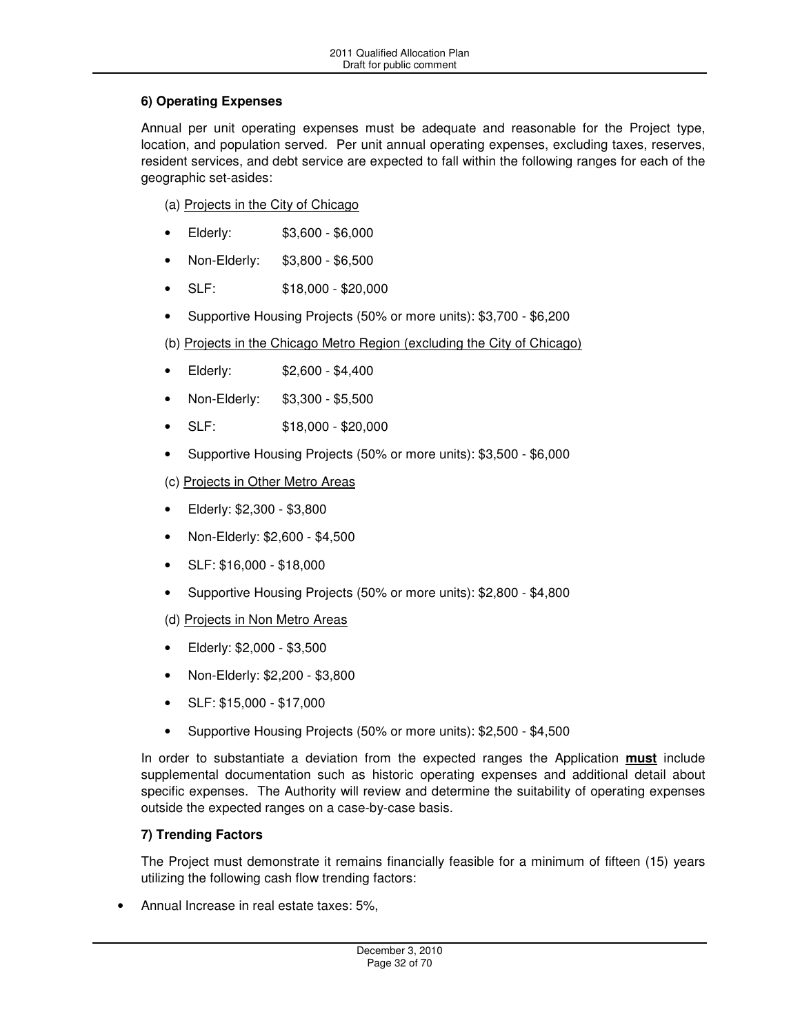**6) Operating Expenses**

Annual per unit operating expenses must be adequate and reasonable for the Project type, location, and population served. Per unit annual operating expenses, excluding taxes, reserves, resident services, and debt service are expected to fall within the following ranges for each of the geographic set-asides:

(a) Projects in the City of Chicago

- Elderly: $3,600 - $6,000
- Non-Elderly: $3,800 - $6,500
- SLF: $18,000 - $20,000
- Supportive Housing Projects (50% or more units): $3,700 - $6,200

(b) Projects in the Chicago Metro Region (excluding the City of Chicago)

- Elderly: $2,600 - $4,400
- Non-Elderly: $3,300 - $5,500
- SLF: $18,000 - $20,000
- Supportive Housing Projects (50% or more units): $3,500 - $6,000

(c) Projects in Other Metro Areas

- Elderly: $2,300 - $3,800
- Non-Elderly: $2,600 - $4,500
- SLF: $16,000 - $18,000
- Supportive Housing Projects (50% or more units): $2,800 - $4,800

(d) Projects in Non Metro Areas

- Elderly: $2,000 - $3,500
- Non-Elderly: $2,200 - $3,800
- SLF: $15,000 - $17,000
- Supportive Housing Projects (50% or more units): $2,500 - $4,500

In order to substantiate a deviation from the expected ranges the Application **must** include supplemental documentation such as historic operating expenses and additional detail about specific expenses. The Authority will review and determine the suitability of operating expenses outside the expected ranges on a case-by-case basis.

**7) Trending Factors**

The Project must demonstrate it remains financially feasible for a minimum of fifteen (15) years utilizing the following cash flow trending factors:

- Annual Increase in real estate taxes: 5%,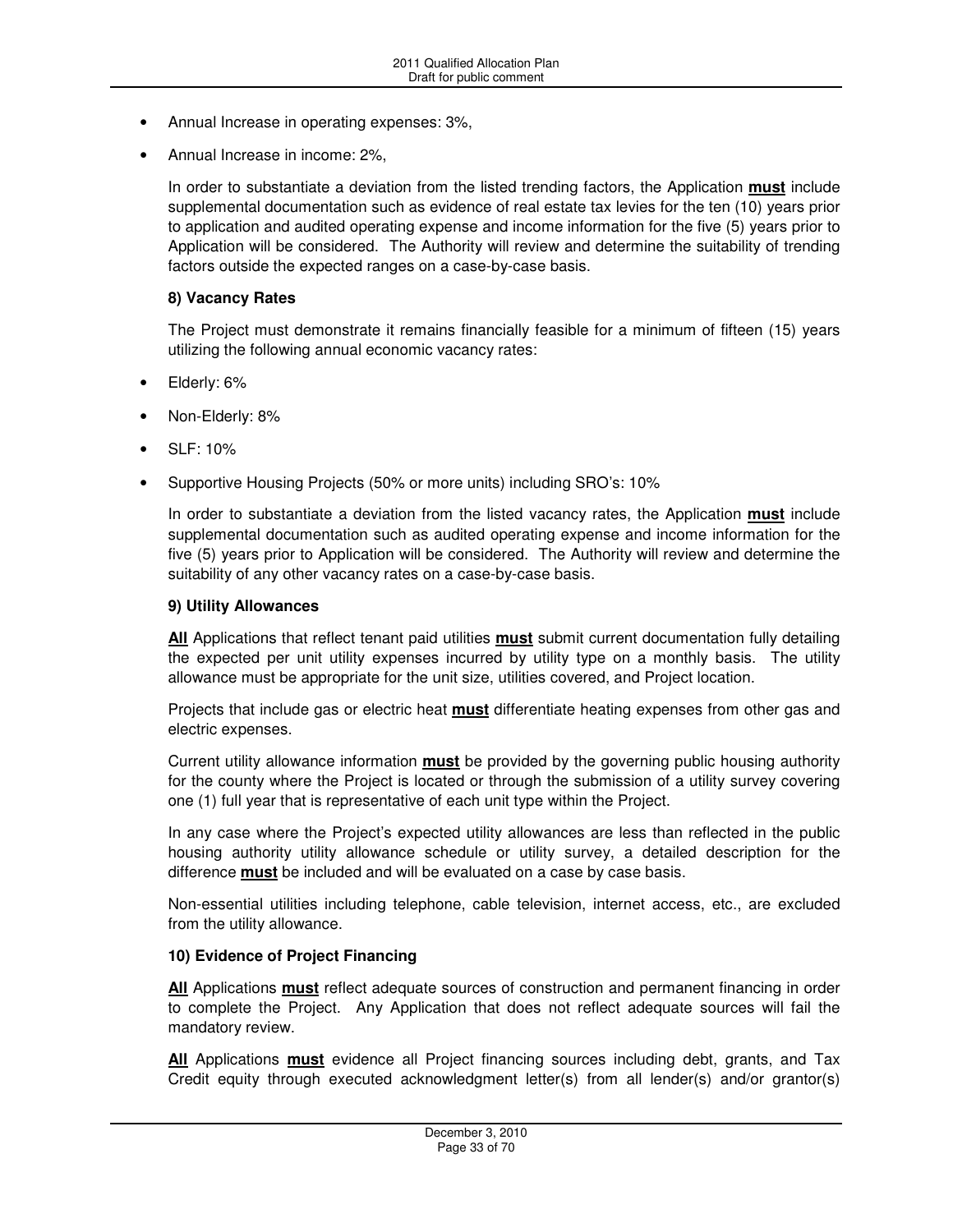- Annual Increase in operating expenses: 3%,
- Annual Increase in income: 2%,

  In order to substantiate a deviation from the listed trending factors, the Application **must** include supplemental documentation such as evidence of real estate tax levies for the ten (10) years prior to application and audited operating expense and income information for the five (5) years prior to Application will be considered. The Authority will review and determine the suitability of trending factors outside the expected ranges on a case-by-case basis.

**8) Vacancy Rates**

The Project must demonstrate it remains financially feasible for a minimum of fifteen (15) years utilizing the following annual economic vacancy rates:

- Elderly: 6%
- Non-Elderly: 8%
- SLF: 10%
- Supportive Housing Projects (50% or more units) including SRO's: 10%

  In order to substantiate a deviation from the listed vacancy rates, the Application **must** include supplemental documentation such as audited operating expense and income information for the five (5) years prior to Application will be considered. The Authority will review and determine the suitability of any other vacancy rates on a case-by-case basis.

**9) Utility Allowances**

**All** Applications that reflect tenant paid utilities **must** submit current documentation fully detailing the expected per unit utility expenses incurred by utility type on a monthly basis. The utility allowance must be appropriate for the unit size, utilities covered, and Project location.

Projects that include gas or electric heat **must** differentiate heating expenses from other gas and electric expenses.

Current utility allowance information **must** be provided by the governing public housing authority for the county where the Project is located or through the submission of a utility survey covering one (1) full year that is representative of each unit type within the Project.

In any case where the Project's expected utility allowances are less than reflected in the public housing authority utility allowance schedule or utility survey, a detailed description for the difference **must** be included and will be evaluated on a case by case basis.

Non-essential utilities including telephone, cable television, internet access, etc., are excluded from the utility allowance.

**10) Evidence of Project Financing**

**All** Applications **must** reflect adequate sources of construction and permanent financing in order to complete the Project. Any Application that does not reflect adequate sources will fail the mandatory review.

**All** Applications **must** evidence all Project financing sources including debt, grants, and Tax Credit equity through executed acknowledgment letter(s) from all lender(s) and/or grantor(s)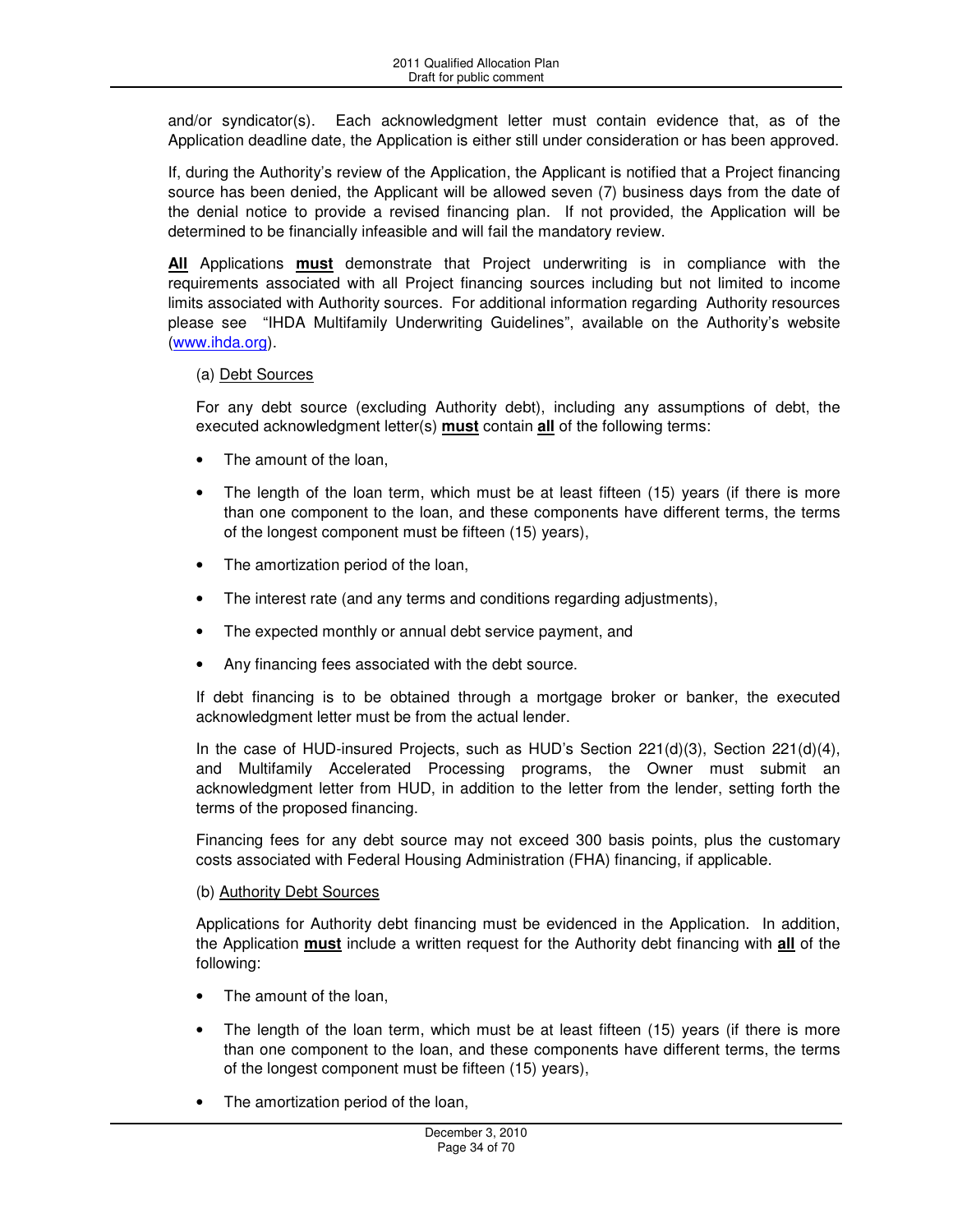and/or syndicator(s). Each acknowledgment letter must contain evidence that, as of the Application deadline date, the Application is either still under consideration or has been approved.

If, during the Authority's review of the Application, the Applicant is notified that a Project financing source has been denied, the Applicant will be allowed seven (7) business days from the date of the denial notice to provide a revised financing plan. If not provided, the Application will be determined to be financially infeasible and will fail the mandatory review.

**All** Applications **must** demonstrate that Project underwriting is in compliance with the requirements associated with all Project financing sources including but not limited to income limits associated with Authority sources. For additional information regarding Authority resources please see "IHDA Multifamily Underwriting Guidelines", available on the Authority's website (www.ihda.org).

(a) Debt Sources

For any debt source (excluding Authority debt), including any assumptions of debt, the executed acknowledgment letter(s) **must** contain **all** of the following terms:

- The amount of the loan,
- The length of the loan term, which must be at least fifteen (15) years (if there is more than one component to the loan, and these components have different terms, the terms of the longest component must be fifteen (15) years),
- The amortization period of the loan,
- The interest rate (and any terms and conditions regarding adjustments),
- The expected monthly or annual debt service payment, and
- Any financing fees associated with the debt source.

If debt financing is to be obtained through a mortgage broker or banker, the executed acknowledgment letter must be from the actual lender.

In the case of HUD-insured Projects, such as HUD's Section 221(d)(3), Section 221(d)(4), and Multifamily Accelerated Processing programs, the Owner must submit an acknowledgment letter from HUD, in addition to the letter from the lender, setting forth the terms of the proposed financing.

Financing fees for any debt source may not exceed 300 basis points, plus the customary costs associated with Federal Housing Administration (FHA) financing, if applicable.

(b) Authority Debt Sources

Applications for Authority debt financing must be evidenced in the Application. In addition, the Application **must** include a written request for the Authority debt financing with **all** of the following:

- The amount of the loan,
- The length of the loan term, which must be at least fifteen (15) years (if there is more than one component to the loan, and these components have different terms, the terms of the longest component must be fifteen (15) years),
- The amortization period of the loan,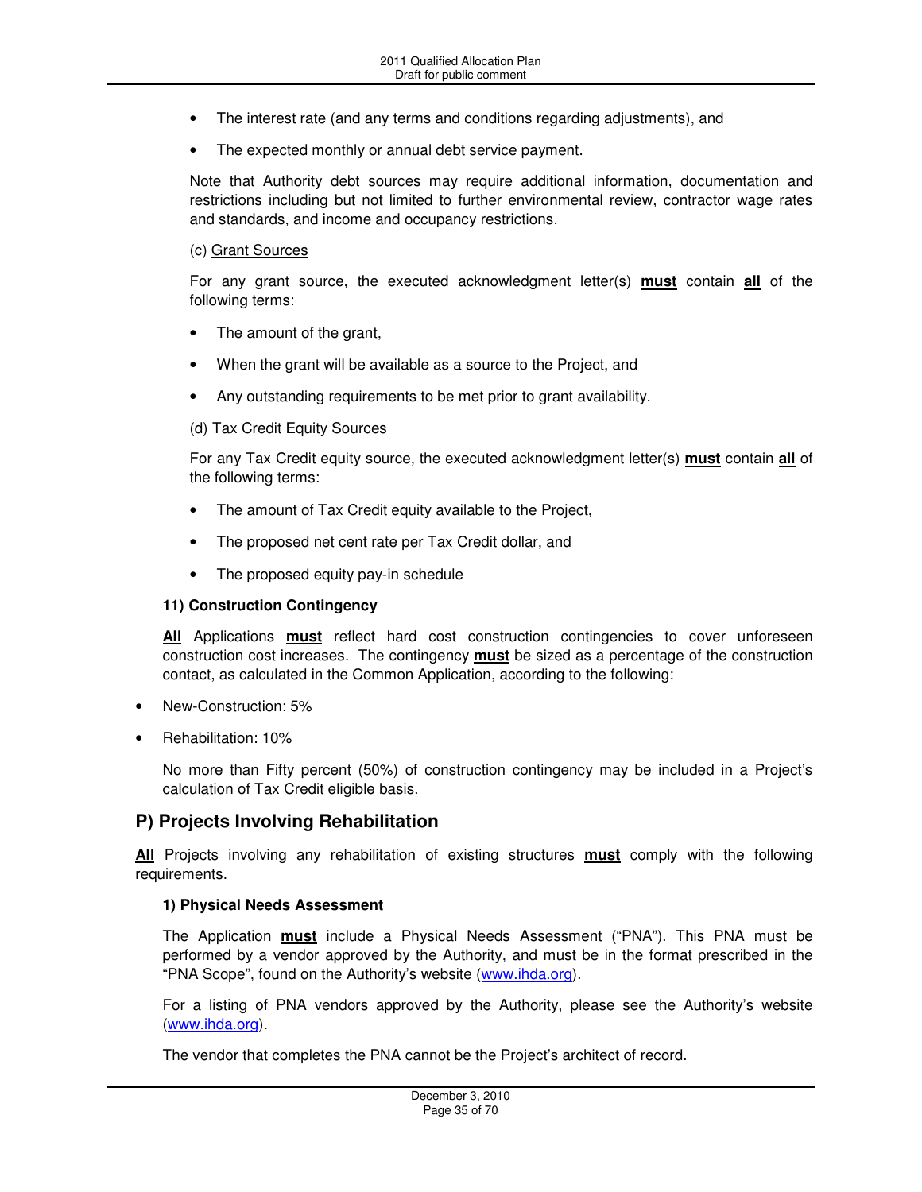- The interest rate (and any terms and conditions regarding adjustments), and
- The expected monthly or annual debt service payment.

Note that Authority debt sources may require additional information, documentation and restrictions including but not limited to further environmental review, contractor wage rates and standards, and income and occupancy restrictions.

(c) Grant Sources

For any grant source, the executed acknowledgment letter(s) **must** contain **all** of the following terms:

- The amount of the grant,
- When the grant will be available as a source to the Project, and
- Any outstanding requirements to be met prior to grant availability.

(d) Tax Credit Equity Sources

For any Tax Credit equity source, the executed acknowledgment letter(s) **must** contain **all** of the following terms:

- The amount of Tax Credit equity available to the Project,
- The proposed net cent rate per Tax Credit dollar, and
- The proposed equity pay-in schedule

**11) Construction Contingency**

**All** Applications **must** reflect hard cost construction contingencies to cover unforeseen construction cost increases. The contingency **must** be sized as a percentage of the construction contact, as calculated in the Common Application, according to the following:

- New-Construction: 5%
- Rehabilitation: 10%

No more than Fifty percent (50%) of construction contingency may be included in a Project's calculation of Tax Credit eligible basis.

## P) Projects Involving Rehabilitation

**All** Projects involving any rehabilitation of existing structures **must** comply with the following requirements.

**1) Physical Needs Assessment**

The Application **must** include a Physical Needs Assessment ("PNA"). This PNA must be performed by a vendor approved by the Authority, and must be in the format prescribed in the "PNA Scope", found on the Authority's website (www.ihda.org).

For a listing of PNA vendors approved by the Authority, please see the Authority's website (www.ihda.org).

The vendor that completes the PNA cannot be the Project's architect of record.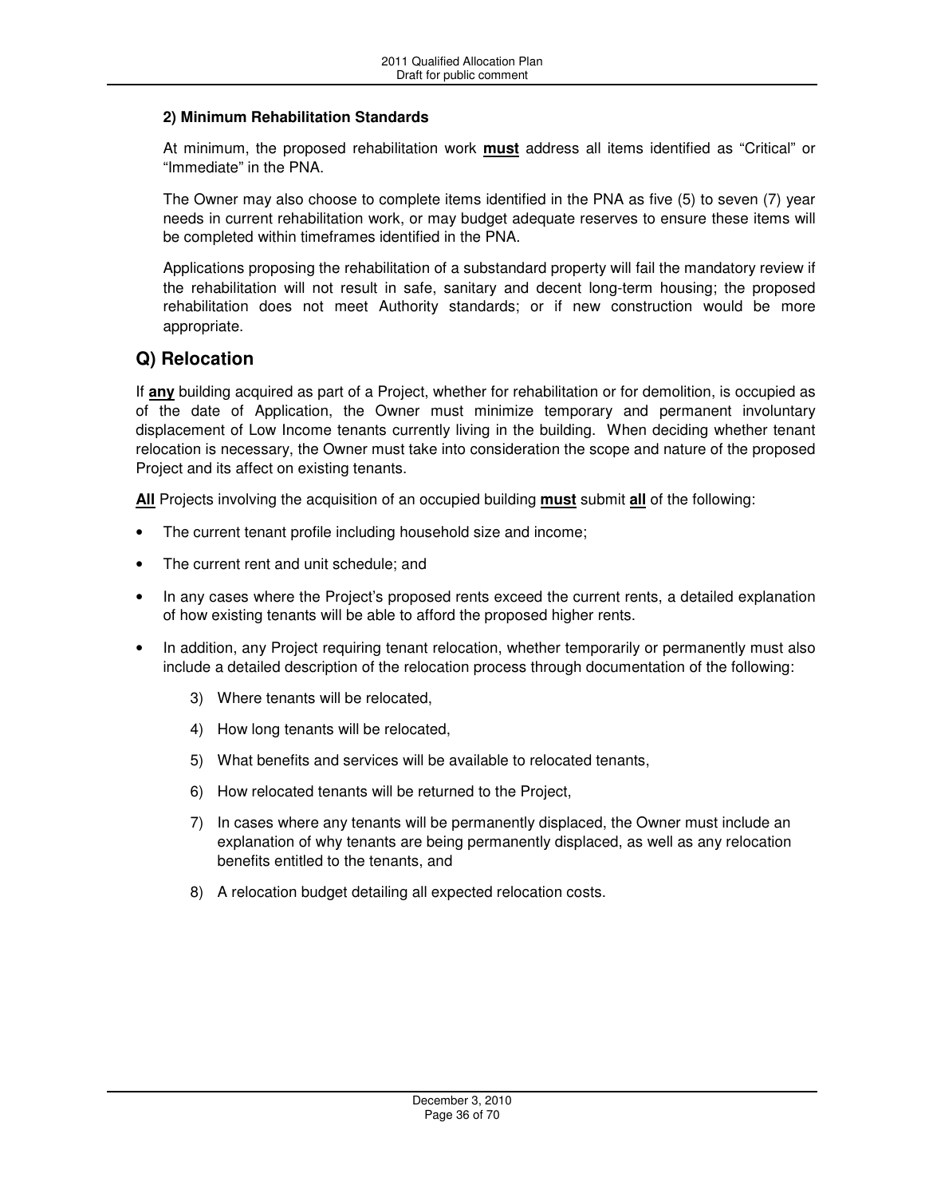**2) Minimum Rehabilitation Standards**

At minimum, the proposed rehabilitation work **must** address all items identified as "Critical" or "Immediate" in the PNA.

The Owner may also choose to complete items identified in the PNA as five (5) to seven (7) year needs in current rehabilitation work, or may budget adequate reserves to ensure these items will be completed within timeframes identified in the PNA.

Applications proposing the rehabilitation of a substandard property will fail the mandatory review if the rehabilitation will not result in safe, sanitary and decent long-term housing; the proposed rehabilitation does not meet Authority standards; or if new construction would be more appropriate.

## Q) Relocation

If **any** building acquired as part of a Project, whether for rehabilitation or for demolition, is occupied as of the date of Application, the Owner must minimize temporary and permanent involuntary displacement of Low Income tenants currently living in the building. When deciding whether tenant relocation is necessary, the Owner must take into consideration the scope and nature of the proposed Project and its affect on existing tenants.

**All** Projects involving the acquisition of an occupied building **must** submit **all** of the following:

- The current tenant profile including household size and income;
- The current rent and unit schedule; and
- In any cases where the Project's proposed rents exceed the current rents, a detailed explanation of how existing tenants will be able to afford the proposed higher rents.
- In addition, any Project requiring tenant relocation, whether temporarily or permanently must also include a detailed description of the relocation process through documentation of the following:
    3) Where tenants will be relocated,
    4) How long tenants will be relocated,
    5) What benefits and services will be available to relocated tenants,
    6) How relocated tenants will be returned to the Project,
    7) In cases where any tenants will be permanently displaced, the Owner must include an explanation of why tenants are being permanently displaced, as well as any relocation benefits entitled to the tenants, and
    8) A relocation budget detailing all expected relocation costs.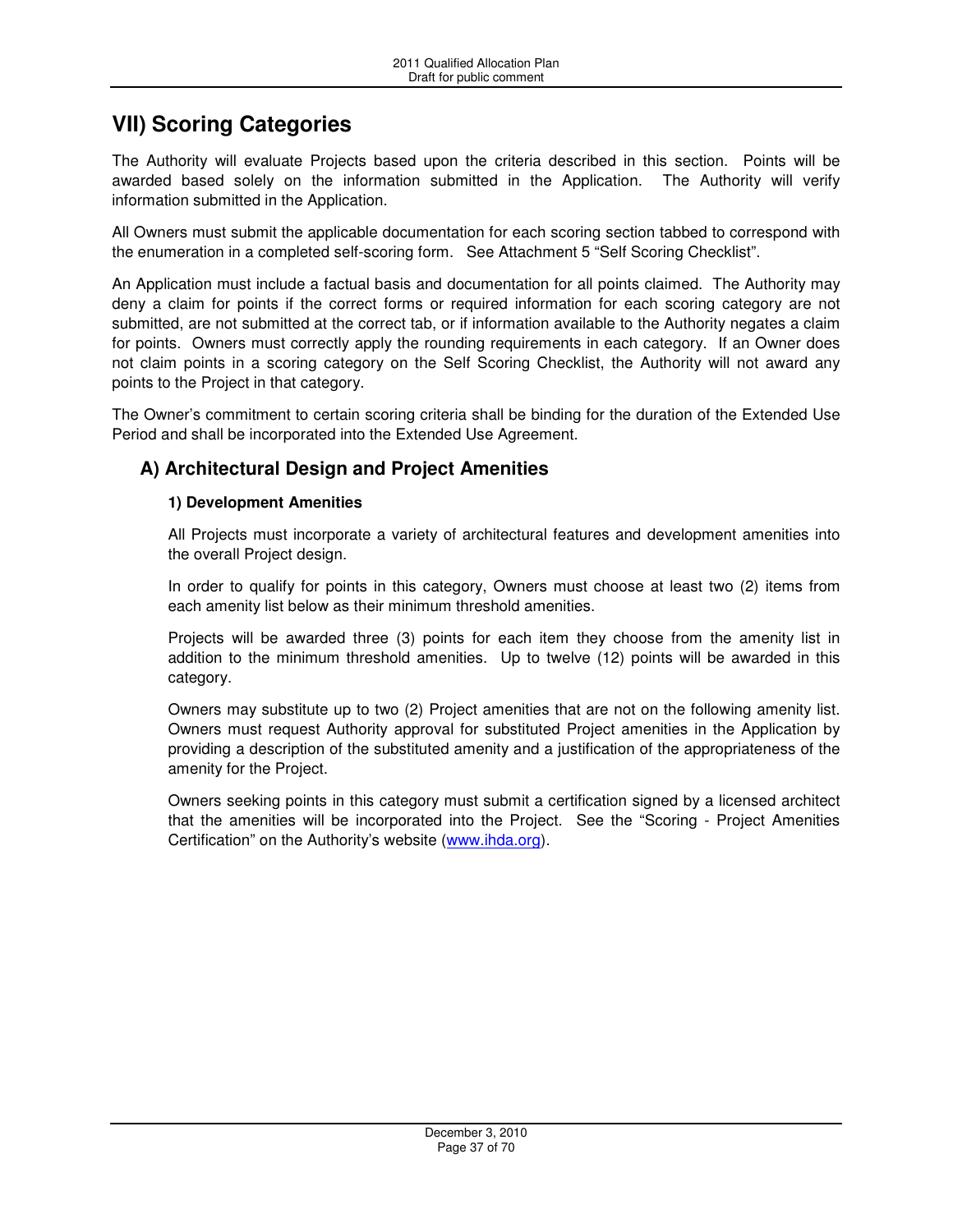# VII) Scoring Categories

The Authority will evaluate Projects based upon the criteria described in this section. Points will be awarded based solely on the information submitted in the Application. The Authority will verify information submitted in the Application.

All Owners must submit the applicable documentation for each scoring section tabbed to correspond with the enumeration in a completed self-scoring form. See Attachment 5 "Self Scoring Checklist".

An Application must include a factual basis and documentation for all points claimed. The Authority may deny a claim for points if the correct forms or required information for each scoring category are not submitted, are not submitted at the correct tab, or if information available to the Authority negates a claim for points. Owners must correctly apply the rounding requirements in each category. If an Owner does not claim points in a scoring category on the Self Scoring Checklist, the Authority will not award any points to the Project in that category.

The Owner's commitment to certain scoring criteria shall be binding for the duration of the Extended Use Period and shall be incorporated into the Extended Use Agreement.

## A) Architectural Design and Project Amenities

### 1) Development Amenities

All Projects must incorporate a variety of architectural features and development amenities into the overall Project design.

In order to qualify for points in this category, Owners must choose at least two (2) items from each amenity list below as their minimum threshold amenities.

Projects will be awarded three (3) points for each item they choose from the amenity list in addition to the minimum threshold amenities. Up to twelve (12) points will be awarded in this category.

Owners may substitute up to two (2) Project amenities that are not on the following amenity list. Owners must request Authority approval for substituted Project amenities in the Application by providing a description of the substituted amenity and a justification of the appropriateness of the amenity for the Project.

Owners seeking points in this category must submit a certification signed by a licensed architect that the amenities will be incorporated into the Project. See the "Scoring - Project Amenities Certification" on the Authority's website (www.ihda.org).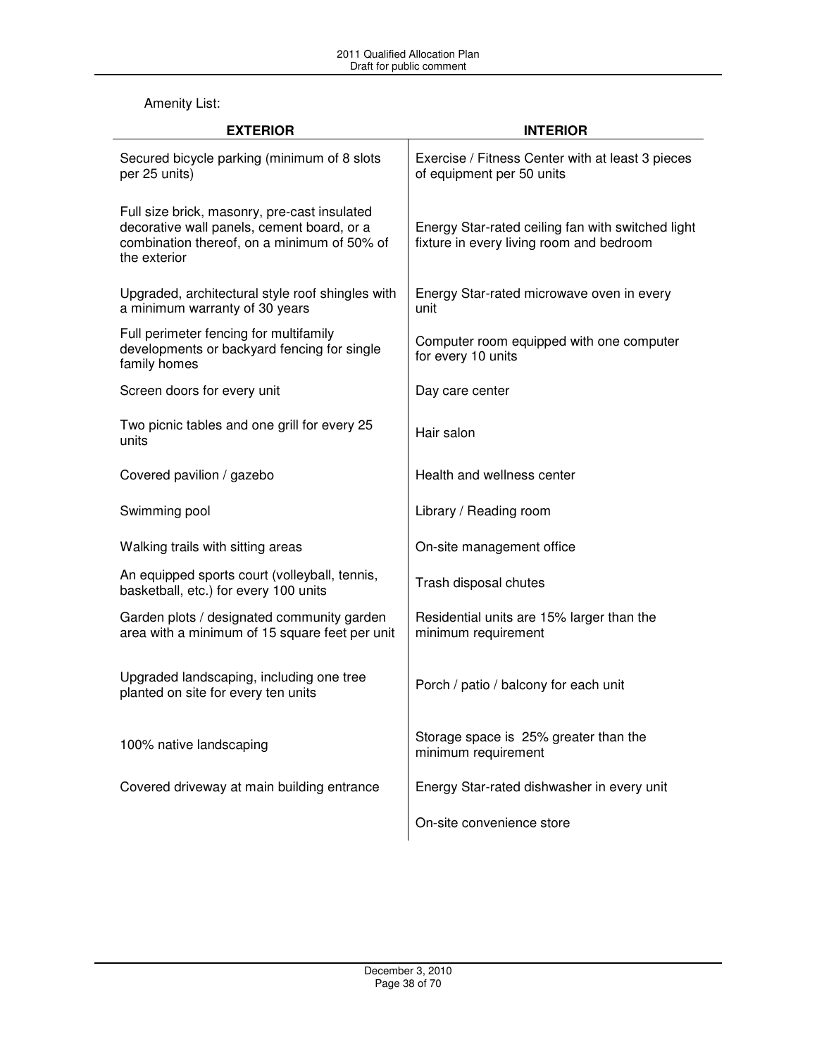Amenity List:

| EXTERIOR | INTERIOR |
|---|---|
| Secured bicycle parking (minimum of 8 slots per 25 units) | Exercise / Fitness Center with at least 3 pieces of equipment per 50 units |
| Full size brick, masonry, pre-cast insulated decorative wall panels, cement board, or a combination thereof, on a minimum of 50% of the exterior | Energy Star-rated ceiling fan with switched light fixture in every living room and bedroom |
| Upgraded, architectural style roof shingles with a minimum warranty of 30 years | Energy Star-rated microwave oven in every unit |
| Full perimeter fencing for multifamily developments or backyard fencing for single family homes | Computer room equipped with one computer for every 10 units |
| Screen doors for every unit | Day care center |
| Two picnic tables and one grill for every 25 units | Hair salon |
| Covered pavilion / gazebo | Health and wellness center |
| Swimming pool | Library / Reading room |
| Walking trails with sitting areas | On-site management office |
| An equipped sports court (volleyball, tennis, basketball, etc.) for every 100 units | Trash disposal chutes |
| Garden plots / designated community garden area with a minimum of 15 square feet per unit | Residential units are 15% larger than the minimum requirement |
| Upgraded landscaping, including one tree planted on site for every ten units | Porch / patio / balcony for each unit |
| 100% native landscaping | Storage space is 25% greater than the minimum requirement |
| Covered driveway at main building entrance | Energy Star-rated dishwasher in every unit |
| | On-site convenience store |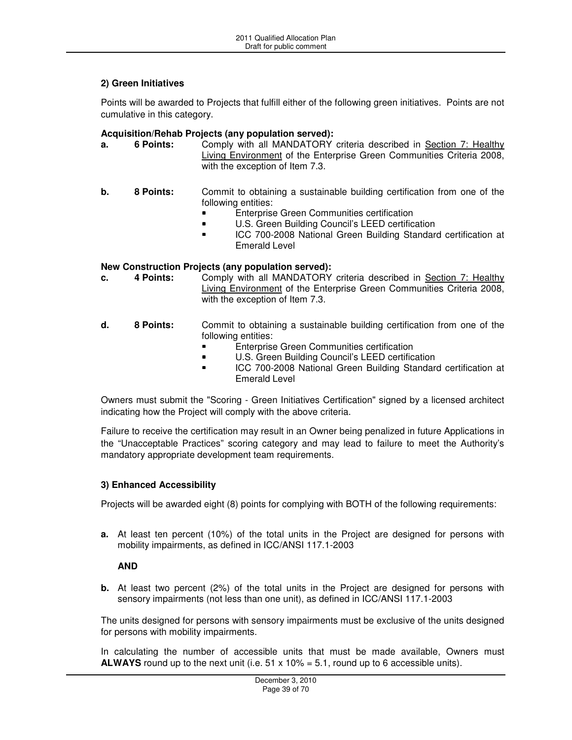### 2) Green Initiatives

Points will be awarded to Projects that fulfill either of the following green initiatives. Points are not cumulative in this category.

**Acquisition/Rehab Projects (any population served):**

**a. 6 Points:** Comply with all MANDATORY criteria described in Section 7: Healthy Living Environment of the Enterprise Green Communities Criteria 2008, with the exception of Item 7.3.

**b. 8 Points:** Commit to obtaining a sustainable building certification from one of the following entities:

- Enterprise Green Communities certification
- U.S. Green Building Council's LEED certification
- ICC 700-2008 National Green Building Standard certification at Emerald Level

**New Construction Projects (any population served):**

**c. 4 Points:** Comply with all MANDATORY criteria described in Section 7: Healthy Living Environment of the Enterprise Green Communities Criteria 2008, with the exception of Item 7.3.

**d. 8 Points:** Commit to obtaining a sustainable building certification from one of the following entities:

- Enterprise Green Communities certification
- U.S. Green Building Council's LEED certification
- ICC 700-2008 National Green Building Standard certification at Emerald Level

Owners must submit the "Scoring - Green Initiatives Certification" signed by a licensed architect indicating how the Project will comply with the above criteria.

Failure to receive the certification may result in an Owner being penalized in future Applications in the "Unacceptable Practices" scoring category and may lead to failure to meet the Authority's mandatory appropriate development team requirements.

### 3) Enhanced Accessibility

Projects will be awarded eight (8) points for complying with BOTH of the following requirements:

**a.** At least ten percent (10%) of the total units in the Project are designed for persons with mobility impairments, as defined in ICC/ANSI 117.1-2003

**AND**

**b.** At least two percent (2%) of the total units in the Project are designed for persons with sensory impairments (not less than one unit), as defined in ICC/ANSI 117.1-2003

The units designed for persons with sensory impairments must be exclusive of the units designed for persons with mobility impairments.

In calculating the number of accessible units that must be made available, Owners must **ALWAYS** round up to the next unit (i.e. 51 x 10% = 5.1, round up to 6 accessible units).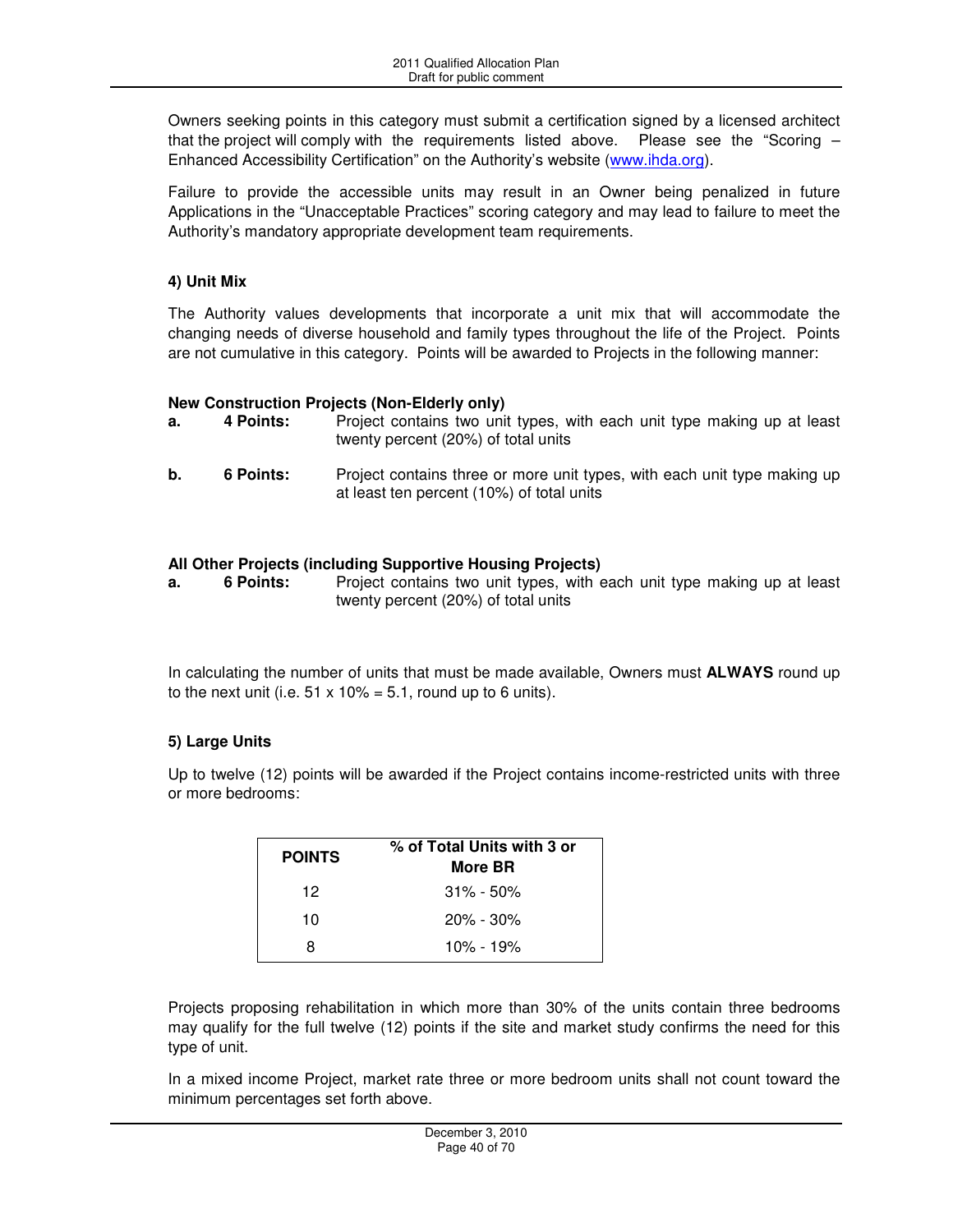Owners seeking points in this category must submit a certification signed by a licensed architect that the project will comply with the requirements listed above. Please see the "Scoring – Enhanced Accessibility Certification" on the Authority's website (www.ihda.org).

Failure to provide the accessible units may result in an Owner being penalized in future Applications in the "Unacceptable Practices" scoring category and may lead to failure to meet the Authority's mandatory appropriate development team requirements.

#### 4) Unit Mix

The Authority values developments that incorporate a unit mix that will accommodate the changing needs of diverse household and family types throughout the life of the Project. Points are not cumulative in this category. Points will be awarded to Projects in the following manner:

**New Construction Projects (Non-Elderly only)**

**a.** **4 Points:** Project contains two unit types, with each unit type making up at least twenty percent (20%) of total units

**b.** **6 Points:** Project contains three or more unit types, with each unit type making up at least ten percent (10%) of total units

**All Other Projects (including Supportive Housing Projects)**

**a.** **6 Points:** Project contains two unit types, with each unit type making up at least twenty percent (20%) of total units

In calculating the number of units that must be made available, Owners must **ALWAYS** round up to the next unit (i.e. 51 x 10% = 5.1, round up to 6 units).

#### 5) Large Units

Up to twelve (12) points will be awarded if the Project contains income-restricted units with three or more bedrooms:

| POINTS | % of Total Units with 3 or More BR |
|---|---|
| 12 | 31% - 50% |
| 10 | 20% - 30% |
| 8 | 10% - 19% |

Projects proposing rehabilitation in which more than 30% of the units contain three bedrooms may qualify for the full twelve (12) points if the site and market study confirms the need for this type of unit.

In a mixed income Project, market rate three or more bedroom units shall not count toward the minimum percentages set forth above.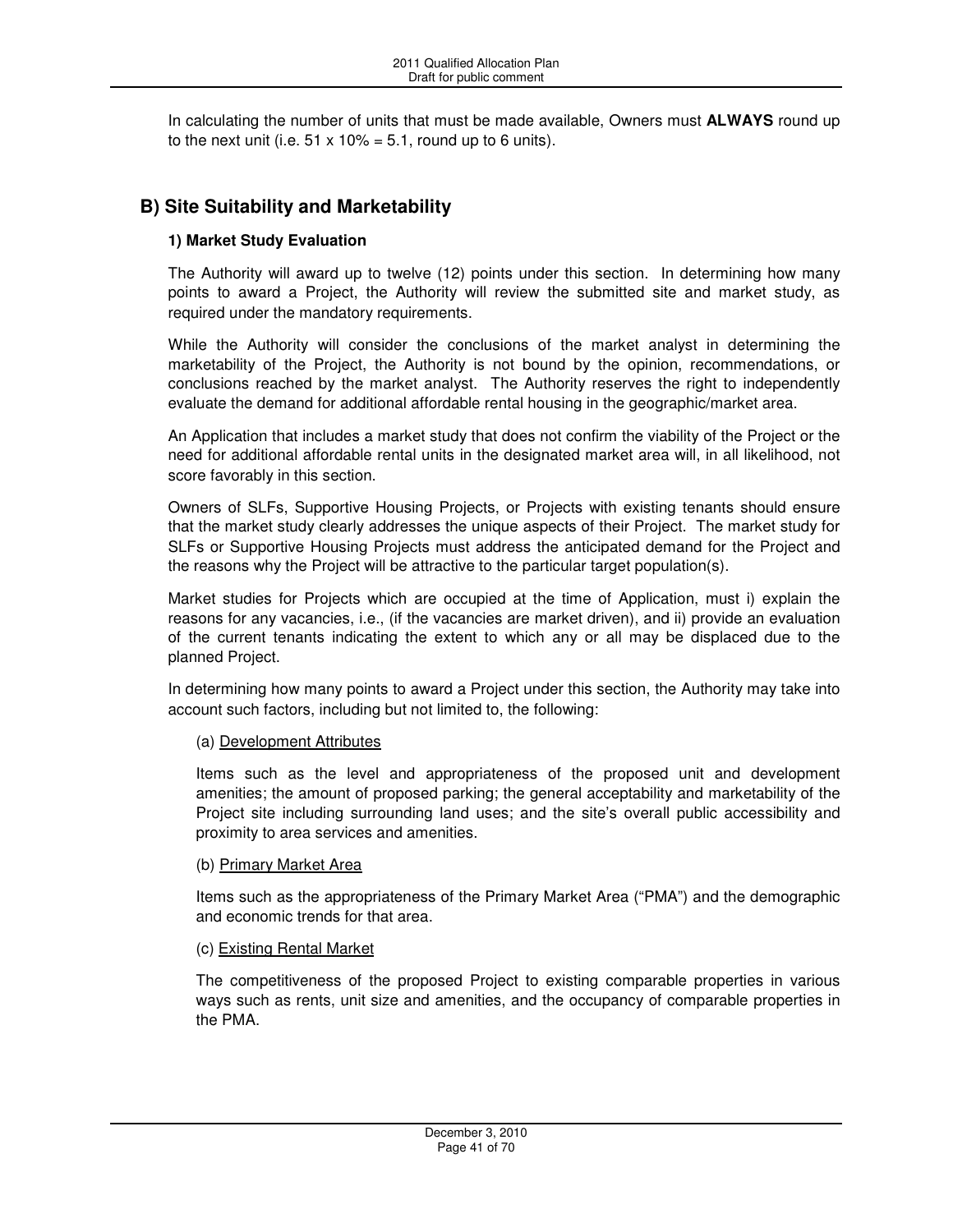In calculating the number of units that must be made available, Owners must **ALWAYS** round up to the next unit (i.e. 51 x 10% = 5.1, round up to 6 units).

## B) Site Suitability and Marketability

### 1) Market Study Evaluation

The Authority will award up to twelve (12) points under this section. In determining how many points to award a Project, the Authority will review the submitted site and market study, as required under the mandatory requirements.

While the Authority will consider the conclusions of the market analyst in determining the marketability of the Project, the Authority is not bound by the opinion, recommendations, or conclusions reached by the market analyst. The Authority reserves the right to independently evaluate the demand for additional affordable rental housing in the geographic/market area.

An Application that includes a market study that does not confirm the viability of the Project or the need for additional affordable rental units in the designated market area will, in all likelihood, not score favorably in this section.

Owners of SLFs, Supportive Housing Projects, or Projects with existing tenants should ensure that the market study clearly addresses the unique aspects of their Project. The market study for SLFs or Supportive Housing Projects must address the anticipated demand for the Project and the reasons why the Project will be attractive to the particular target population(s).

Market studies for Projects which are occupied at the time of Application, must i) explain the reasons for any vacancies, i.e., (if the vacancies are market driven), and ii) provide an evaluation of the current tenants indicating the extent to which any or all may be displaced due to the planned Project.

In determining how many points to award a Project under this section, the Authority may take into account such factors, including but not limited to, the following:

(a) Development Attributes

Items such as the level and appropriateness of the proposed unit and development amenities; the amount of proposed parking; the general acceptability and marketability of the Project site including surrounding land uses; and the site's overall public accessibility and proximity to area services and amenities.

(b) Primary Market Area

Items such as the appropriateness of the Primary Market Area ("PMA") and the demographic and economic trends for that area.

(c) Existing Rental Market

The competitiveness of the proposed Project to existing comparable properties in various ways such as rents, unit size and amenities, and the occupancy of comparable properties in the PMA.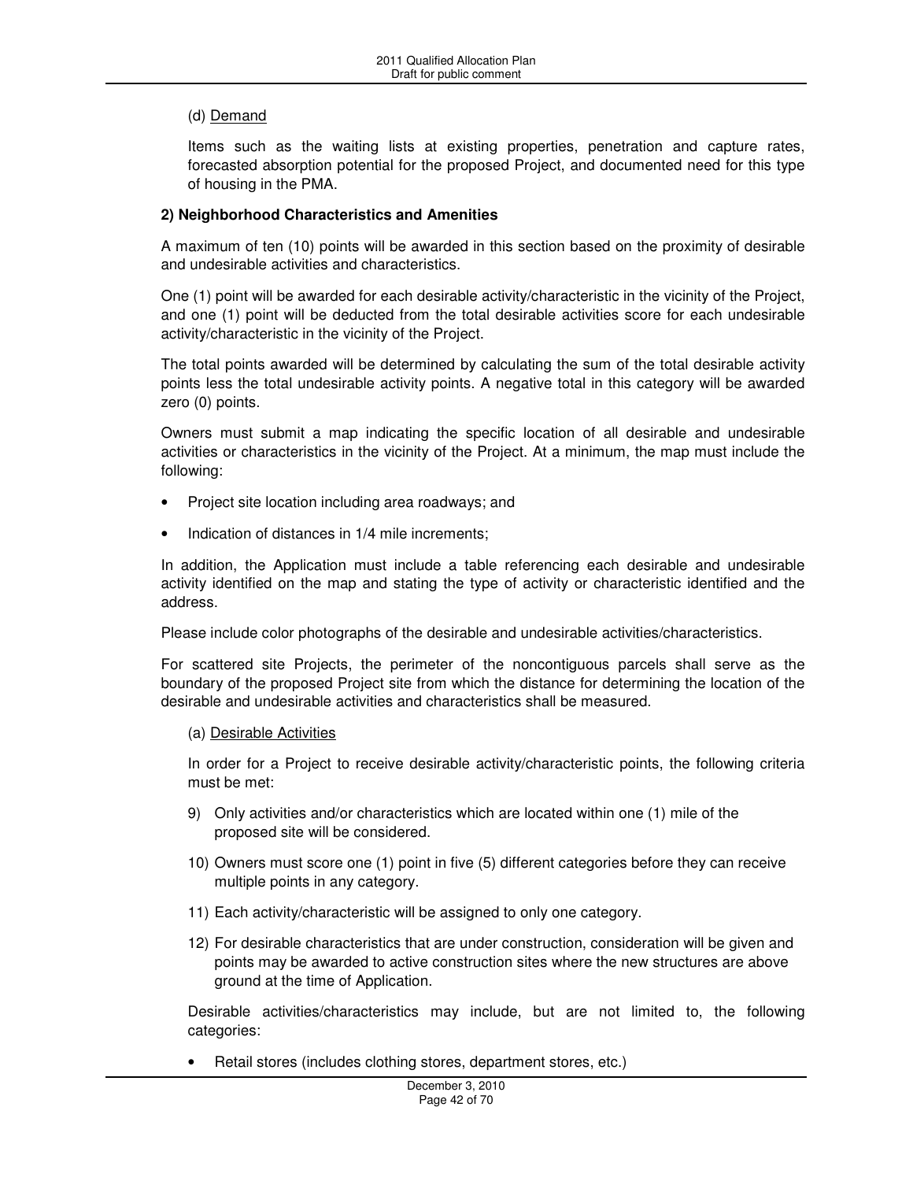(d) Demand

Items such as the waiting lists at existing properties, penetration and capture rates, forecasted absorption potential for the proposed Project, and documented need for this type of housing in the PMA.

**2) Neighborhood Characteristics and Amenities**

A maximum of ten (10) points will be awarded in this section based on the proximity of desirable and undesirable activities and characteristics.

One (1) point will be awarded for each desirable activity/characteristic in the vicinity of the Project, and one (1) point will be deducted from the total desirable activities score for each undesirable activity/characteristic in the vicinity of the Project.

The total points awarded will be determined by calculating the sum of the total desirable activity points less the total undesirable activity points. A negative total in this category will be awarded zero (0) points.

Owners must submit a map indicating the specific location of all desirable and undesirable activities or characteristics in the vicinity of the Project. At a minimum, the map must include the following:

- Project site location including area roadways; and
- Indication of distances in 1/4 mile increments;

In addition, the Application must include a table referencing each desirable and undesirable activity identified on the map and stating the type of activity or characteristic identified and the address.

Please include color photographs of the desirable and undesirable activities/characteristics.

For scattered site Projects, the perimeter of the noncontiguous parcels shall serve as the boundary of the proposed Project site from which the distance for determining the location of the desirable and undesirable activities and characteristics shall be measured.

(a) Desirable Activities

In order for a Project to receive desirable activity/characteristic points, the following criteria must be met:

9) Only activities and/or characteristics which are located within one (1) mile of the proposed site will be considered.
10) Owners must score one (1) point in five (5) different categories before they can receive multiple points in any category.
11) Each activity/characteristic will be assigned to only one category.
12) For desirable characteristics that are under construction, consideration will be given and points may be awarded to active construction sites where the new structures are above ground at the time of Application.

Desirable activities/characteristics may include, but are not limited to, the following categories:

- Retail stores (includes clothing stores, department stores, etc.)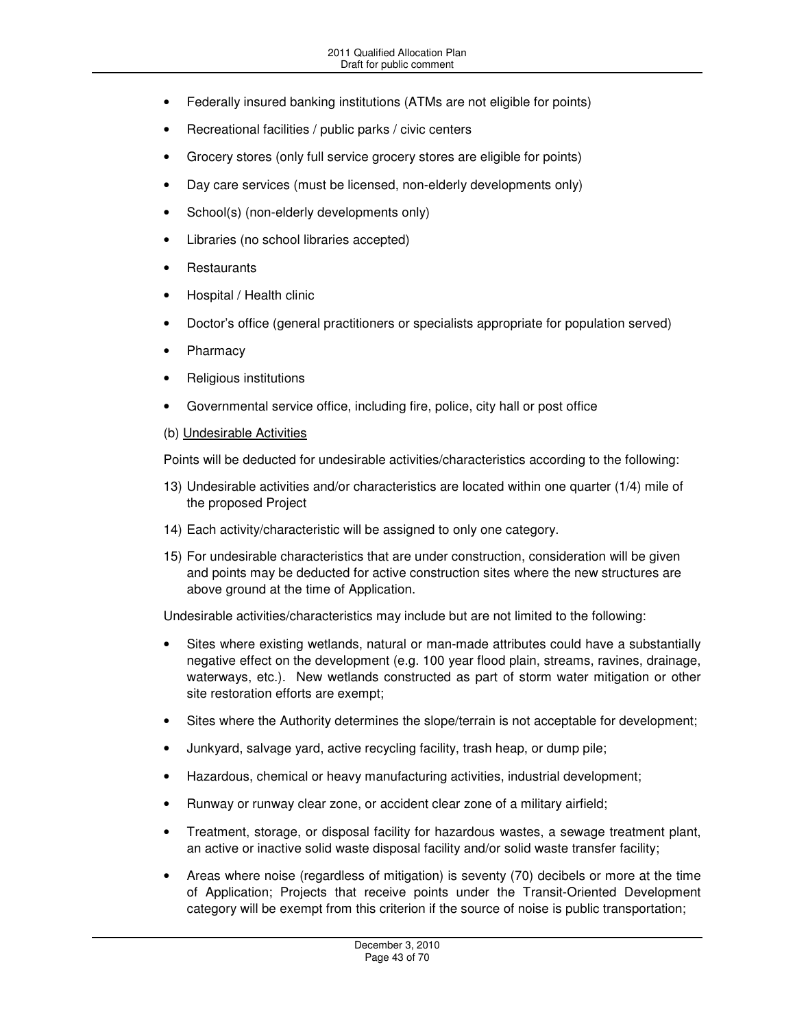- Federally insured banking institutions (ATMs are not eligible for points)
- Recreational facilities / public parks / civic centers
- Grocery stores (only full service grocery stores are eligible for points)
- Day care services (must be licensed, non-elderly developments only)
- School(s) (non-elderly developments only)
- Libraries (no school libraries accepted)
- Restaurants
- Hospital / Health clinic
- Doctor's office (general practitioners or specialists appropriate for population served)
- Pharmacy
- Religious institutions
- Governmental service office, including fire, police, city hall or post office

(b) Undesirable Activities

Points will be deducted for undesirable activities/characteristics according to the following:

13) Undesirable activities and/or characteristics are located within one quarter (1/4) mile of the proposed Project
14) Each activity/characteristic will be assigned to only one category.
15) For undesirable characteristics that are under construction, consideration will be given and points may be deducted for active construction sites where the new structures are above ground at the time of Application.

Undesirable activities/characteristics may include but are not limited to the following:

- Sites where existing wetlands, natural or man-made attributes could have a substantially negative effect on the development (e.g. 100 year flood plain, streams, ravines, drainage, waterways, etc.). New wetlands constructed as part of storm water mitigation or other site restoration efforts are exempt;
- Sites where the Authority determines the slope/terrain is not acceptable for development;
- Junkyard, salvage yard, active recycling facility, trash heap, or dump pile;
- Hazardous, chemical or heavy manufacturing activities, industrial development;
- Runway or runway clear zone, or accident clear zone of a military airfield;
- Treatment, storage, or disposal facility for hazardous wastes, a sewage treatment plant, an active or inactive solid waste disposal facility and/or solid waste transfer facility;
- Areas where noise (regardless of mitigation) is seventy (70) decibels or more at the time of Application; Projects that receive points under the Transit-Oriented Development category will be exempt from this criterion if the source of noise is public transportation;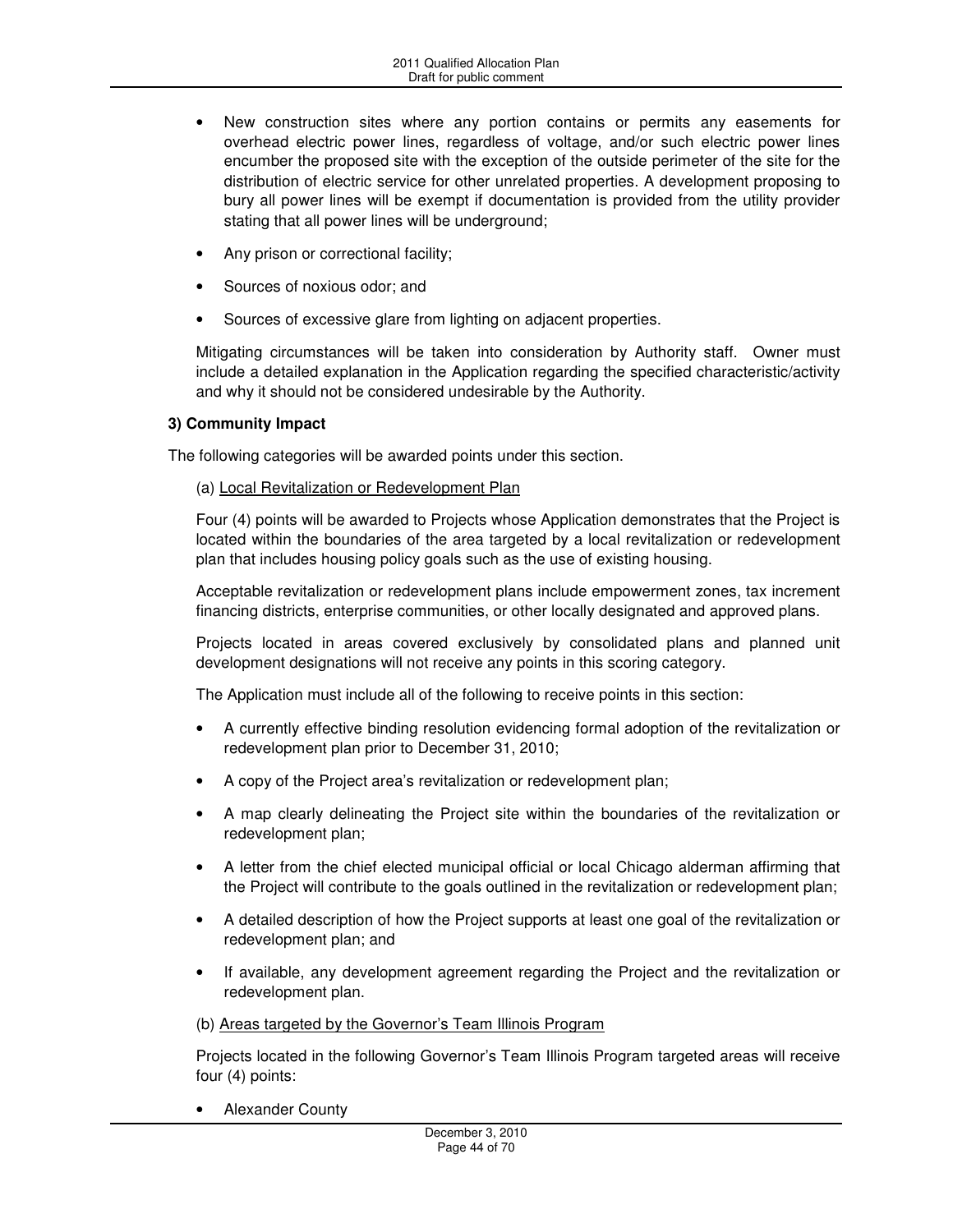- New construction sites where any portion contains or permits any easements for overhead electric power lines, regardless of voltage, and/or such electric power lines encumber the proposed site with the exception of the outside perimeter of the site for the distribution of electric service for other unrelated properties. A development proposing to bury all power lines will be exempt if documentation is provided from the utility provider stating that all power lines will be underground;
- Any prison or correctional facility;
- Sources of noxious odor; and
- Sources of excessive glare from lighting on adjacent properties.

Mitigating circumstances will be taken into consideration by Authority staff. Owner must include a detailed explanation in the Application regarding the specified characteristic/activity and why it should not be considered undesirable by the Authority.

**3) Community Impact**

The following categories will be awarded points under this section.

(a) Local Revitalization or Redevelopment Plan

Four (4) points will be awarded to Projects whose Application demonstrates that the Project is located within the boundaries of the area targeted by a local revitalization or redevelopment plan that includes housing policy goals such as the use of existing housing.

Acceptable revitalization or redevelopment plans include empowerment zones, tax increment financing districts, enterprise communities, or other locally designated and approved plans.

Projects located in areas covered exclusively by consolidated plans and planned unit development designations will not receive any points in this scoring category.

The Application must include all of the following to receive points in this section:

- A currently effective binding resolution evidencing formal adoption of the revitalization or redevelopment plan prior to December 31, 2010;
- A copy of the Project area's revitalization or redevelopment plan;
- A map clearly delineating the Project site within the boundaries of the revitalization or redevelopment plan;
- A letter from the chief elected municipal official or local Chicago alderman affirming that the Project will contribute to the goals outlined in the revitalization or redevelopment plan;
- A detailed description of how the Project supports at least one goal of the revitalization or redevelopment plan; and
- If available, any development agreement regarding the Project and the revitalization or redevelopment plan.

(b) Areas targeted by the Governor's Team Illinois Program

Projects located in the following Governor's Team Illinois Program targeted areas will receive four (4) points:

- Alexander County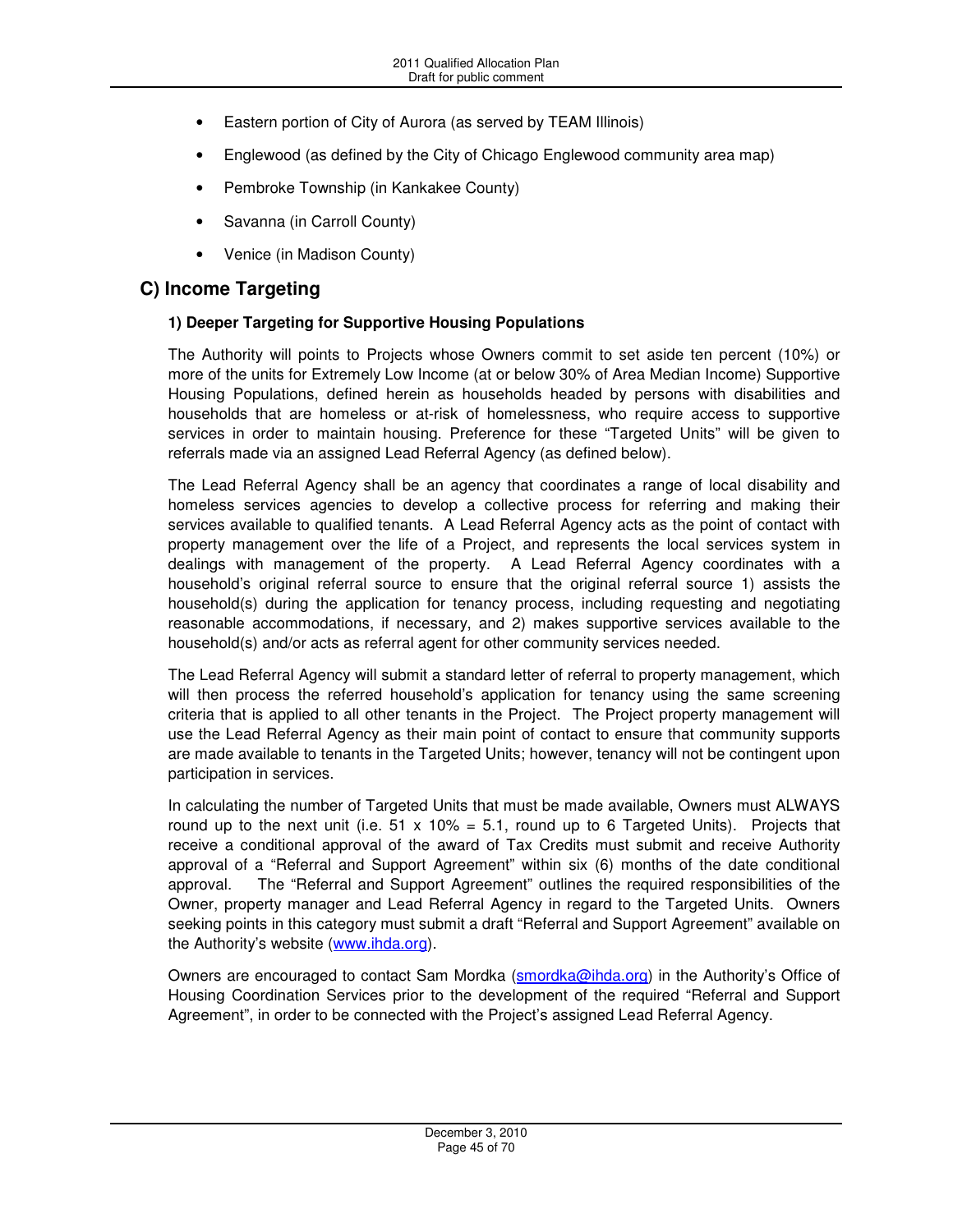- Eastern portion of City of Aurora (as served by TEAM Illinois)
- Englewood (as defined by the City of Chicago Englewood community area map)
- Pembroke Township (in Kankakee County)
- Savanna (in Carroll County)
- Venice (in Madison County)

## C) Income Targeting

### 1) Deeper Targeting for Supportive Housing Populations

The Authority will points to Projects whose Owners commit to set aside ten percent (10%) or more of the units for Extremely Low Income (at or below 30% of Area Median Income) Supportive Housing Populations, defined herein as households headed by persons with disabilities and households that are homeless or at-risk of homelessness, who require access to supportive services in order to maintain housing. Preference for these "Targeted Units" will be given to referrals made via an assigned Lead Referral Agency (as defined below).

The Lead Referral Agency shall be an agency that coordinates a range of local disability and homeless services agencies to develop a collective process for referring and making their services available to qualified tenants. A Lead Referral Agency acts as the point of contact with property management over the life of a Project, and represents the local services system in dealings with management of the property. A Lead Referral Agency coordinates with a household's original referral source to ensure that the original referral source 1) assists the household(s) during the application for tenancy process, including requesting and negotiating reasonable accommodations, if necessary, and 2) makes supportive services available to the household(s) and/or acts as referral agent for other community services needed.

The Lead Referral Agency will submit a standard letter of referral to property management, which will then process the referred household's application for tenancy using the same screening criteria that is applied to all other tenants in the Project. The Project property management will use the Lead Referral Agency as their main point of contact to ensure that community supports are made available to tenants in the Targeted Units; however, tenancy will not be contingent upon participation in services.

In calculating the number of Targeted Units that must be made available, Owners must ALWAYS round up to the next unit (i.e. 51 x 10% = 5.1, round up to 6 Targeted Units). Projects that receive a conditional approval of the award of Tax Credits must submit and receive Authority approval of a "Referral and Support Agreement" within six (6) months of the date conditional approval. The "Referral and Support Agreement" outlines the required responsibilities of the Owner, property manager and Lead Referral Agency in regard to the Targeted Units. Owners seeking points in this category must submit a draft "Referral and Support Agreement" available on the Authority's website (www.ihda.org).

Owners are encouraged to contact Sam Mordka (smordka@ihda.org) in the Authority's Office of Housing Coordination Services prior to the development of the required "Referral and Support Agreement", in order to be connected with the Project's assigned Lead Referral Agency.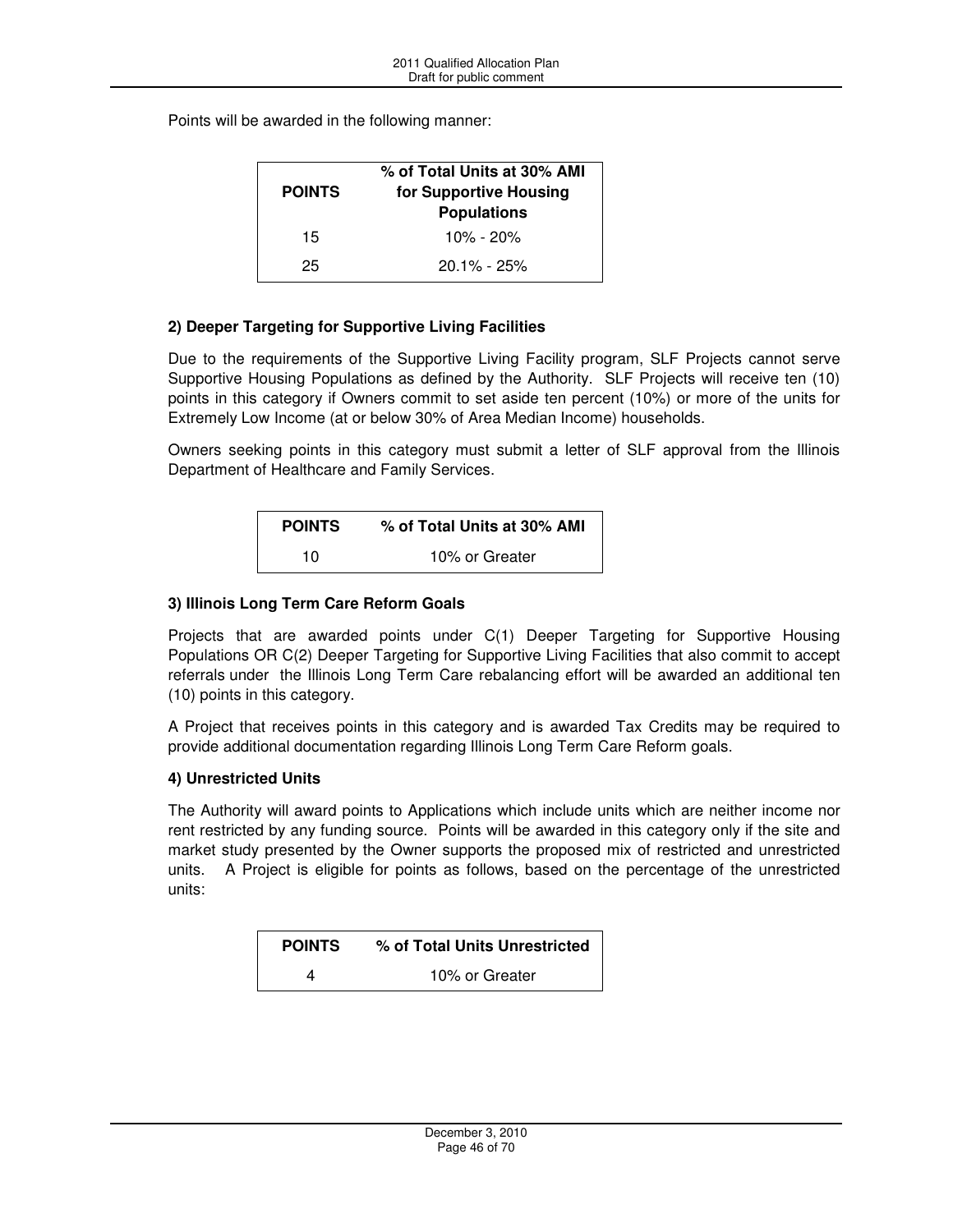Points will be awarded in the following manner:

| POINTS | % of Total Units at 30% AMI for Supportive Housing Populations |
|---|---|
| 15 | 10% - 20% |
| 25 | 20.1% - 25% |

**2) Deeper Targeting for Supportive Living Facilities**

Due to the requirements of the Supportive Living Facility program, SLF Projects cannot serve Supportive Housing Populations as defined by the Authority. SLF Projects will receive ten (10) points in this category if Owners commit to set aside ten percent (10%) or more of the units for Extremely Low Income (at or below 30% of Area Median Income) households.

Owners seeking points in this category must submit a letter of SLF approval from the Illinois Department of Healthcare and Family Services.

| POINTS | % of Total Units at 30% AMI |
|---|---|
| 10 | 10% or Greater |

**3) Illinois Long Term Care Reform Goals**

Projects that are awarded points under C(1) Deeper Targeting for Supportive Housing Populations OR C(2) Deeper Targeting for Supportive Living Facilities that also commit to accept referrals under the Illinois Long Term Care rebalancing effort will be awarded an additional ten (10) points in this category.

A Project that receives points in this category and is awarded Tax Credits may be required to provide additional documentation regarding Illinois Long Term Care Reform goals.

**4) Unrestricted Units**

The Authority will award points to Applications which include units which are neither income nor rent restricted by any funding source. Points will be awarded in this category only if the site and market study presented by the Owner supports the proposed mix of restricted and unrestricted units. A Project is eligible for points as follows, based on the percentage of the unrestricted units:

| POINTS | % of Total Units Unrestricted |
|---|---|
| 4 | 10% or Greater |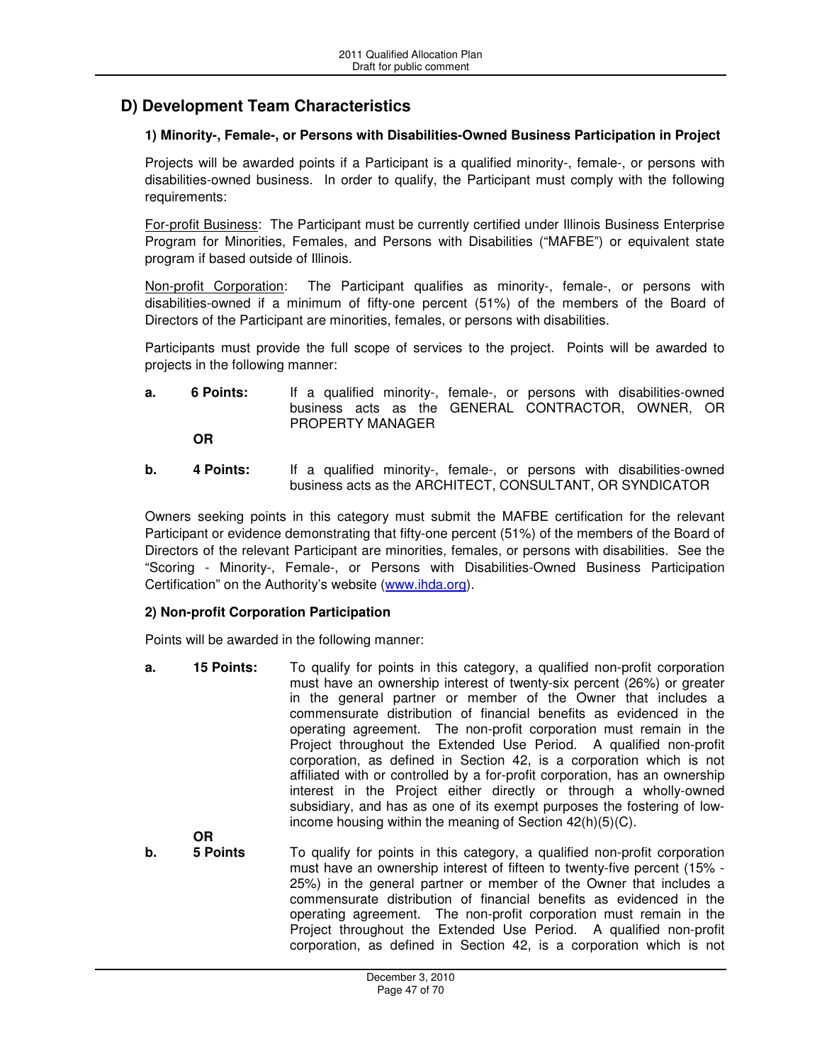## D) Development Team Characteristics

### 1) Minority-, Female-, or Persons with Disabilities-Owned Business Participation in Project

Projects will be awarded points if a Participant is a qualified minority-, female-, or persons with disabilities-owned business. In order to qualify, the Participant must comply with the following requirements:

For-profit Business: The Participant must be currently certified under Illinois Business Enterprise Program for Minorities, Females, and Persons with Disabilities ("MAFBE") or equivalent state program if based outside of Illinois.

Non-profit Corporation: The Participant qualifies as minority-, female-, or persons with disabilities-owned if a minimum of fifty-one percent (51%) of the members of the Board of Directors of the Participant are minorities, females, or persons with disabilities.

Participants must provide the full scope of services to the project. Points will be awarded to projects in the following manner:

**a.** **6 Points:** If a qualified minority-, female-, or persons with disabilities-owned business acts as the GENERAL CONTRACTOR, OWNER, OR PROPERTY MANAGER

**OR**

**b.** **4 Points:** If a qualified minority-, female-, or persons with disabilities-owned business acts as the ARCHITECT, CONSULTANT, OR SYNDICATOR

Owners seeking points in this category must submit the MAFBE certification for the relevant Participant or evidence demonstrating that fifty-one percent (51%) of the members of the Board of Directors of the relevant Participant are minorities, females, or persons with disabilities. See the "Scoring - Minority-, Female-, or Persons with Disabilities-Owned Business Participation Certification" on the Authority's website (www.ihda.org).

### 2) Non-profit Corporation Participation

Points will be awarded in the following manner:

**a.** **15 Points:** To qualify for points in this category, a qualified non-profit corporation must have an ownership interest of twenty-six percent (26%) or greater in the general partner or member of the Owner that includes a commensurate distribution of financial benefits as evidenced in the operating agreement. The non-profit corporation must remain in the Project throughout the Extended Use Period. A qualified non-profit corporation, as defined in Section 42, is a corporation which is not affiliated with or controlled by a for-profit corporation, has an ownership interest in the Project either directly or through a wholly-owned subsidiary, and has as one of its exempt purposes the fostering of low-income housing within the meaning of Section 42(h)(5)(C).

**OR**

**b.** **5 Points** To qualify for points in this category, a qualified non-profit corporation must have an ownership interest of fifteen to twenty-five percent (15% - 25%) in the general partner or member of the Owner that includes a commensurate distribution of financial benefits as evidenced in the operating agreement. The non-profit corporation must remain in the Project throughout the Extended Use Period. A qualified non-profit corporation, as defined in Section 42, is a corporation which is not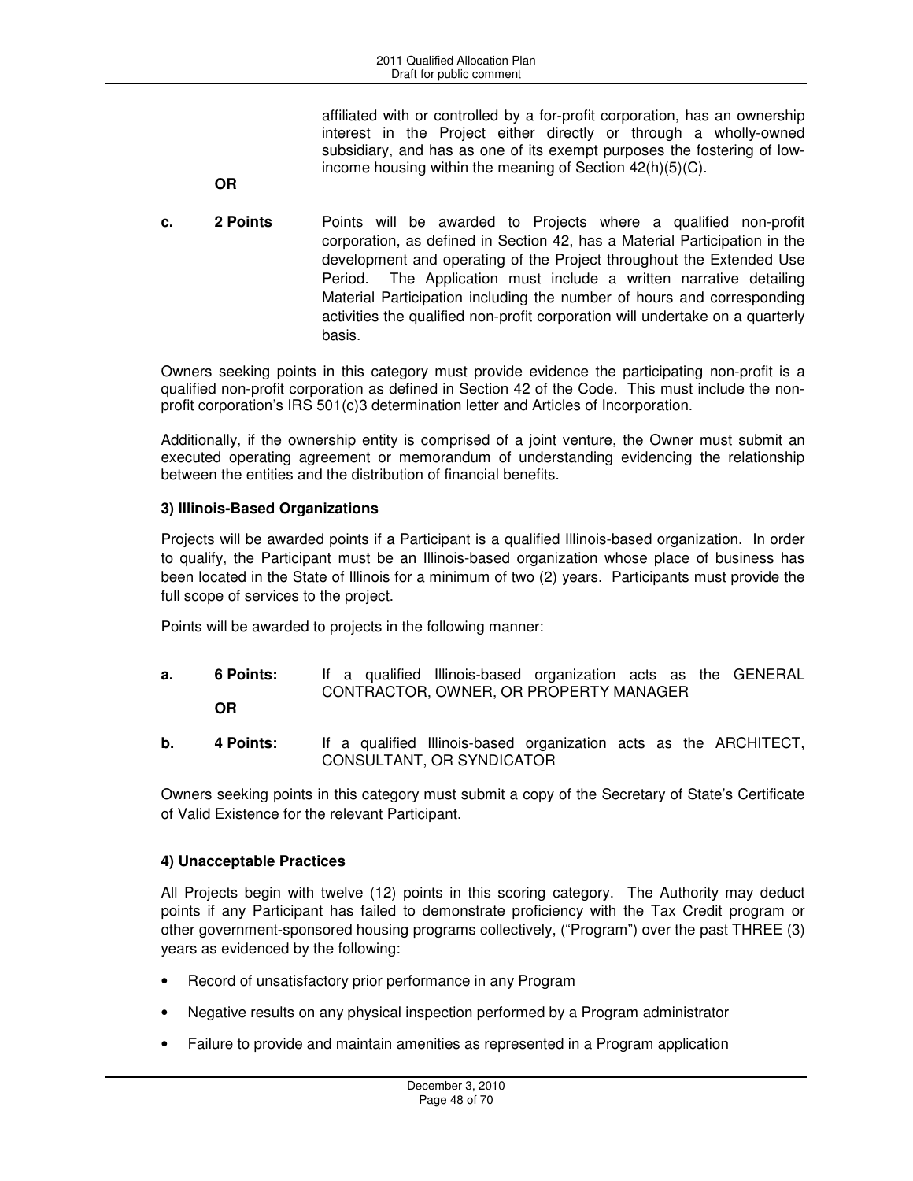affiliated with or controlled by a for-profit corporation, has an ownership interest in the Project either directly or through a wholly-owned subsidiary, and has as one of its exempt purposes the fostering of low-income housing within the meaning of Section 42(h)(5)(C).

**OR**

**c. 2 Points** Points will be awarded to Projects where a qualified non-profit corporation, as defined in Section 42, has a Material Participation in the development and operating of the Project throughout the Extended Use Period. The Application must include a written narrative detailing Material Participation including the number of hours and corresponding activities the qualified non-profit corporation will undertake on a quarterly basis.

Owners seeking points in this category must provide evidence the participating non-profit is a qualified non-profit corporation as defined in Section 42 of the Code. This must include the non-profit corporation's IRS 501(c)3 determination letter and Articles of Incorporation.

Additionally, if the ownership entity is comprised of a joint venture, the Owner must submit an executed operating agreement or memorandum of understanding evidencing the relationship between the entities and the distribution of financial benefits.

**3) Illinois-Based Organizations**

Projects will be awarded points if a Participant is a qualified Illinois-based organization. In order to qualify, the Participant must be an Illinois-based organization whose place of business has been located in the State of Illinois for a minimum of two (2) years. Participants must provide the full scope of services to the project.

Points will be awarded to projects in the following manner:

**a. 6 Points:** If a qualified Illinois-based organization acts as the GENERAL CONTRACTOR, OWNER, OR PROPERTY MANAGER

**OR**

**b. 4 Points:** If a qualified Illinois-based organization acts as the ARCHITECT, CONSULTANT, OR SYNDICATOR

Owners seeking points in this category must submit a copy of the Secretary of State's Certificate of Valid Existence for the relevant Participant.

**4) Unacceptable Practices**

All Projects begin with twelve (12) points in this scoring category. The Authority may deduct points if any Participant has failed to demonstrate proficiency with the Tax Credit program or other government-sponsored housing programs collectively, ("Program") over the past THREE (3) years as evidenced by the following:

- Record of unsatisfactory prior performance in any Program
- Negative results on any physical inspection performed by a Program administrator
- Failure to provide and maintain amenities as represented in a Program application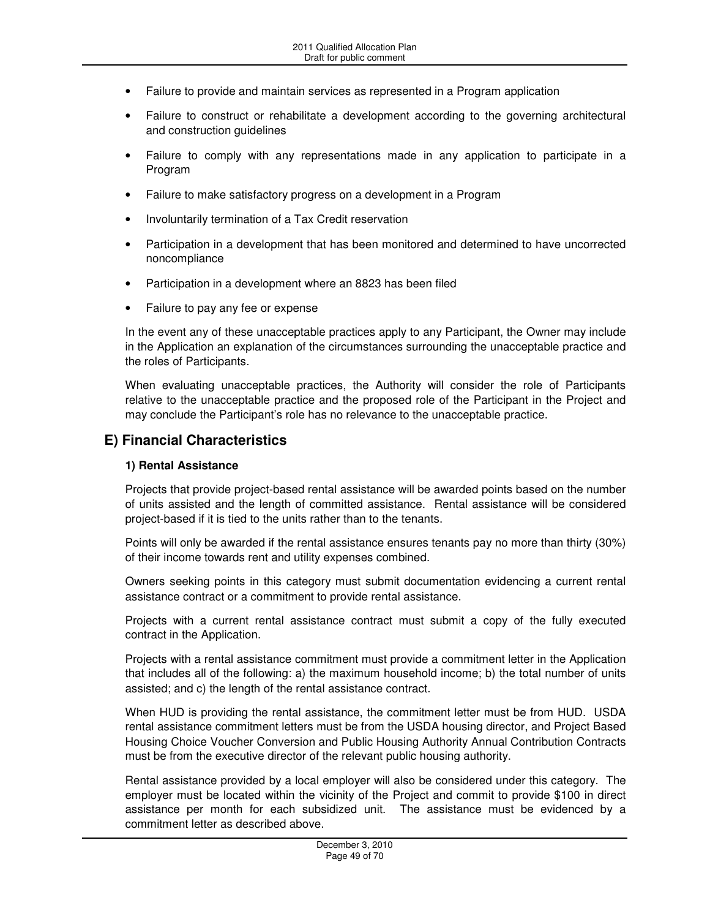- Failure to provide and maintain services as represented in a Program application
- Failure to construct or rehabilitate a development according to the governing architectural and construction guidelines
- Failure to comply with any representations made in any application to participate in a Program
- Failure to make satisfactory progress on a development in a Program
- Involuntarily termination of a Tax Credit reservation
- Participation in a development that has been monitored and determined to have uncorrected noncompliance
- Participation in a development where an 8823 has been filed
- Failure to pay any fee or expense

In the event any of these unacceptable practices apply to any Participant, the Owner may include in the Application an explanation of the circumstances surrounding the unacceptable practice and the roles of Participants.

When evaluating unacceptable practices, the Authority will consider the role of Participants relative to the unacceptable practice and the proposed role of the Participant in the Project and may conclude the Participant's role has no relevance to the unacceptable practice.

## E) Financial Characteristics

### 1) Rental Assistance

Projects that provide project-based rental assistance will be awarded points based on the number of units assisted and the length of committed assistance. Rental assistance will be considered project-based if it is tied to the units rather than to the tenants.

Points will only be awarded if the rental assistance ensures tenants pay no more than thirty (30%) of their income towards rent and utility expenses combined.

Owners seeking points in this category must submit documentation evidencing a current rental assistance contract or a commitment to provide rental assistance.

Projects with a current rental assistance contract must submit a copy of the fully executed contract in the Application.

Projects with a rental assistance commitment must provide a commitment letter in the Application that includes all of the following: a) the maximum household income; b) the total number of units assisted; and c) the length of the rental assistance contract.

When HUD is providing the rental assistance, the commitment letter must be from HUD. USDA rental assistance commitment letters must be from the USDA housing director, and Project Based Housing Choice Voucher Conversion and Public Housing Authority Annual Contribution Contracts must be from the executive director of the relevant public housing authority.

Rental assistance provided by a local employer will also be considered under this category. The employer must be located within the vicinity of the Project and commit to provide $100 in direct assistance per month for each subsidized unit. The assistance must be evidenced by a commitment letter as described above.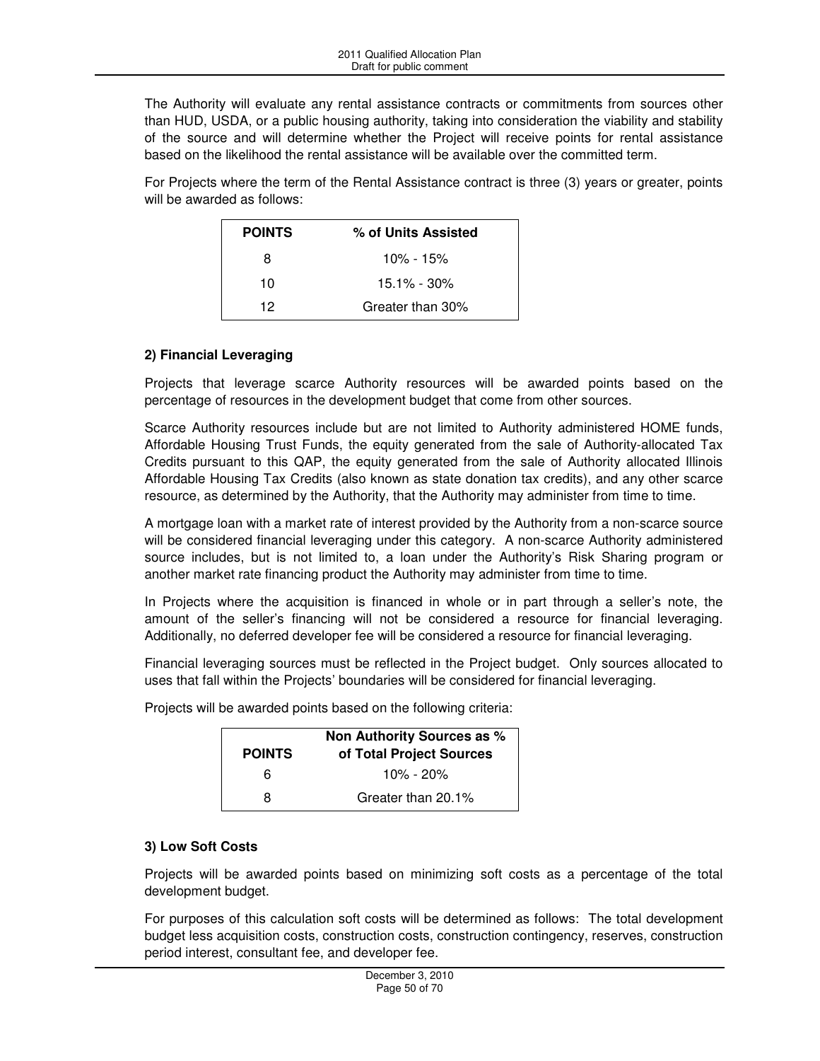The Authority will evaluate any rental assistance contracts or commitments from sources other than HUD, USDA, or a public housing authority, taking into consideration the viability and stability of the source and will determine whether the Project will receive points for rental assistance based on the likelihood the rental assistance will be available over the committed term.

For Projects where the term of the Rental Assistance contract is three (3) years or greater, points will be awarded as follows:

| POINTS | % of Units Assisted |
|---|---|
| 8 | 10% - 15% |
| 10 | 15.1% - 30% |
| 12 | Greater than 30% |

### 2) Financial Leveraging

Projects that leverage scarce Authority resources will be awarded points based on the percentage of resources in the development budget that come from other sources.

Scarce Authority resources include but are not limited to Authority administered HOME funds, Affordable Housing Trust Funds, the equity generated from the sale of Authority-allocated Tax Credits pursuant to this QAP, the equity generated from the sale of Authority allocated Illinois Affordable Housing Tax Credits (also known as state donation tax credits), and any other scarce resource, as determined by the Authority, that the Authority may administer from time to time.

A mortgage loan with a market rate of interest provided by the Authority from a non-scarce source will be considered financial leveraging under this category. A non-scarce Authority administered source includes, but is not limited to, a loan under the Authority's Risk Sharing program or another market rate financing product the Authority may administer from time to time.

In Projects where the acquisition is financed in whole or in part through a seller's note, the amount of the seller's financing will not be considered a resource for financial leveraging. Additionally, no deferred developer fee will be considered a resource for financial leveraging.

Financial leveraging sources must be reflected in the Project budget. Only sources allocated to uses that fall within the Projects' boundaries will be considered for financial leveraging.

Projects will be awarded points based on the following criteria:

| POINTS | Non Authority Sources as % of Total Project Sources |
|---|---|
| 6 | 10% - 20% |
| 8 | Greater than 20.1% |

### 3) Low Soft Costs

Projects will be awarded points based on minimizing soft costs as a percentage of the total development budget.

For purposes of this calculation soft costs will be determined as follows: The total development budget less acquisition costs, construction costs, construction contingency, reserves, construction period interest, consultant fee, and developer fee.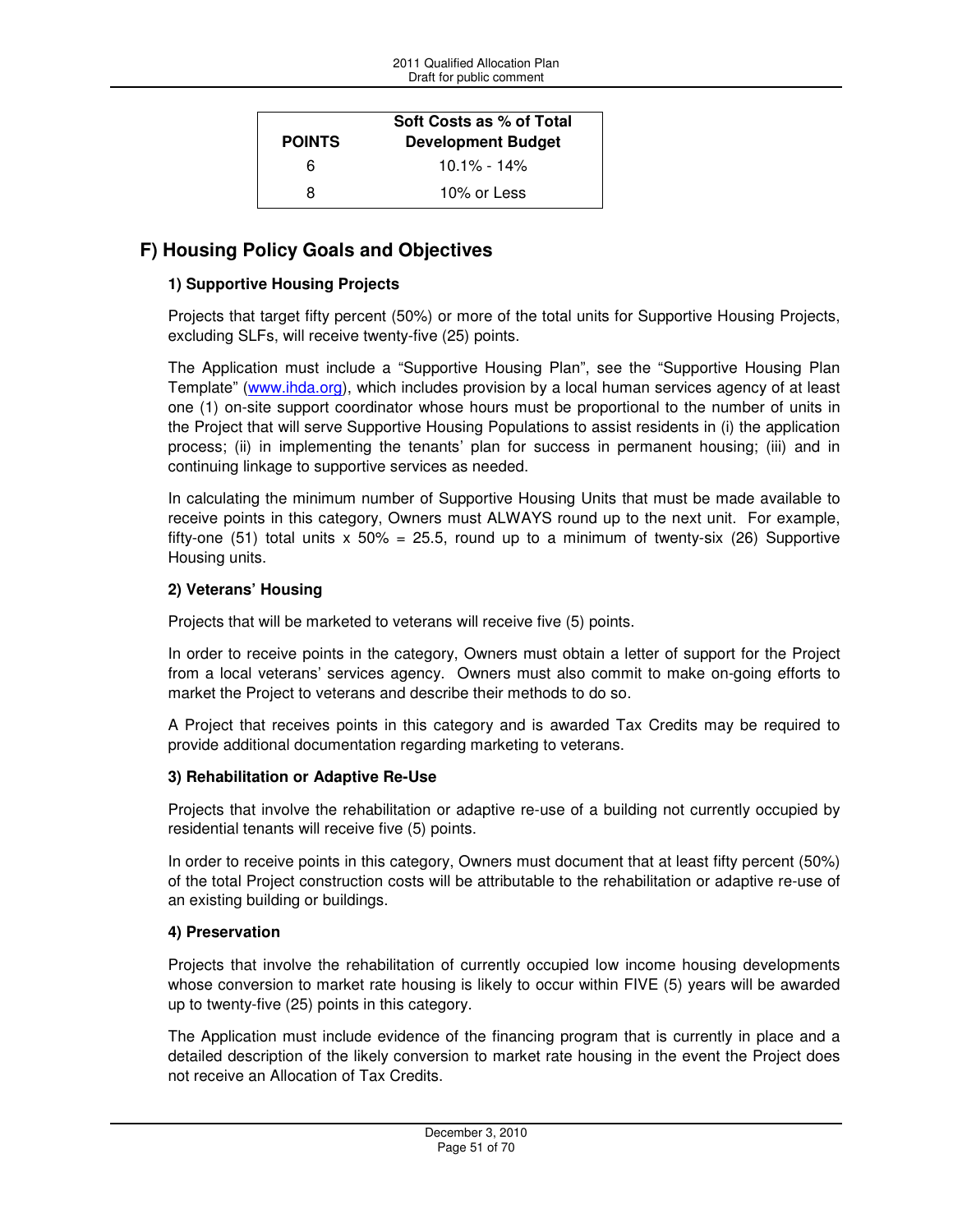| POINTS | Soft Costs as % of Total Development Budget |
| --- | --- |
| 6 | 10.1% - 14% |
| 8 | 10% or Less |

## F) Housing Policy Goals and Objectives

### 1) Supportive Housing Projects

Projects that target fifty percent (50%) or more of the total units for Supportive Housing Projects, excluding SLFs, will receive twenty-five (25) points.

The Application must include a "Supportive Housing Plan", see the "Supportive Housing Plan Template" (www.ihda.org), which includes provision by a local human services agency of at least one (1) on-site support coordinator whose hours must be proportional to the number of units in the Project that will serve Supportive Housing Populations to assist residents in (i) the application process; (ii) in implementing the tenants' plan for success in permanent housing; (iii) and in continuing linkage to supportive services as needed.

In calculating the minimum number of Supportive Housing Units that must be made available to receive points in this category, Owners must ALWAYS round up to the next unit. For example, fifty-one (51) total units x 50% = 25.5, round up to a minimum of twenty-six (26) Supportive Housing units.

### 2) Veterans' Housing

Projects that will be marketed to veterans will receive five (5) points.

In order to receive points in the category, Owners must obtain a letter of support for the Project from a local veterans' services agency. Owners must also commit to make on-going efforts to market the Project to veterans and describe their methods to do so.

A Project that receives points in this category and is awarded Tax Credits may be required to provide additional documentation regarding marketing to veterans.

### 3) Rehabilitation or Adaptive Re-Use

Projects that involve the rehabilitation or adaptive re-use of a building not currently occupied by residential tenants will receive five (5) points.

In order to receive points in this category, Owners must document that at least fifty percent (50%) of the total Project construction costs will be attributable to the rehabilitation or adaptive re-use of an existing building or buildings.

### 4) Preservation

Projects that involve the rehabilitation of currently occupied low income housing developments whose conversion to market rate housing is likely to occur within FIVE (5) years will be awarded up to twenty-five (25) points in this category.

The Application must include evidence of the financing program that is currently in place and a detailed description of the likely conversion to market rate housing in the event the Project does not receive an Allocation of Tax Credits.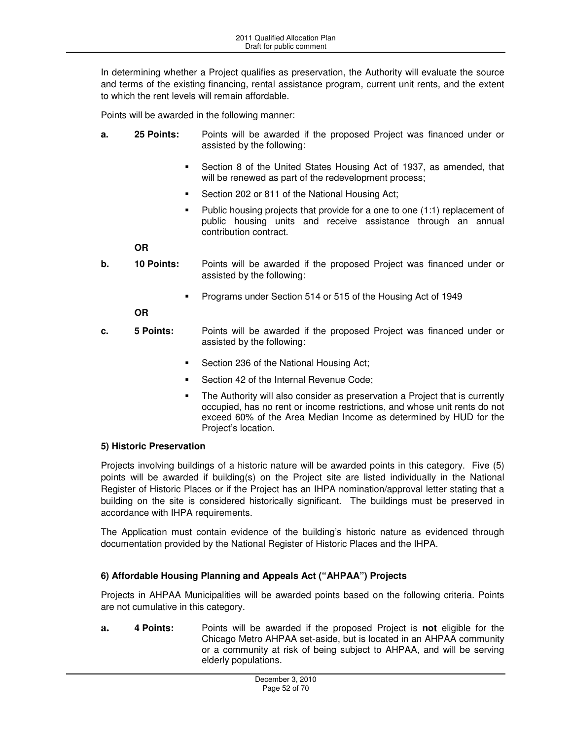In determining whether a Project qualifies as preservation, the Authority will evaluate the source and terms of the existing financing, rental assistance program, current unit rents, and the extent to which the rent levels will remain affordable.

Points will be awarded in the following manner:

**a.** **25 Points:** Points will be awarded if the proposed Project was financed under or assisted by the following:

- Section 8 of the United States Housing Act of 1937, as amended, that will be renewed as part of the redevelopment process;
- Section 202 or 811 of the National Housing Act;
- Public housing projects that provide for a one to one (1:1) replacement of public housing units and receive assistance through an annual contribution contract.

**OR**

**b.** **10 Points:** Points will be awarded if the proposed Project was financed under or assisted by the following:

- Programs under Section 514 or 515 of the Housing Act of 1949

**OR**

**c.** **5 Points:** Points will be awarded if the proposed Project was financed under or assisted by the following:

- Section 236 of the National Housing Act;
- Section 42 of the Internal Revenue Code;
- The Authority will also consider as preservation a Project that is currently occupied, has no rent or income restrictions, and whose unit rents do not exceed 60% of the Area Median Income as determined by HUD for the Project's location.

**5) Historic Preservation**

Projects involving buildings of a historic nature will be awarded points in this category. Five (5) points will be awarded if building(s) on the Project site are listed individually in the National Register of Historic Places or if the Project has an IHPA nomination/approval letter stating that a building on the site is considered historically significant. The buildings must be preserved in accordance with IHPA requirements.

The Application must contain evidence of the building's historic nature as evidenced through documentation provided by the National Register of Historic Places and the IHPA.

**6) Affordable Housing Planning and Appeals Act ("AHPAA") Projects**

Projects in AHPAA Municipalities will be awarded points based on the following criteria. Points are not cumulative in this category.

**a.** **4 Points:** Points will be awarded if the proposed Project is **not** eligible for the Chicago Metro AHPAA set-aside, but is located in an AHPAA community or a community at risk of being subject to AHPAA, and will be serving elderly populations.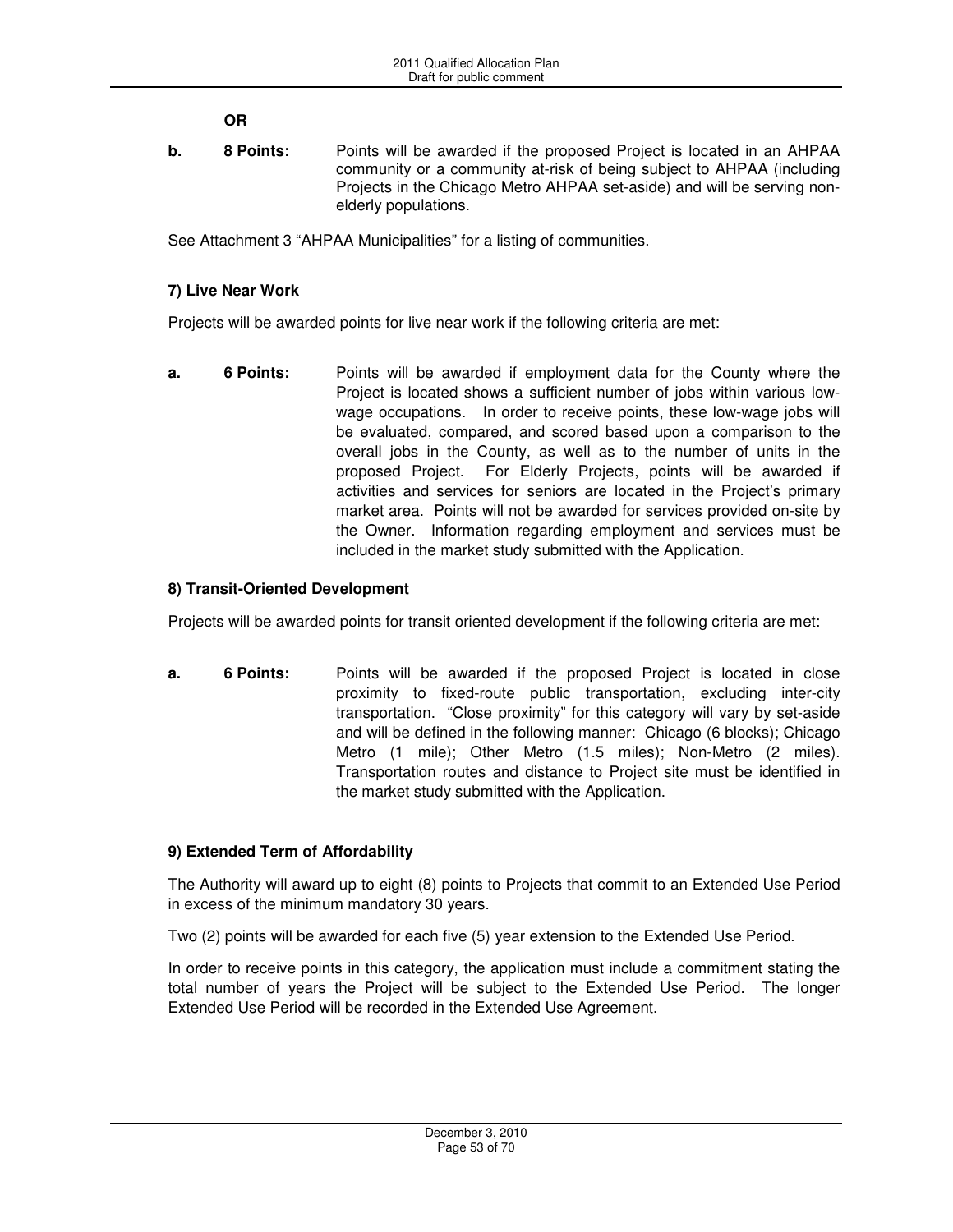**OR**

**b. 8 Points:** Points will be awarded if the proposed Project is located in an AHPAA community or a community at-risk of being subject to AHPAA (including Projects in the Chicago Metro AHPAA set-aside) and will be serving non-elderly populations.

See Attachment 3 "AHPAA Municipalities" for a listing of communities.

**7) Live Near Work**

Projects will be awarded points for live near work if the following criteria are met:

**a. 6 Points:** Points will be awarded if employment data for the County where the Project is located shows a sufficient number of jobs within various low-wage occupations. In order to receive points, these low-wage jobs will be evaluated, compared, and scored based upon a comparison to the overall jobs in the County, as well as to the number of units in the proposed Project. For Elderly Projects, points will be awarded if activities and services for seniors are located in the Project's primary market area. Points will not be awarded for services provided on-site by the Owner. Information regarding employment and services must be included in the market study submitted with the Application.

**8) Transit-Oriented Development**

Projects will be awarded points for transit oriented development if the following criteria are met:

**a. 6 Points:** Points will be awarded if the proposed Project is located in close proximity to fixed-route public transportation, excluding inter-city transportation. "Close proximity" for this category will vary by set-aside and will be defined in the following manner: Chicago (6 blocks); Chicago Metro (1 mile); Other Metro (1.5 miles); Non-Metro (2 miles). Transportation routes and distance to Project site must be identified in the market study submitted with the Application.

**9) Extended Term of Affordability**

The Authority will award up to eight (8) points to Projects that commit to an Extended Use Period in excess of the minimum mandatory 30 years.

Two (2) points will be awarded for each five (5) year extension to the Extended Use Period.

In order to receive points in this category, the application must include a commitment stating the total number of years the Project will be subject to the Extended Use Period. The longer Extended Use Period will be recorded in the Extended Use Agreement.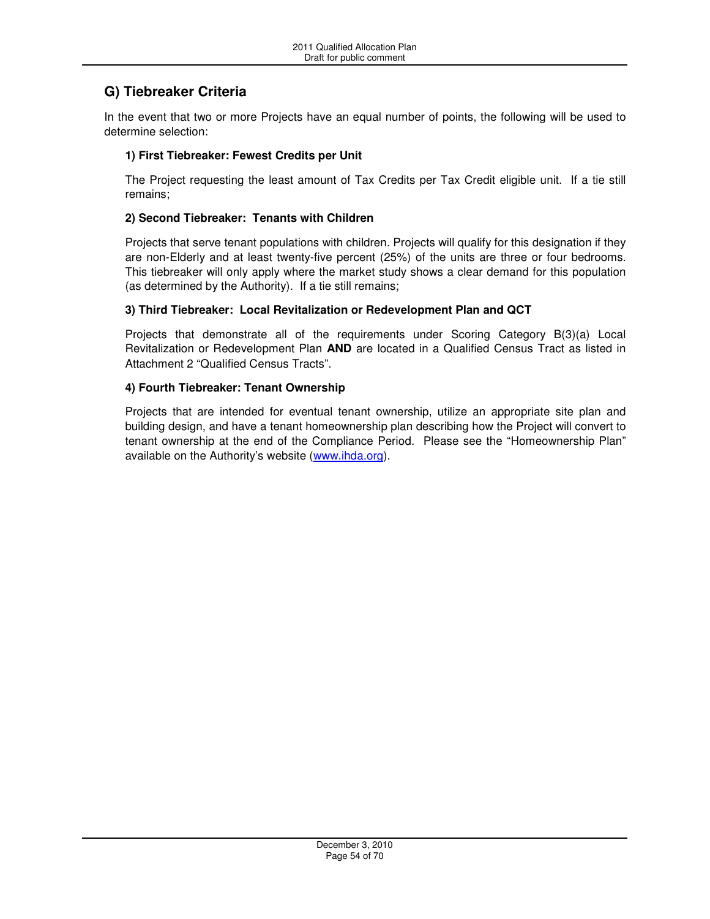## G) Tiebreaker Criteria

In the event that two or more Projects have an equal number of points, the following will be used to determine selection:

### 1) First Tiebreaker: Fewest Credits per Unit

The Project requesting the least amount of Tax Credits per Tax Credit eligible unit. If a tie still remains;

### 2) Second Tiebreaker: Tenants with Children

Projects that serve tenant populations with children. Projects will qualify for this designation if they are non-Elderly and at least twenty-five percent (25%) of the units are three or four bedrooms. This tiebreaker will only apply where the market study shows a clear demand for this population (as determined by the Authority). If a tie still remains;

### 3) Third Tiebreaker: Local Revitalization or Redevelopment Plan and QCT

Projects that demonstrate all of the requirements under Scoring Category B(3)(a) Local Revitalization or Redevelopment Plan **AND** are located in a Qualified Census Tract as listed in Attachment 2 "Qualified Census Tracts".

### 4) Fourth Tiebreaker: Tenant Ownership

Projects that are intended for eventual tenant ownership, utilize an appropriate site plan and building design, and have a tenant homeownership plan describing how the Project will convert to tenant ownership at the end of the Compliance Period. Please see the "Homeownership Plan" available on the Authority's website (www.ihda.org).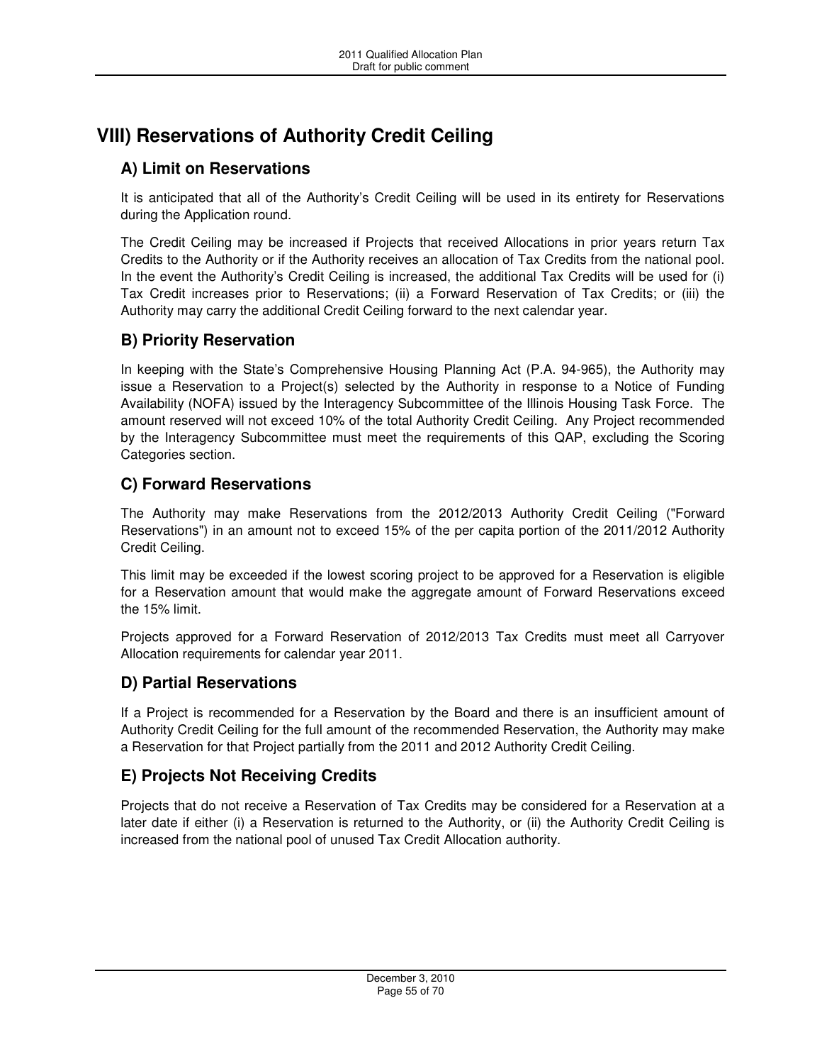# VIII) Reservations of Authority Credit Ceiling

## A) Limit on Reservations

It is anticipated that all of the Authority's Credit Ceiling will be used in its entirety for Reservations during the Application round.

The Credit Ceiling may be increased if Projects that received Allocations in prior years return Tax Credits to the Authority or if the Authority receives an allocation of Tax Credits from the national pool. In the event the Authority's Credit Ceiling is increased, the additional Tax Credits will be used for (i) Tax Credit increases prior to Reservations; (ii) a Forward Reservation of Tax Credits; or (iii) the Authority may carry the additional Credit Ceiling forward to the next calendar year.

## B) Priority Reservation

In keeping with the State's Comprehensive Housing Planning Act (P.A. 94-965), the Authority may issue a Reservation to a Project(s) selected by the Authority in response to a Notice of Funding Availability (NOFA) issued by the Interagency Subcommittee of the Illinois Housing Task Force. The amount reserved will not exceed 10% of the total Authority Credit Ceiling. Any Project recommended by the Interagency Subcommittee must meet the requirements of this QAP, excluding the Scoring Categories section.

## C) Forward Reservations

The Authority may make Reservations from the 2012/2013 Authority Credit Ceiling ("Forward Reservations") in an amount not to exceed 15% of the per capita portion of the 2011/2012 Authority Credit Ceiling.

This limit may be exceeded if the lowest scoring project to be approved for a Reservation is eligible for a Reservation amount that would make the aggregate amount of Forward Reservations exceed the 15% limit.

Projects approved for a Forward Reservation of 2012/2013 Tax Credits must meet all Carryover Allocation requirements for calendar year 2011.

## D) Partial Reservations

If a Project is recommended for a Reservation by the Board and there is an insufficient amount of Authority Credit Ceiling for the full amount of the recommended Reservation, the Authority may make a Reservation for that Project partially from the 2011 and 2012 Authority Credit Ceiling.

## E) Projects Not Receiving Credits

Projects that do not receive a Reservation of Tax Credits may be considered for a Reservation at a later date if either (i) a Reservation is returned to the Authority, or (ii) the Authority Credit Ceiling is increased from the national pool of unused Tax Credit Allocation authority.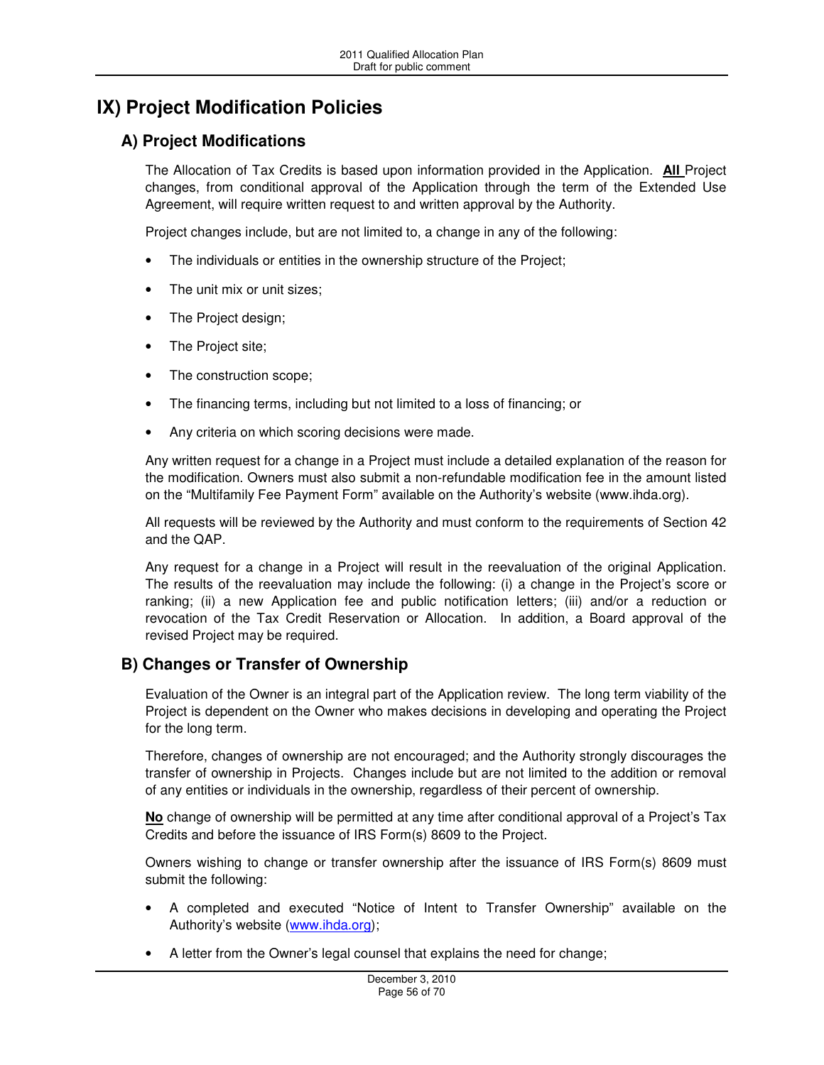# IX) Project Modification Policies

## A) Project Modifications

The Allocation of Tax Credits is based upon information provided in the Application. **<u>All</u>** Project changes, from conditional approval of the Application through the term of the Extended Use Agreement, will require written request to and written approval by the Authority.

Project changes include, but are not limited to, a change in any of the following:

- The individuals or entities in the ownership structure of the Project;
- The unit mix or unit sizes;
- The Project design;
- The Project site;
- The construction scope;
- The financing terms, including but not limited to a loss of financing; or
- Any criteria on which scoring decisions were made.

Any written request for a change in a Project must include a detailed explanation of the reason for the modification. Owners must also submit a non-refundable modification fee in the amount listed on the "Multifamily Fee Payment Form" available on the Authority's website (www.ihda.org).

All requests will be reviewed by the Authority and must conform to the requirements of Section 42 and the QAP.

Any request for a change in a Project will result in the reevaluation of the original Application. The results of the reevaluation may include the following: (i) a change in the Project's score or ranking; (ii) a new Application fee and public notification letters; (iii) and/or a reduction or revocation of the Tax Credit Reservation or Allocation. In addition, a Board approval of the revised Project may be required.

## B) Changes or Transfer of Ownership

Evaluation of the Owner is an integral part of the Application review. The long term viability of the Project is dependent on the Owner who makes decisions in developing and operating the Project for the long term.

Therefore, changes of ownership are not encouraged; and the Authority strongly discourages the transfer of ownership in Projects. Changes include but are not limited to the addition or removal of any entities or individuals in the ownership, regardless of their percent of ownership.

**<u>No</u>** change of ownership will be permitted at any time after conditional approval of a Project's Tax Credits and before the issuance of IRS Form(s) 8609 to the Project.

Owners wishing to change or transfer ownership after the issuance of IRS Form(s) 8609 must submit the following:

- A completed and executed "Notice of Intent to Transfer Ownership" available on the Authority's website (www.ihda.org);
- A letter from the Owner's legal counsel that explains the need for change;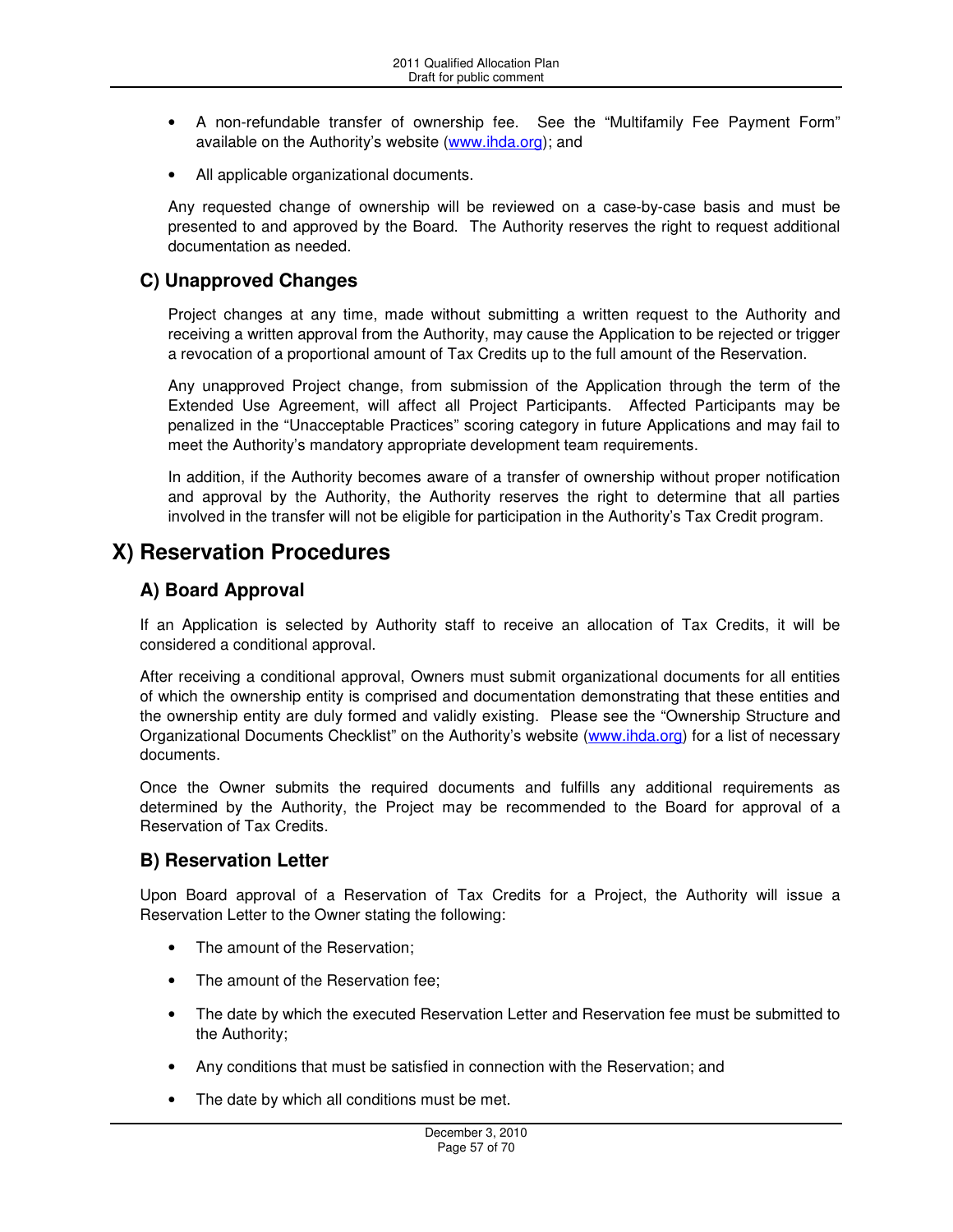- A non-refundable transfer of ownership fee. See the "Multifamily Fee Payment Form" available on the Authority's website (www.ihda.org); and
- All applicable organizational documents.

Any requested change of ownership will be reviewed on a case-by-case basis and must be presented to and approved by the Board. The Authority reserves the right to request additional documentation as needed.

## C) Unapproved Changes

Project changes at any time, made without submitting a written request to the Authority and receiving a written approval from the Authority, may cause the Application to be rejected or trigger a revocation of a proportional amount of Tax Credits up to the full amount of the Reservation.

Any unapproved Project change, from submission of the Application through the term of the Extended Use Agreement, will affect all Project Participants. Affected Participants may be penalized in the "Unacceptable Practices" scoring category in future Applications and may fail to meet the Authority's mandatory appropriate development team requirements.

In addition, if the Authority becomes aware of a transfer of ownership without proper notification and approval by the Authority, the Authority reserves the right to determine that all parties involved in the transfer will not be eligible for participation in the Authority's Tax Credit program.

# X) Reservation Procedures

## A) Board Approval

If an Application is selected by Authority staff to receive an allocation of Tax Credits, it will be considered a conditional approval.

After receiving a conditional approval, Owners must submit organizational documents for all entities of which the ownership entity is comprised and documentation demonstrating that these entities and the ownership entity are duly formed and validly existing. Please see the "Ownership Structure and Organizational Documents Checklist" on the Authority's website (www.ihda.org) for a list of necessary documents.

Once the Owner submits the required documents and fulfills any additional requirements as determined by the Authority, the Project may be recommended to the Board for approval of a Reservation of Tax Credits.

## B) Reservation Letter

Upon Board approval of a Reservation of Tax Credits for a Project, the Authority will issue a Reservation Letter to the Owner stating the following:

- The amount of the Reservation;
- The amount of the Reservation fee;
- The date by which the executed Reservation Letter and Reservation fee must be submitted to the Authority;
- Any conditions that must be satisfied in connection with the Reservation; and
- The date by which all conditions must be met.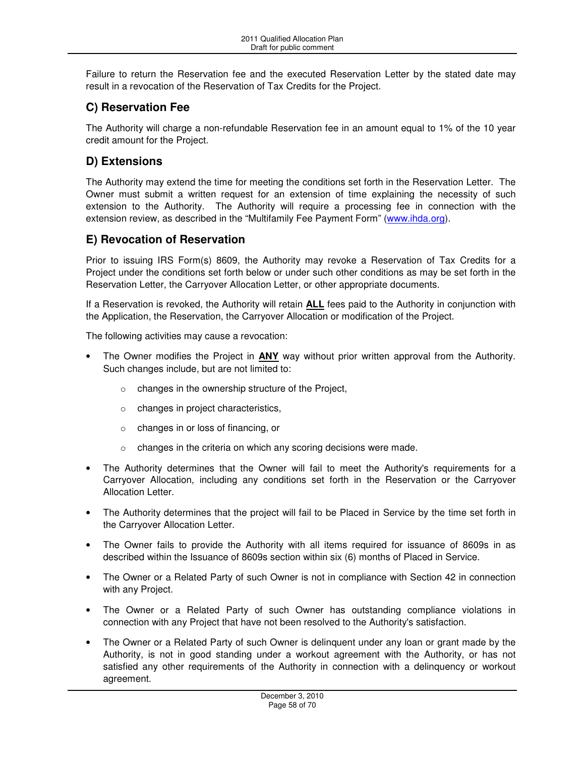Failure to return the Reservation fee and the executed Reservation Letter by the stated date may result in a revocation of the Reservation of Tax Credits for the Project.

## C) Reservation Fee

The Authority will charge a non-refundable Reservation fee in an amount equal to 1% of the 10 year credit amount for the Project.

## D) Extensions

The Authority may extend the time for meeting the conditions set forth in the Reservation Letter. The Owner must submit a written request for an extension of time explaining the necessity of such extension to the Authority. The Authority will require a processing fee in connection with the extension review, as described in the "Multifamily Fee Payment Form" (www.ihda.org).

## E) Revocation of Reservation

Prior to issuing IRS Form(s) 8609, the Authority may revoke a Reservation of Tax Credits for a Project under the conditions set forth below or under such other conditions as may be set forth in the Reservation Letter, the Carryover Allocation Letter, or other appropriate documents.

If a Reservation is revoked, the Authority will retain **ALL** fees paid to the Authority in conjunction with the Application, the Reservation, the Carryover Allocation or modification of the Project.

The following activities may cause a revocation:

- The Owner modifies the Project in **ANY** way without prior written approval from the Authority. Such changes include, but are not limited to:
  - changes in the ownership structure of the Project,
  - changes in project characteristics,
  - changes in or loss of financing, or
  - changes in the criteria on which any scoring decisions were made.
- The Authority determines that the Owner will fail to meet the Authority's requirements for a Carryover Allocation, including any conditions set forth in the Reservation or the Carryover Allocation Letter.
- The Authority determines that the project will fail to be Placed in Service by the time set forth in the Carryover Allocation Letter.
- The Owner fails to provide the Authority with all items required for issuance of 8609s in as described within the Issuance of 8609s section within six (6) months of Placed in Service.
- The Owner or a Related Party of such Owner is not in compliance with Section 42 in connection with any Project.
- The Owner or a Related Party of such Owner has outstanding compliance violations in connection with any Project that have not been resolved to the Authority's satisfaction.
- The Owner or a Related Party of such Owner is delinquent under any loan or grant made by the Authority, is not in good standing under a workout agreement with the Authority, or has not satisfied any other requirements of the Authority in connection with a delinquency or workout agreement.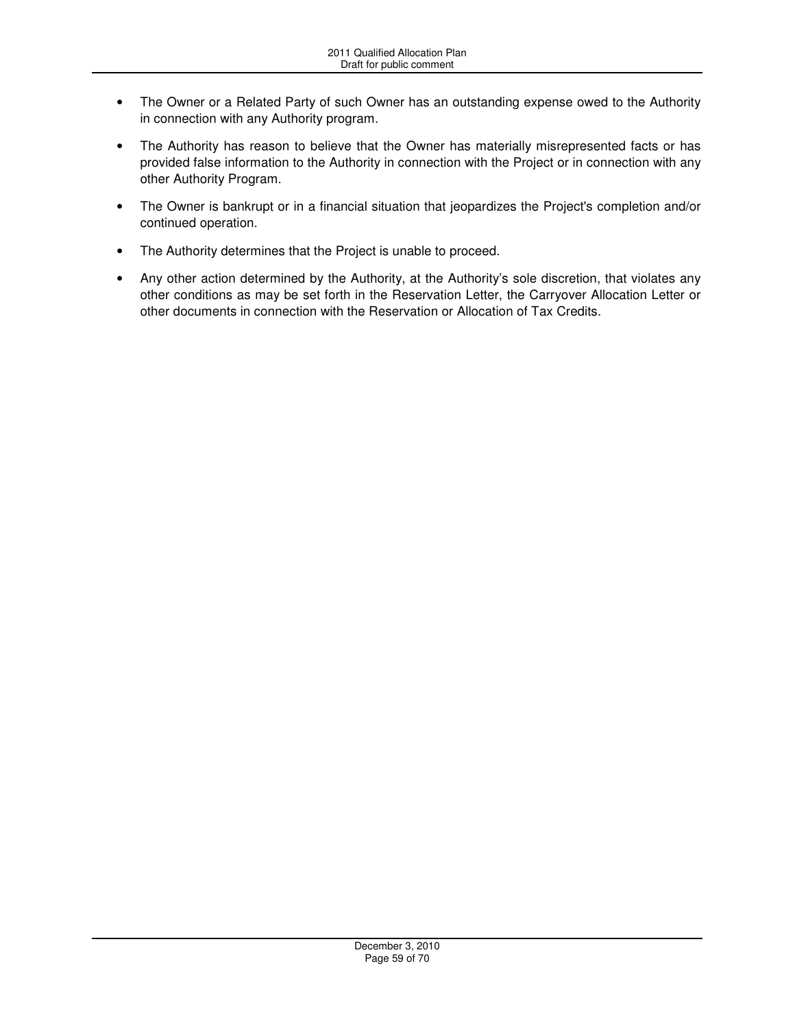- The Owner or a Related Party of such Owner has an outstanding expense owed to the Authority in connection with any Authority program.
- The Authority has reason to believe that the Owner has materially misrepresented facts or has provided false information to the Authority in connection with the Project or in connection with any other Authority Program.
- The Owner is bankrupt or in a financial situation that jeopardizes the Project's completion and/or continued operation.
- The Authority determines that the Project is unable to proceed.
- Any other action determined by the Authority, at the Authority's sole discretion, that violates any other conditions as may be set forth in the Reservation Letter, the Carryover Allocation Letter or other documents in connection with the Reservation or Allocation of Tax Credits.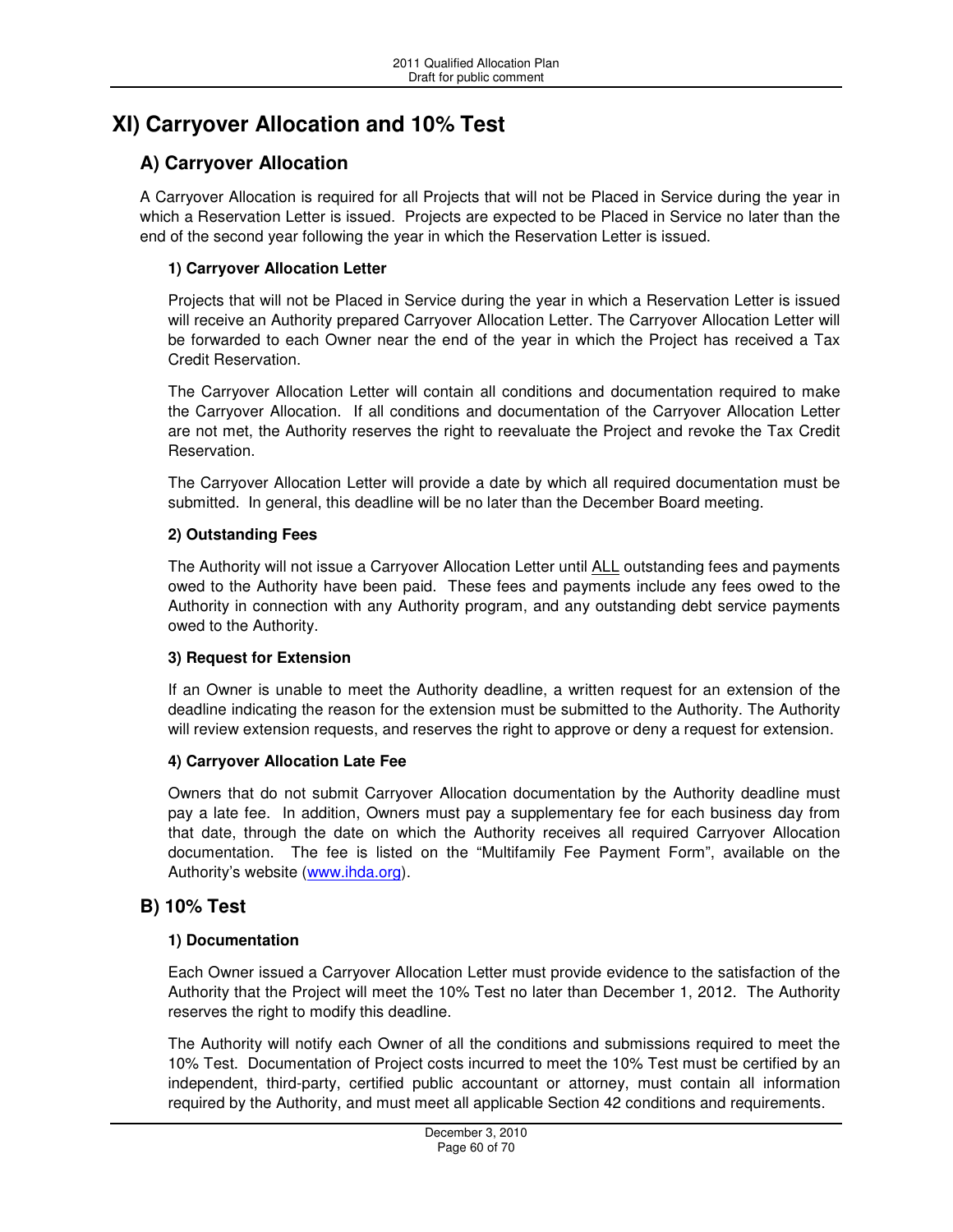# XI) Carryover Allocation and 10% Test

## A) Carryover Allocation

A Carryover Allocation is required for all Projects that will not be Placed in Service during the year in which a Reservation Letter is issued. Projects are expected to be Placed in Service no later than the end of the second year following the year in which the Reservation Letter is issued.

### 1) Carryover Allocation Letter

Projects that will not be Placed in Service during the year in which a Reservation Letter is issued will receive an Authority prepared Carryover Allocation Letter. The Carryover Allocation Letter will be forwarded to each Owner near the end of the year in which the Project has received a Tax Credit Reservation.

The Carryover Allocation Letter will contain all conditions and documentation required to make the Carryover Allocation. If all conditions and documentation of the Carryover Allocation Letter are not met, the Authority reserves the right to reevaluate the Project and revoke the Tax Credit Reservation.

The Carryover Allocation Letter will provide a date by which all required documentation must be submitted. In general, this deadline will be no later than the December Board meeting.

### 2) Outstanding Fees

The Authority will not issue a Carryover Allocation Letter until ALL outstanding fees and payments owed to the Authority have been paid. These fees and payments include any fees owed to the Authority in connection with any Authority program, and any outstanding debt service payments owed to the Authority.

### 3) Request for Extension

If an Owner is unable to meet the Authority deadline, a written request for an extension of the deadline indicating the reason for the extension must be submitted to the Authority. The Authority will review extension requests, and reserves the right to approve or deny a request for extension.

### 4) Carryover Allocation Late Fee

Owners that do not submit Carryover Allocation documentation by the Authority deadline must pay a late fee. In addition, Owners must pay a supplementary fee for each business day from that date, through the date on which the Authority receives all required Carryover Allocation documentation. The fee is listed on the "Multifamily Fee Payment Form", available on the Authority's website (www.ihda.org).

## B) 10% Test

### 1) Documentation

Each Owner issued a Carryover Allocation Letter must provide evidence to the satisfaction of the Authority that the Project will meet the 10% Test no later than December 1, 2012. The Authority reserves the right to modify this deadline.

The Authority will notify each Owner of all the conditions and submissions required to meet the 10% Test. Documentation of Project costs incurred to meet the 10% Test must be certified by an independent, third-party, certified public accountant or attorney, must contain all information required by the Authority, and must meet all applicable Section 42 conditions and requirements.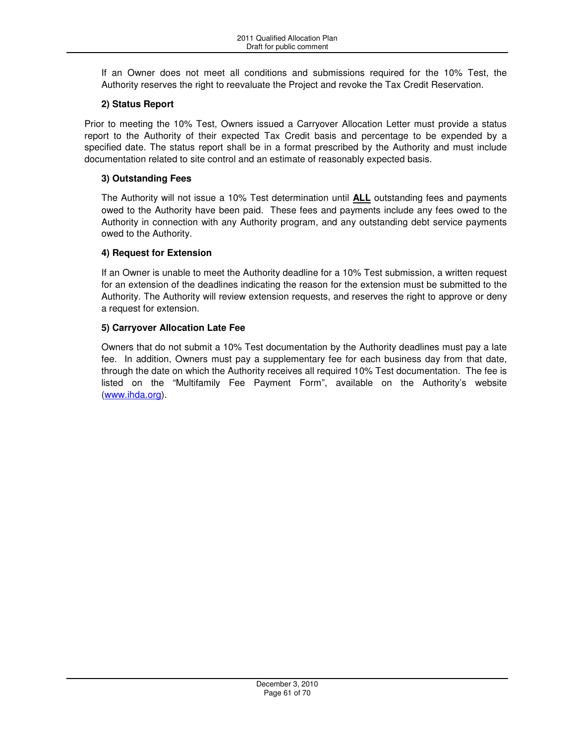If an Owner does not meet all conditions and submissions required for the 10% Test, the Authority reserves the right to reevaluate the Project and revoke the Tax Credit Reservation.

**2) Status Report**

Prior to meeting the 10% Test, Owners issued a Carryover Allocation Letter must provide a status report to the Authority of their expected Tax Credit basis and percentage to be expended by a specified date. The status report shall be in a format prescribed by the Authority and must include documentation related to site control and an estimate of reasonably expected basis.

**3) Outstanding Fees**

The Authority will not issue a 10% Test determination until **ALL** outstanding fees and payments owed to the Authority have been paid. These fees and payments include any fees owed to the Authority in connection with any Authority program, and any outstanding debt service payments owed to the Authority.

**4) Request for Extension**

If an Owner is unable to meet the Authority deadline for a 10% Test submission, a written request for an extension of the deadlines indicating the reason for the extension must be submitted to the Authority. The Authority will review extension requests, and reserves the right to approve or deny a request for extension.

**5) Carryover Allocation Late Fee**

Owners that do not submit a 10% Test documentation by the Authority deadlines must pay a late fee. In addition, Owners must pay a supplementary fee for each business day from that date, through the date on which the Authority receives all required 10% Test documentation. The fee is listed on the "Multifamily Fee Payment Form", available on the Authority's website (www.ihda.org).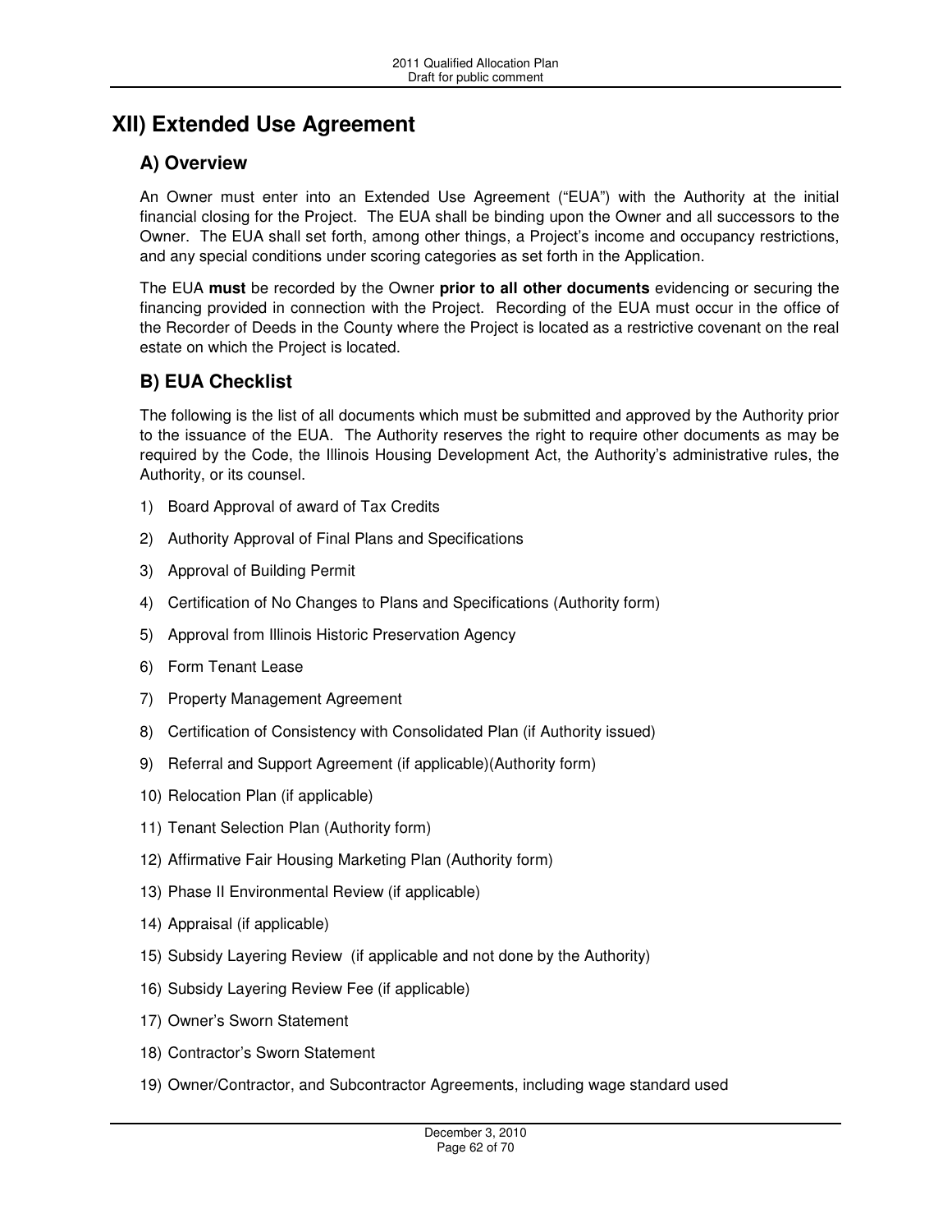## XII) Extended Use Agreement

### A) Overview

An Owner must enter into an Extended Use Agreement ("EUA") with the Authority at the initial financial closing for the Project. The EUA shall be binding upon the Owner and all successors to the Owner. The EUA shall set forth, among other things, a Project's income and occupancy restrictions, and any special conditions under scoring categories as set forth in the Application.

The EUA **must** be recorded by the Owner **prior to all other documents** evidencing or securing the financing provided in connection with the Project. Recording of the EUA must occur in the office of the Recorder of Deeds in the County where the Project is located as a restrictive covenant on the real estate on which the Project is located.

### B) EUA Checklist

The following is the list of all documents which must be submitted and approved by the Authority prior to the issuance of the EUA. The Authority reserves the right to require other documents as may be required by the Code, the Illinois Housing Development Act, the Authority's administrative rules, the Authority, or its counsel.

1) Board Approval of award of Tax Credits
2) Authority Approval of Final Plans and Specifications
3) Approval of Building Permit
4) Certification of No Changes to Plans and Specifications (Authority form)
5) Approval from Illinois Historic Preservation Agency
6) Form Tenant Lease
7) Property Management Agreement
8) Certification of Consistency with Consolidated Plan (if Authority issued)
9) Referral and Support Agreement (if applicable)(Authority form)
10) Relocation Plan (if applicable)
11) Tenant Selection Plan (Authority form)
12) Affirmative Fair Housing Marketing Plan (Authority form)
13) Phase II Environmental Review (if applicable)
14) Appraisal (if applicable)
15) Subsidy Layering Review (if applicable and not done by the Authority)
16) Subsidy Layering Review Fee (if applicable)
17) Owner's Sworn Statement
18) Contractor's Sworn Statement
19) Owner/Contractor, and Subcontractor Agreements, including wage standard used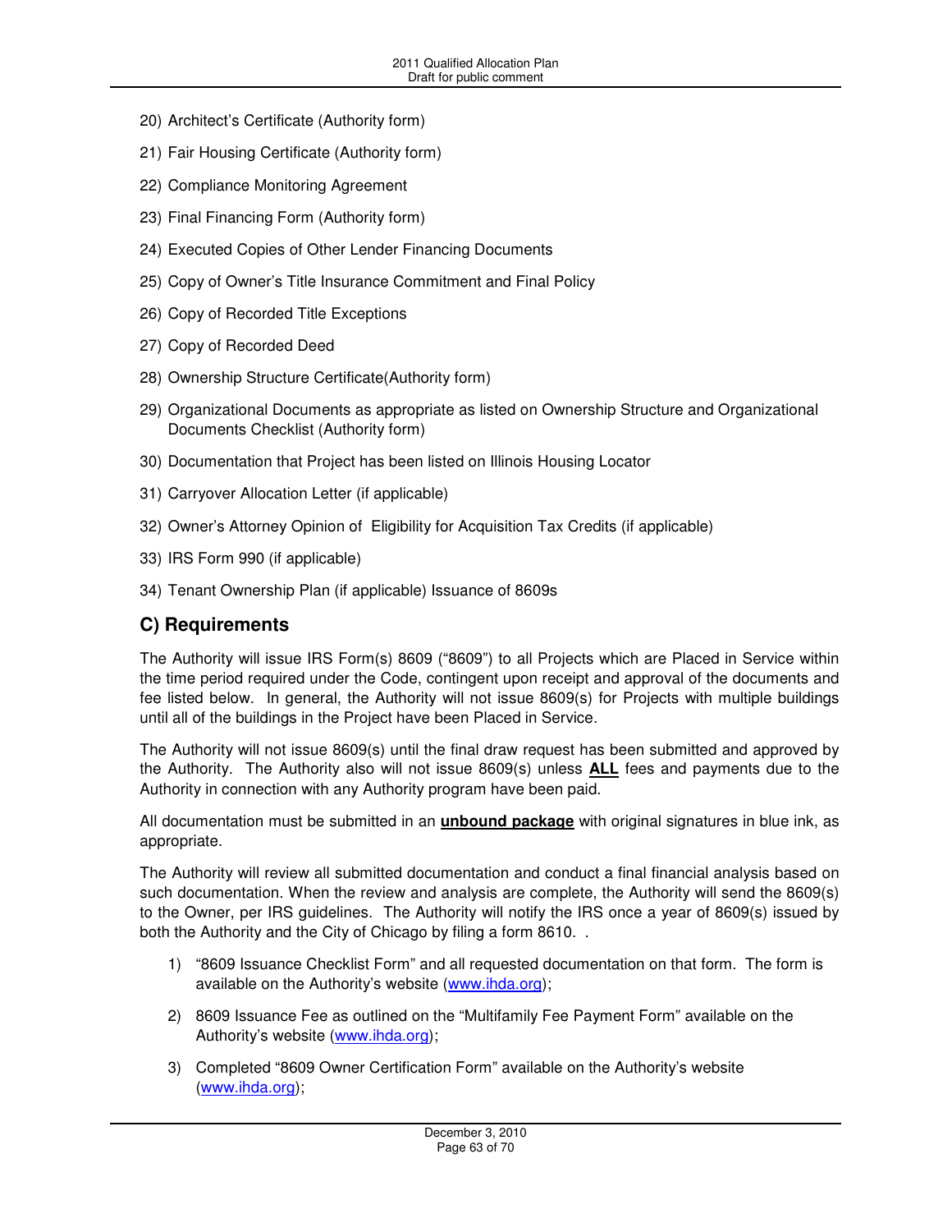20) Architect's Certificate (Authority form)

21) Fair Housing Certificate (Authority form)

22) Compliance Monitoring Agreement

23) Final Financing Form (Authority form)

24) Executed Copies of Other Lender Financing Documents

25) Copy of Owner's Title Insurance Commitment and Final Policy

26) Copy of Recorded Title Exceptions

27) Copy of Recorded Deed

28) Ownership Structure Certificate(Authority form)

29) Organizational Documents as appropriate as listed on Ownership Structure and Organizational Documents Checklist (Authority form)

30) Documentation that Project has been listed on Illinois Housing Locator

31) Carryover Allocation Letter (if applicable)

32) Owner's Attorney Opinion of Eligibility for Acquisition Tax Credits (if applicable)

33) IRS Form 990 (if applicable)

34) Tenant Ownership Plan (if applicable) Issuance of 8609s

## C) Requirements

The Authority will issue IRS Form(s) 8609 ("8609") to all Projects which are Placed in Service within the time period required under the Code, contingent upon receipt and approval of the documents and fee listed below. In general, the Authority will not issue 8609(s) for Projects with multiple buildings until all of the buildings in the Project have been Placed in Service.

The Authority will not issue 8609(s) until the final draw request has been submitted and approved by the Authority. The Authority also will not issue 8609(s) unless **ALL** fees and payments due to the Authority in connection with any Authority program have been paid.

All documentation must be submitted in an **unbound package** with original signatures in blue ink, as appropriate.

The Authority will review all submitted documentation and conduct a final financial analysis based on such documentation. When the review and analysis are complete, the Authority will send the 8609(s) to the Owner, per IRS guidelines. The Authority will notify the IRS once a year of 8609(s) issued by both the Authority and the City of Chicago by filing a form 8610. .

1) "8609 Issuance Checklist Form" and all requested documentation on that form. The form is available on the Authority's website (www.ihda.org);

2) 8609 Issuance Fee as outlined on the "Multifamily Fee Payment Form" available on the Authority's website (www.ihda.org);

3) Completed "8609 Owner Certification Form" available on the Authority's website (www.ihda.org);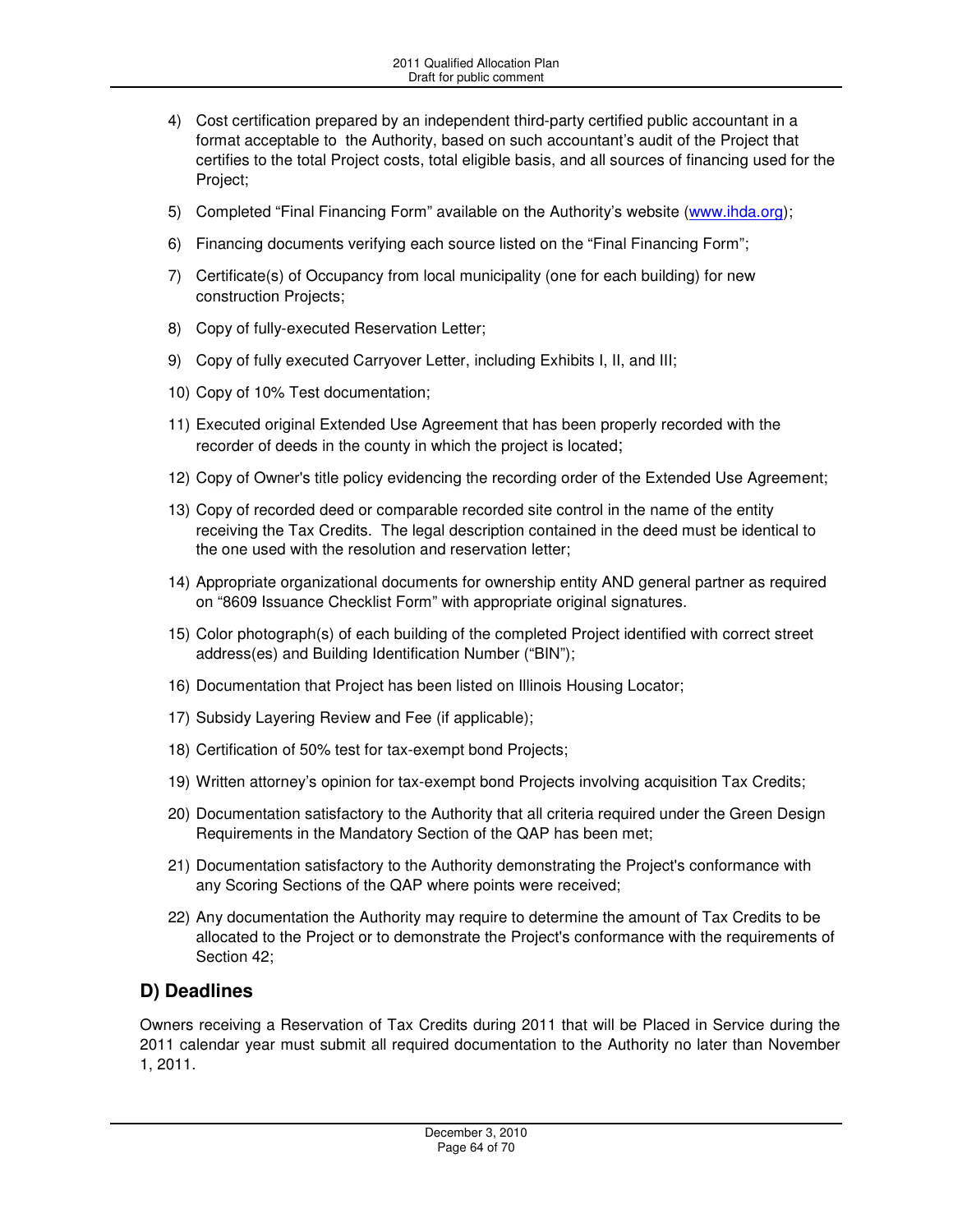4) Cost certification prepared by an independent third-party certified public accountant in a format acceptable to the Authority, based on such accountant's audit of the Project that certifies to the total Project costs, total eligible basis, and all sources of financing used for the Project;
5) Completed "Final Financing Form" available on the Authority's website (www.ihda.org);
6) Financing documents verifying each source listed on the "Final Financing Form";
7) Certificate(s) of Occupancy from local municipality (one for each building) for new construction Projects;
8) Copy of fully-executed Reservation Letter;
9) Copy of fully executed Carryover Letter, including Exhibits I, II, and III;
10) Copy of 10% Test documentation;
11) Executed original Extended Use Agreement that has been properly recorded with the recorder of deeds in the county in which the project is located;
12) Copy of Owner's title policy evidencing the recording order of the Extended Use Agreement;
13) Copy of recorded deed or comparable recorded site control in the name of the entity receiving the Tax Credits. The legal description contained in the deed must be identical to the one used with the resolution and reservation letter;
14) Appropriate organizational documents for ownership entity AND general partner as required on "8609 Issuance Checklist Form" with appropriate original signatures.
15) Color photograph(s) of each building of the completed Project identified with correct street address(es) and Building Identification Number ("BIN");
16) Documentation that Project has been listed on Illinois Housing Locator;
17) Subsidy Layering Review and Fee (if applicable);
18) Certification of 50% test for tax-exempt bond Projects;
19) Written attorney's opinion for tax-exempt bond Projects involving acquisition Tax Credits;
20) Documentation satisfactory to the Authority that all criteria required under the Green Design Requirements in the Mandatory Section of the QAP has been met;
21) Documentation satisfactory to the Authority demonstrating the Project's conformance with any Scoring Sections of the QAP where points were received;
22) Any documentation the Authority may require to determine the amount of Tax Credits to be allocated to the Project or to demonstrate the Project's conformance with the requirements of Section 42;

## D) Deadlines

Owners receiving a Reservation of Tax Credits during 2011 that will be Placed in Service during the 2011 calendar year must submit all required documentation to the Authority no later than November 1, 2011.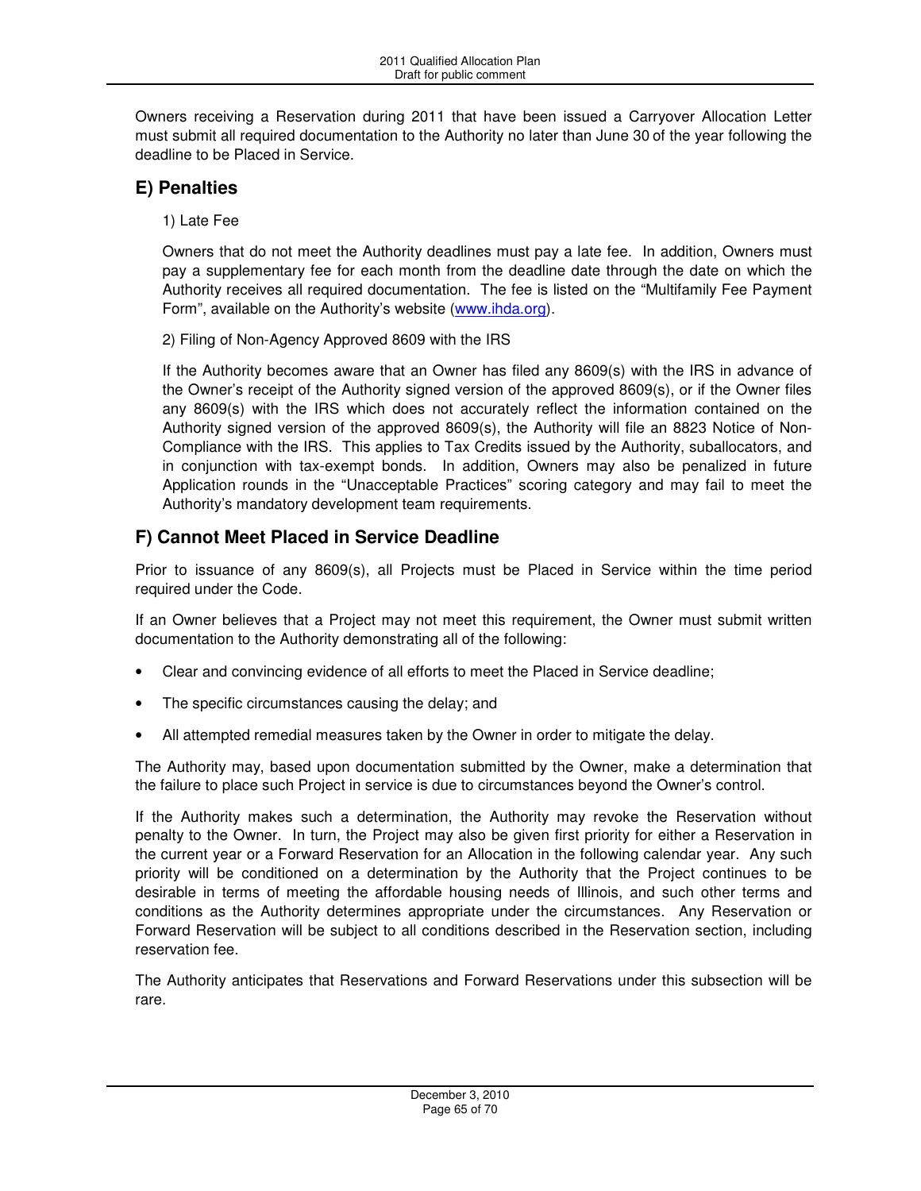Owners receiving a Reservation during 2011 that have been issued a Carryover Allocation Letter must submit all required documentation to the Authority no later than June 30 of the year following the deadline to be Placed in Service.

## E) Penalties

1) Late Fee

Owners that do not meet the Authority deadlines must pay a late fee. In addition, Owners must pay a supplementary fee for each month from the deadline date through the date on which the Authority receives all required documentation. The fee is listed on the "Multifamily Fee Payment Form", available on the Authority's website (www.ihda.org).

2) Filing of Non-Agency Approved 8609 with the IRS

If the Authority becomes aware that an Owner has filed any 8609(s) with the IRS in advance of the Owner's receipt of the Authority signed version of the approved 8609(s), or if the Owner files any 8609(s) with the IRS which does not accurately reflect the information contained on the Authority signed version of the approved 8609(s), the Authority will file an 8823 Notice of Non-Compliance with the IRS. This applies to Tax Credits issued by the Authority, suballocators, and in conjunction with tax-exempt bonds. In addition, Owners may also be penalized in future Application rounds in the "Unacceptable Practices" scoring category and may fail to meet the Authority's mandatory development team requirements.

## F) Cannot Meet Placed in Service Deadline

Prior to issuance of any 8609(s), all Projects must be Placed in Service within the time period required under the Code.

If an Owner believes that a Project may not meet this requirement, the Owner must submit written documentation to the Authority demonstrating all of the following:

- Clear and convincing evidence of all efforts to meet the Placed in Service deadline;
- The specific circumstances causing the delay; and
- All attempted remedial measures taken by the Owner in order to mitigate the delay.

The Authority may, based upon documentation submitted by the Owner, make a determination that the failure to place such Project in service is due to circumstances beyond the Owner's control.

If the Authority makes such a determination, the Authority may revoke the Reservation without penalty to the Owner. In turn, the Project may also be given first priority for either a Reservation in the current year or a Forward Reservation for an Allocation in the following calendar year. Any such priority will be conditioned on a determination by the Authority that the Project continues to be desirable in terms of meeting the affordable housing needs of Illinois, and such other terms and conditions as the Authority determines appropriate under the circumstances. Any Reservation or Forward Reservation will be subject to all conditions described in the Reservation section, including reservation fee.

The Authority anticipates that Reservations and Forward Reservations under this subsection will be rare.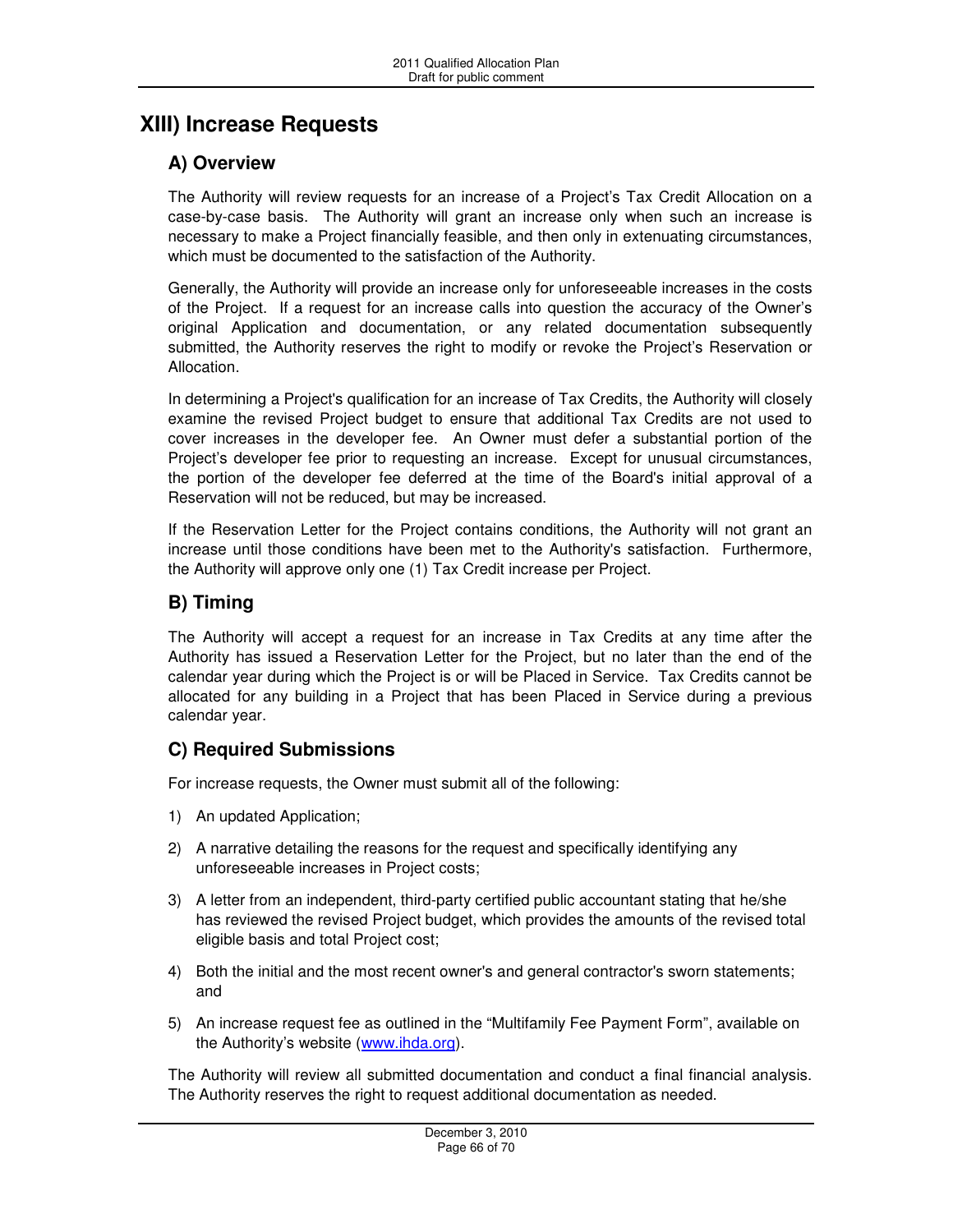# XIII) Increase Requests

## A) Overview

The Authority will review requests for an increase of a Project's Tax Credit Allocation on a case-by-case basis. The Authority will grant an increase only when such an increase is necessary to make a Project financially feasible, and then only in extenuating circumstances, which must be documented to the satisfaction of the Authority.

Generally, the Authority will provide an increase only for unforeseeable increases in the costs of the Project. If a request for an increase calls into question the accuracy of the Owner's original Application and documentation, or any related documentation subsequently submitted, the Authority reserves the right to modify or revoke the Project's Reservation or Allocation.

In determining a Project's qualification for an increase of Tax Credits, the Authority will closely examine the revised Project budget to ensure that additional Tax Credits are not used to cover increases in the developer fee. An Owner must defer a substantial portion of the Project's developer fee prior to requesting an increase. Except for unusual circumstances, the portion of the developer fee deferred at the time of the Board's initial approval of a Reservation will not be reduced, but may be increased.

If the Reservation Letter for the Project contains conditions, the Authority will not grant an increase until those conditions have been met to the Authority's satisfaction. Furthermore, the Authority will approve only one (1) Tax Credit increase per Project.

## B) Timing

The Authority will accept a request for an increase in Tax Credits at any time after the Authority has issued a Reservation Letter for the Project, but no later than the end of the calendar year during which the Project is or will be Placed in Service. Tax Credits cannot be allocated for any building in a Project that has been Placed in Service during a previous calendar year.

## C) Required Submissions

For increase requests, the Owner must submit all of the following:

1) An updated Application;
2) A narrative detailing the reasons for the request and specifically identifying any unforeseeable increases in Project costs;
3) A letter from an independent, third-party certified public accountant stating that he/she has reviewed the revised Project budget, which provides the amounts of the revised total eligible basis and total Project cost;
4) Both the initial and the most recent owner's and general contractor's sworn statements; and
5) An increase request fee as outlined in the "Multifamily Fee Payment Form", available on the Authority's website (www.ihda.org).

The Authority will review all submitted documentation and conduct a final financial analysis. The Authority reserves the right to request additional documentation as needed.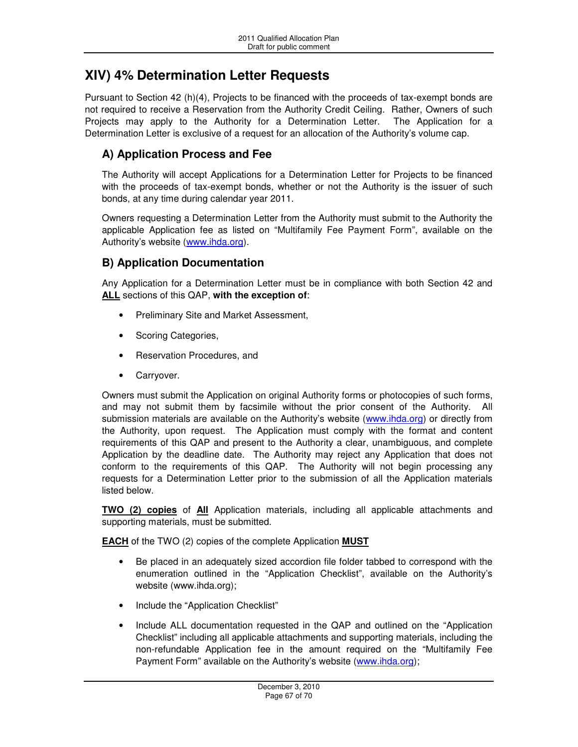# XIV) 4% Determination Letter Requests

Pursuant to Section 42 (h)(4), Projects to be financed with the proceeds of tax-exempt bonds are not required to receive a Reservation from the Authority Credit Ceiling. Rather, Owners of such Projects may apply to the Authority for a Determination Letter. The Application for a Determination Letter is exclusive of a request for an allocation of the Authority's volume cap.

## A) Application Process and Fee

The Authority will accept Applications for a Determination Letter for Projects to be financed with the proceeds of tax-exempt bonds, whether or not the Authority is the issuer of such bonds, at any time during calendar year 2011.

Owners requesting a Determination Letter from the Authority must submit to the Authority the applicable Application fee as listed on "Multifamily Fee Payment Form", available on the Authority's website (www.ihda.org).

## B) Application Documentation

Any Application for a Determination Letter must be in compliance with both Section 42 and **ALL** sections of this QAP, **with the exception of**:

- Preliminary Site and Market Assessment,
- Scoring Categories,
- Reservation Procedures, and
- Carryover.

Owners must submit the Application on original Authority forms or photocopies of such forms, and may not submit them by facsimile without the prior consent of the Authority. All submission materials are available on the Authority's website (www.ihda.org) or directly from the Authority, upon request. The Application must comply with the format and content requirements of this QAP and present to the Authority a clear, unambiguous, and complete Application by the deadline date. The Authority may reject any Application that does not conform to the requirements of this QAP. The Authority will not begin processing any requests for a Determination Letter prior to the submission of all the Application materials listed below.

**TWO (2) copies** of **All** Application materials, including all applicable attachments and supporting materials, must be submitted.

**EACH** of the TWO (2) copies of the complete Application **MUST**

- Be placed in an adequately sized accordion file folder tabbed to correspond with the enumeration outlined in the "Application Checklist", available on the Authority's website (www.ihda.org);
- Include the "Application Checklist"
- Include ALL documentation requested in the QAP and outlined on the "Application Checklist" including all applicable attachments and supporting materials, including the non-refundable Application fee in the amount required on the "Multifamily Fee Payment Form" available on the Authority's website (www.ihda.org);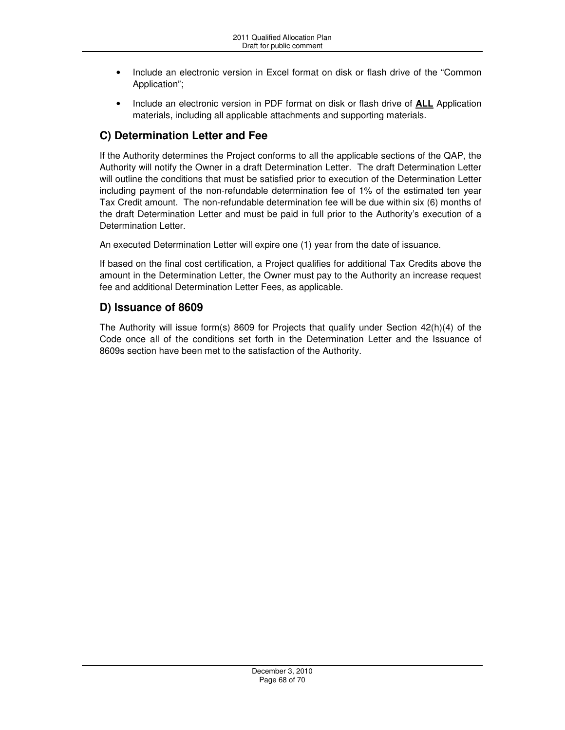- Include an electronic version in Excel format on disk or flash drive of the "Common Application";
- Include an electronic version in PDF format on disk or flash drive of **ALL** Application materials, including all applicable attachments and supporting materials.

## C) Determination Letter and Fee

If the Authority determines the Project conforms to all the applicable sections of the QAP, the Authority will notify the Owner in a draft Determination Letter. The draft Determination Letter will outline the conditions that must be satisfied prior to execution of the Determination Letter including payment of the non-refundable determination fee of 1% of the estimated ten year Tax Credit amount. The non-refundable determination fee will be due within six (6) months of the draft Determination Letter and must be paid in full prior to the Authority's execution of a Determination Letter.

An executed Determination Letter will expire one (1) year from the date of issuance.

If based on the final cost certification, a Project qualifies for additional Tax Credits above the amount in the Determination Letter, the Owner must pay to the Authority an increase request fee and additional Determination Letter Fees, as applicable.

## D) Issuance of 8609

The Authority will issue form(s) 8609 for Projects that qualify under Section 42(h)(4) of the Code once all of the conditions set forth in the Determination Letter and the Issuance of 8609s section have been met to the satisfaction of the Authority.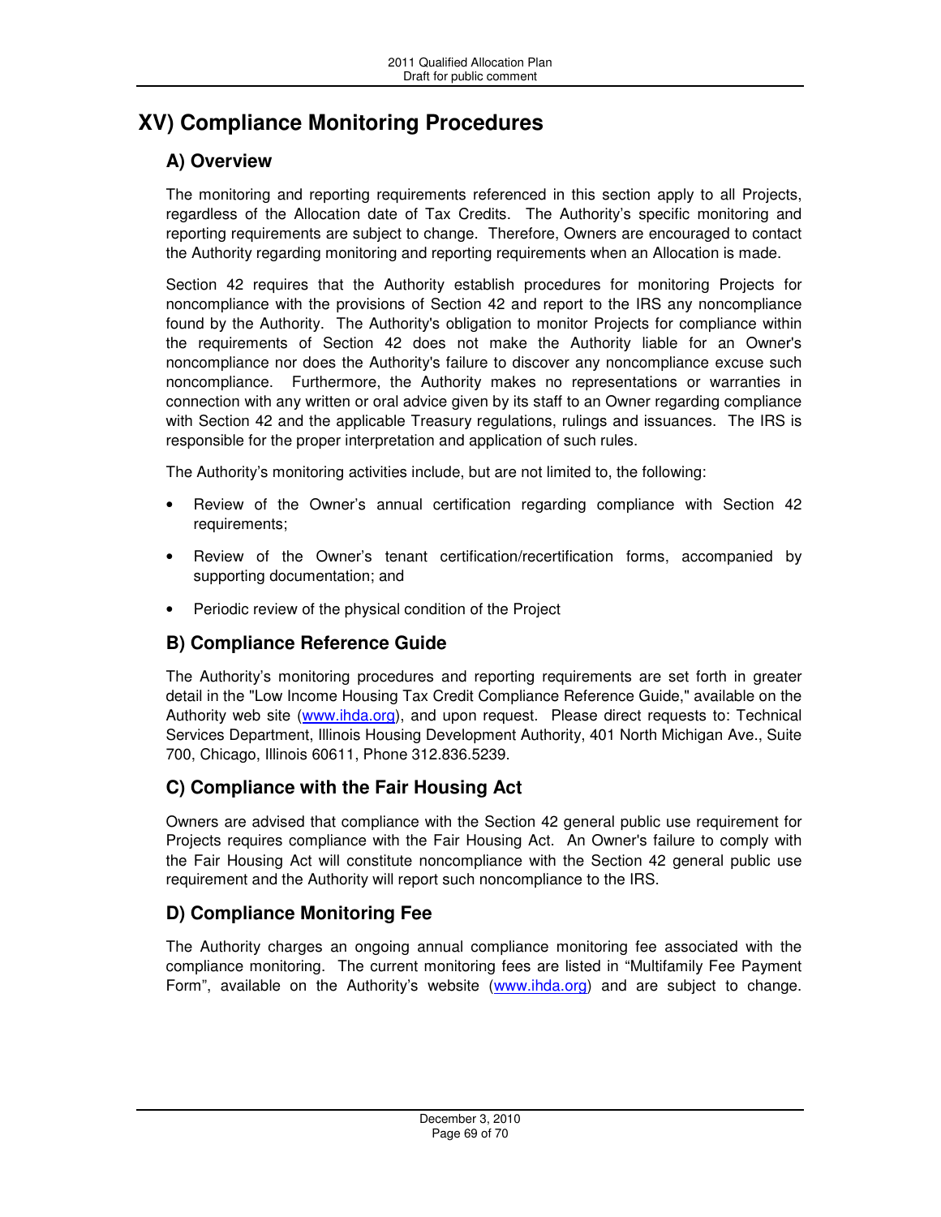# XV) Compliance Monitoring Procedures

## A) Overview

The monitoring and reporting requirements referenced in this section apply to all Projects, regardless of the Allocation date of Tax Credits. The Authority's specific monitoring and reporting requirements are subject to change. Therefore, Owners are encouraged to contact the Authority regarding monitoring and reporting requirements when an Allocation is made.

Section 42 requires that the Authority establish procedures for monitoring Projects for noncompliance with the provisions of Section 42 and report to the IRS any noncompliance found by the Authority. The Authority's obligation to monitor Projects for compliance within the requirements of Section 42 does not make the Authority liable for an Owner's noncompliance nor does the Authority's failure to discover any noncompliance excuse such noncompliance. Furthermore, the Authority makes no representations or warranties in connection with any written or oral advice given by its staff to an Owner regarding compliance with Section 42 and the applicable Treasury regulations, rulings and issuances. The IRS is responsible for the proper interpretation and application of such rules.

The Authority's monitoring activities include, but are not limited to, the following:

- Review of the Owner's annual certification regarding compliance with Section 42 requirements;
- Review of the Owner's tenant certification/recertification forms, accompanied by supporting documentation; and
- Periodic review of the physical condition of the Project

## B) Compliance Reference Guide

The Authority's monitoring procedures and reporting requirements are set forth in greater detail in the "Low Income Housing Tax Credit Compliance Reference Guide," available on the Authority web site (www.ihda.org), and upon request. Please direct requests to: Technical Services Department, Illinois Housing Development Authority, 401 North Michigan Ave., Suite 700, Chicago, Illinois 60611, Phone 312.836.5239.

## C) Compliance with the Fair Housing Act

Owners are advised that compliance with the Section 42 general public use requirement for Projects requires compliance with the Fair Housing Act. An Owner's failure to comply with the Fair Housing Act will constitute noncompliance with the Section 42 general public use requirement and the Authority will report such noncompliance to the IRS.

## D) Compliance Monitoring Fee

The Authority charges an ongoing annual compliance monitoring fee associated with the compliance monitoring. The current monitoring fees are listed in "Multifamily Fee Payment Form", available on the Authority's website (www.ihda.org) and are subject to change.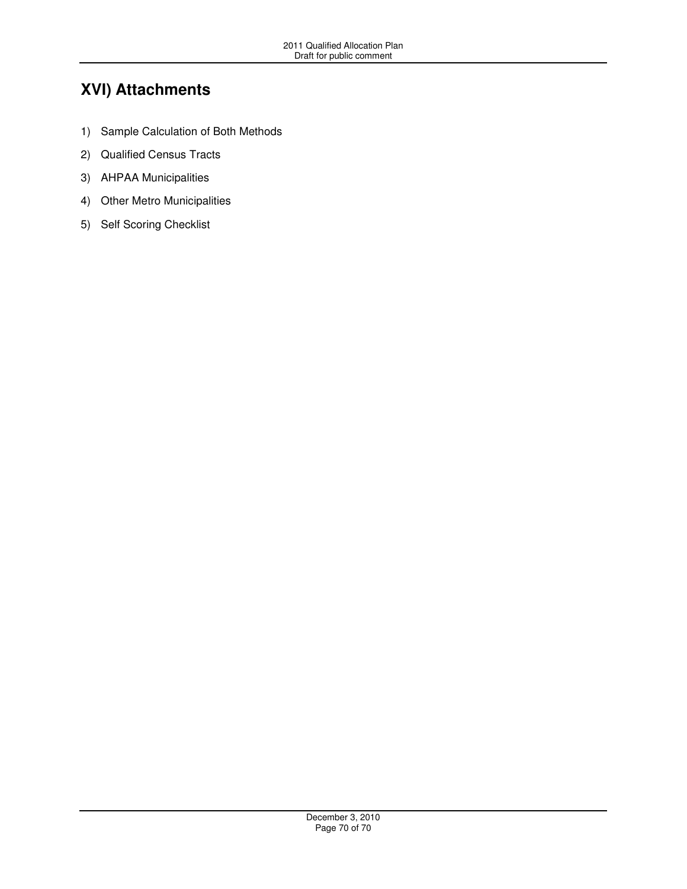# XVI) Attachments

1) Sample Calculation of Both Methods
2) Qualified Census Tracts
3) AHPAA Municipalities
4) Other Metro Municipalities
5) Self Scoring Checklist